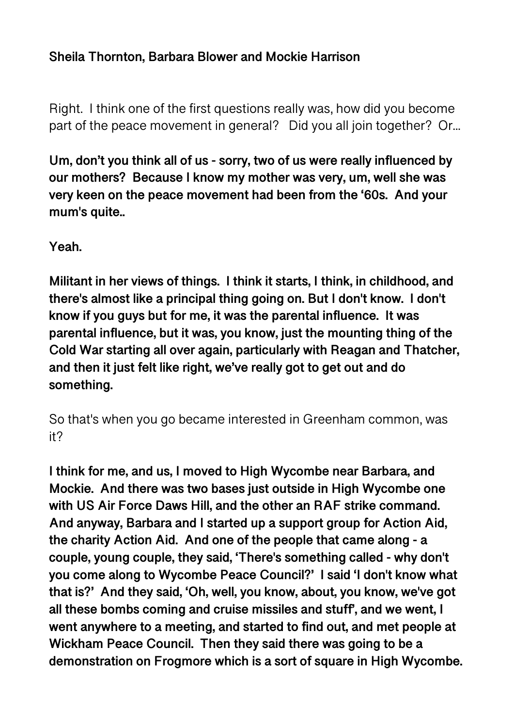**Sheila Thornton, Barbara Blower and Mockie Harrison**

Right. I think one of the first questions really was, how did you become part of the peace movement in general? Did you all join together? Or...

**Um, don't you think all of us - sorry, two of us were really influenced by our mothers? Because I know my mother was very, um, well she was very keen on the peace movement had been from the '60s. And your mum's quite..**

**Yeah.**

**Militant in her views of things. I think it starts, I think, in childhood, and there's almost like a principal thing going on. But I don't know. I don't know if you guys but for me, it was the parental influence. It was parental influence, but it was, you know, just the mounting thing of the Cold War starting all over again, particularly with Reagan and Thatcher, and then it just felt like right, we've really got to get out and do something.**

So that's when you go became interested in Greenham common, was it?

**I think for me, and us, I moved to High Wycombe near Barbara, and Mockie. And there was two bases just outside in High Wycombe one with US Air Force Daws Hill, and the other an RAF strike command. And anyway, Barbara and I started up a support group for Action Aid, the charity Action Aid. And one of the people that came along - a couple, young couple, they said, 'There's something called - why don't you come along to Wycombe Peace Council?' I said 'I don't know what that is?' And they said, 'Oh, well, you know, about, you know, we've got all these bombs coming and cruise missiles and stuff', and we went, I went anywhere to a meeting, and started to find out, and met people at Wickham Peace Council. Then they said there was going to be a demonstration on Frogmore which is a sort of square in High Wycombe.**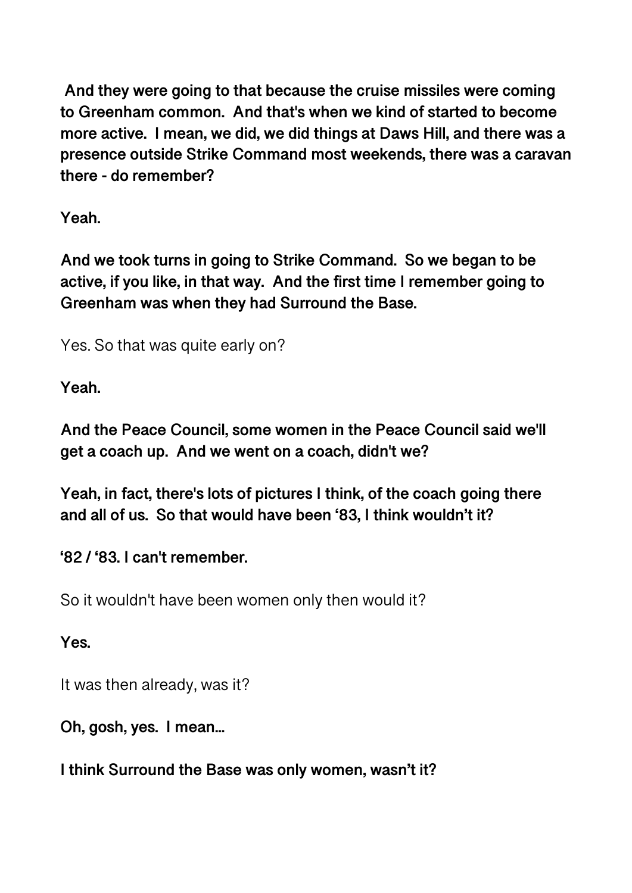**And they were going to that because the cruise missiles were coming to Greenham common.  And that's when we kind of started to become more active.  I mean, we did, we did things at Daws Hill, and there was a presence outside Strike Command most weekends, there was a caravan there - do remember?**

**Yeah.**

**And we took turns in going to Strike Command.  So we began to be active, if you like, in that way.  And the first time I remember going to Greenham was when they had Surround the Base.**

Yes. So that was quite early on?

**Yeah.**

**And the Peace Council, some women in the Peace Council said we'll get a coach up.  And we went on a coach, didn't we?**

**Yeah, in fact, there's lots of pictures I think, of the coach going there and all of us.  So that would have been '83, I think wouldn't it?**

**'82 / '83. I can't remember.**

So it wouldn't have been women only then would it?

**Yes.**

It was then already, was it?

**Oh, gosh, yes.  I mean...**

**I think Surround the Base was only women, wasn't it?**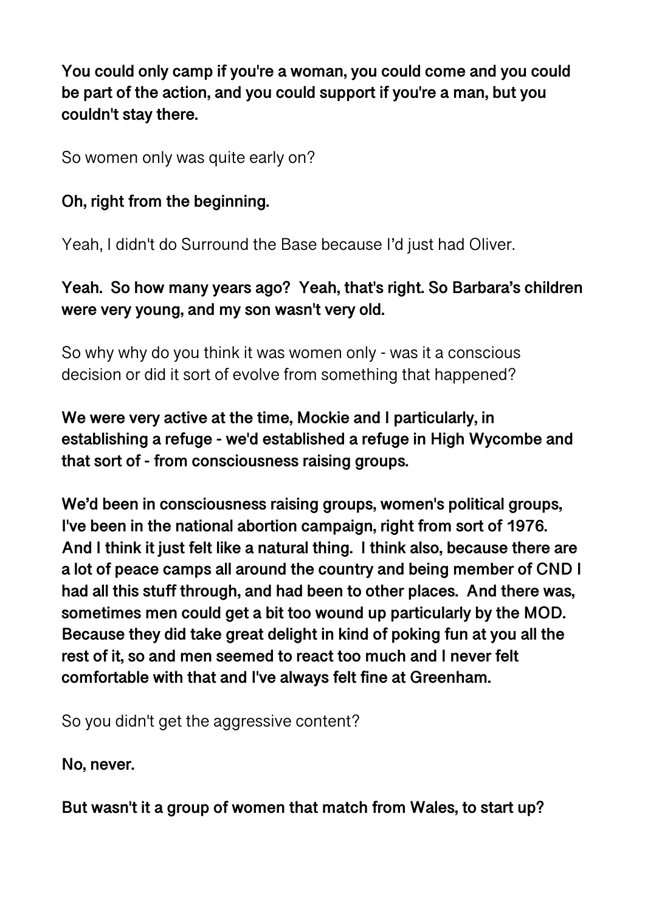**You could only camp if you're a woman, you could come and you could be part of the action, and you could support if you're a man, but you couldn't stay there.**

So women only was quite early on?

**Oh, right from the beginning.**

Yeah, I didn't do Surround the Base because I'd just had Oliver.

**Yeah. So how many years ago? Yeah, that's right. So Barbara's children were very young, and my son wasn't very old.**

So why why do you think it was women only - was it a conscious decision or did it sort of evolve from something that happened?

**We were very active at the time, Mockie and I particularly, in establishing a refuge - we'd established a refuge in High Wycombe and that sort of - from consciousness raising groups.**

**We'd been in consciousness raising groups, women's political groups, I've been in the national abortion campaign, right from sort of 1976. And I think it just felt like a natural thing. I think also, because there are a lot of peace camps all around the country and being member of CND I had all this stuff through, and had been to other places. And there was, sometimes men could get a bit too wound up particularly by the MOD. Because they did take great delight in kind of poking fun at you all the rest of it, so and men seemed to react too much and I never felt comfortable with that and I've always felt fine at Greenham.**

So you didn't get the aggressive content?

**No, never.**

**But wasn't it a group of women that match from Wales, to start up?**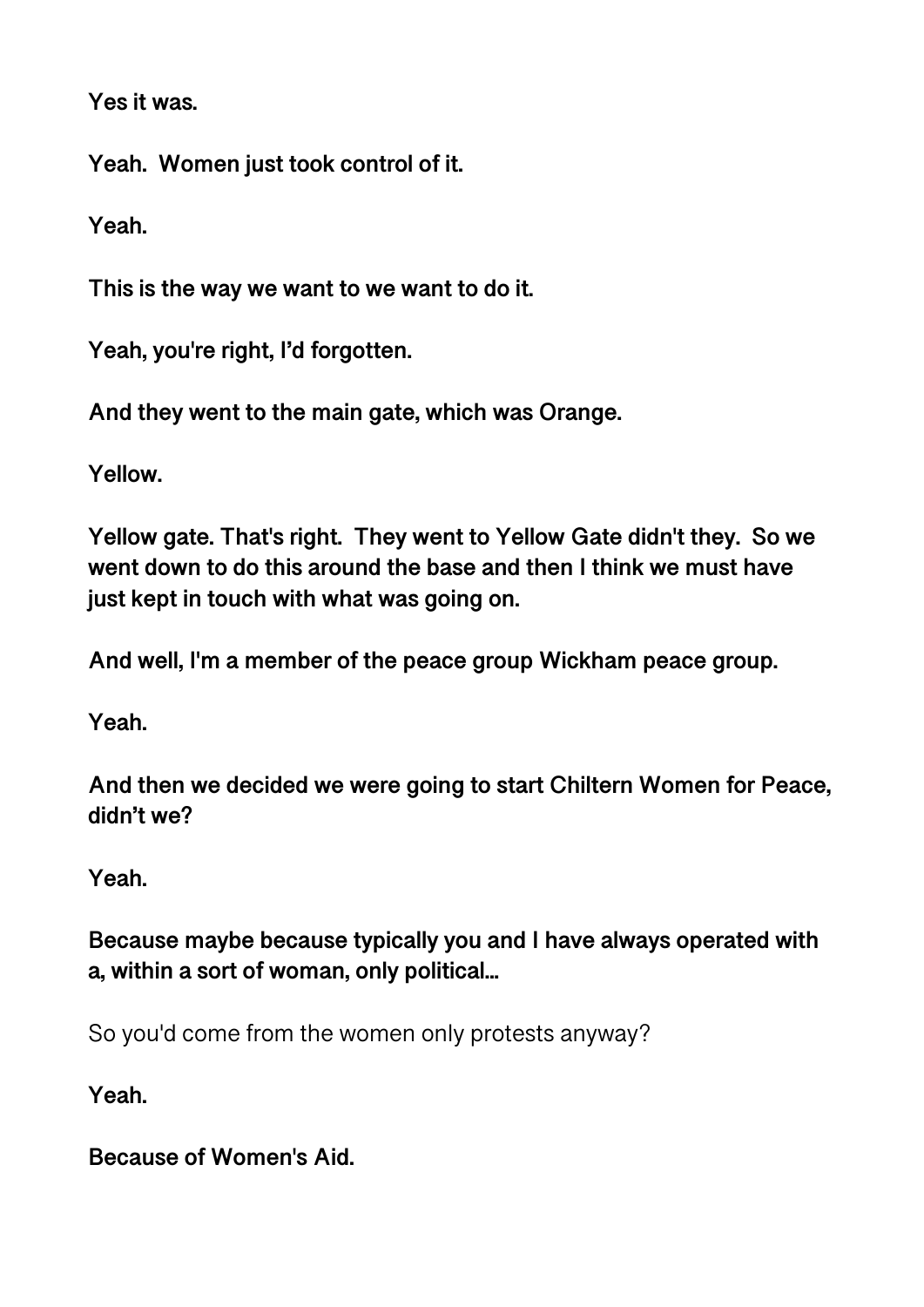**Yes it was.**

**Yeah. Women just took control of it.**

**Yeah.**

**This is the way we want to we want to do it.**

**Yeah, you're right, I'd forgotten.**

**And they went to the main gate, which was Orange.**

**Yellow.**

**Yellow gate. That's right. They went to Yellow Gate didn't they. So we went down to do this around the base and then I think we must have just kept in touch with what was going on.**

**And well, I'm a member of the peace group Wickham peace group.**

**Yeah.**

**And then we decided we were going to start Chiltern Women for Peace, didn't we?**

**Yeah.**

**Because maybe because typically you and I have always operated with a, within a sort of woman, only political...**

So you'd come from the women only protests anyway?

**Yeah.**

**Because of Women's Aid.**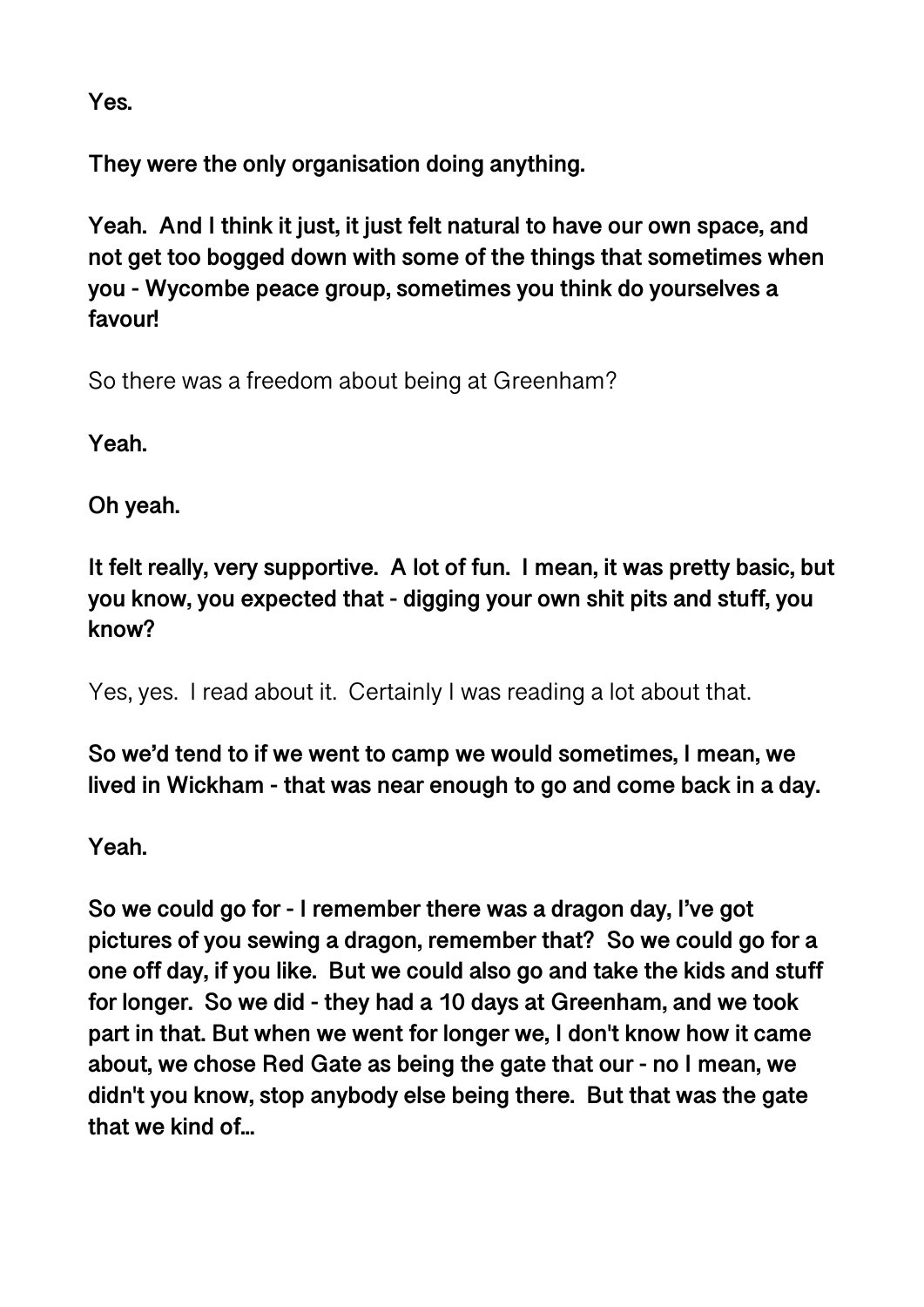**Yes.**

**They were the only organisation doing anything.**

**Yeah. And I think it just, it just felt natural to have our own space, and not get too bogged down with some of the things that sometimes when you - Wycombe peace group, sometimes you think do yourselves a favour!**

So there was a freedom about being at Greenham?

**Yeah.**

**Oh yeah.**

**It felt really, very supportive. A lot of fun. I mean, it was pretty basic, but you know, you expected that - digging your own shit pits and stuff, you know?**

Yes, yes. I read about it. Certainly I was reading a lot about that.

**So we'd tend to if we went to camp we would sometimes, I mean, we lived in Wickham - that was near enough to go and come back in a day.**

**Yeah.**

**So we could go for - I remember there was a dragon day, I've got pictures of you sewing a dragon, remember that? So we could go for a one off day, if you like. But we could also go and take the kids and stuff for longer. So we did - they had a 10 days at Greenham, and we took part in that. But when we went for longer we, I don't know how it came about, we chose Red Gate as being the gate that our - no I mean, we didn't you know, stop anybody else being there. But that was the gate that we kind of...**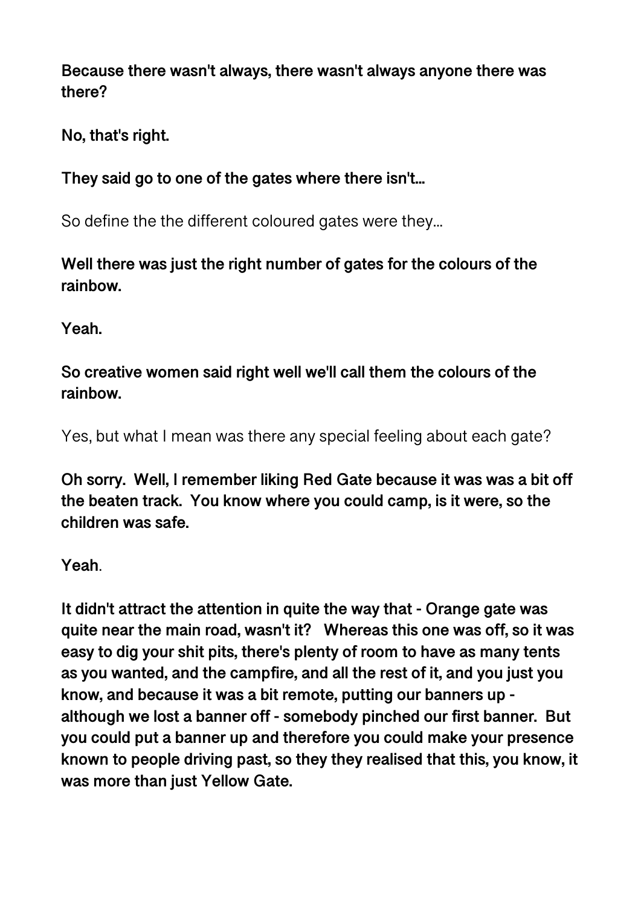**Because there wasn't always, there wasn't always anyone there was there?**

**No, that's right.**

**They said go to one of the gates where there isn't...**

So define the the different coloured gates were they...

**Well there was just the right number of gates for the colours of the rainbow.**

**Yeah.**

**So creative women said right well we'll call them the colours of the rainbow.**

Yes, but what I mean was there any special feeling about each gate?

**Oh sorry. Well, I remember liking Red Gate because it was was a bit off the beaten track. You know where you could camp, is it were, so the children was safe.**

**Yeah**.

**It didn't attract the attention in quite the way that - Orange gate was quite near the main road, wasn't it? Whereas this one was off, so it was easy to dig your shit pits, there's plenty of room to have as many tents as you wanted, and the campfire, and all the rest of it, and you just you know, and because it was a bit remote, putting our banners up - although we lost a banner off - somebody pinched our first banner. But you could put a banner up and therefore you could make your presence known to people driving past, so they they realised that this, you know, it was more than just Yellow Gate.**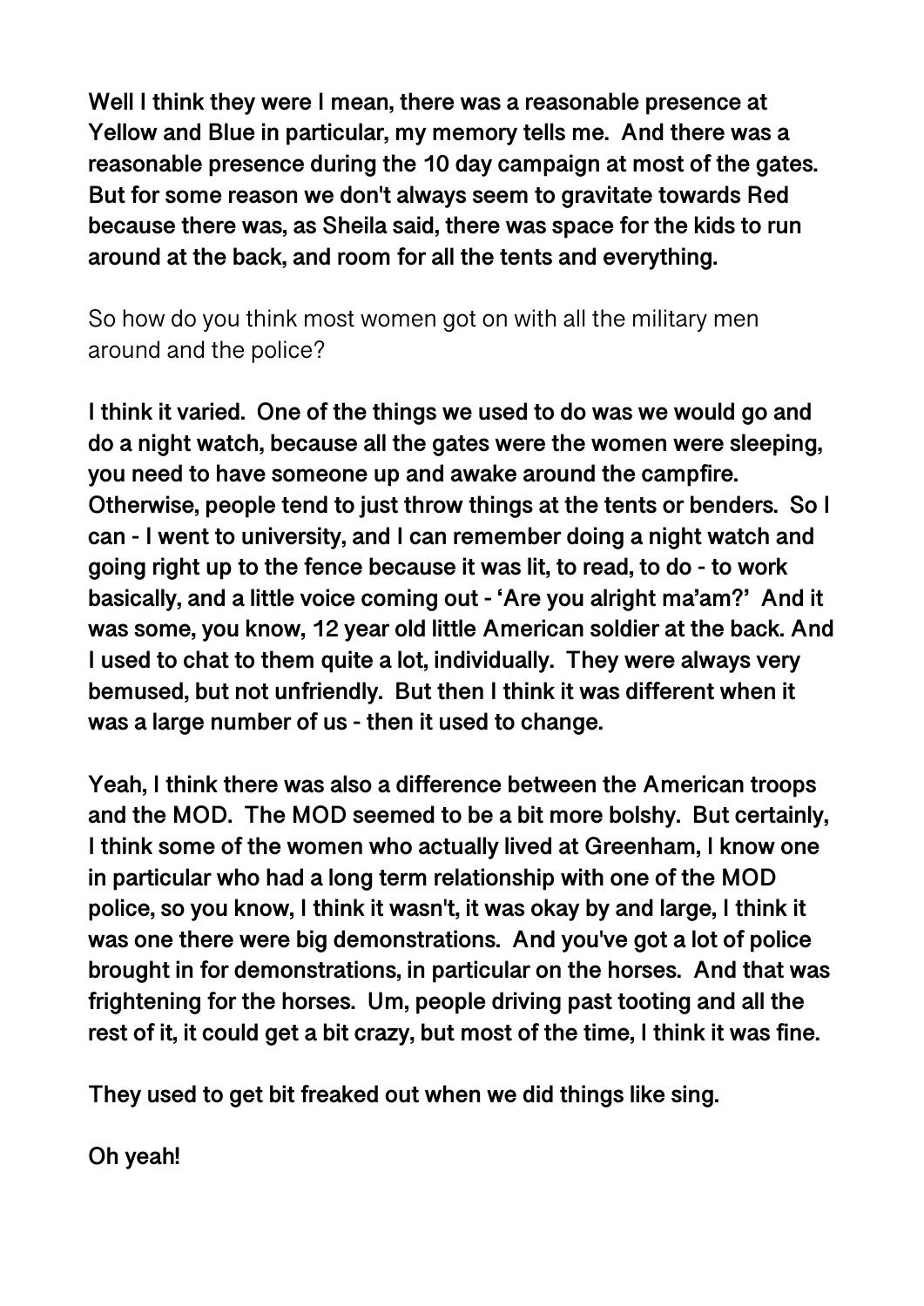**Well I think they were I mean, there was a reasonable presence at Yellow and Blue in particular, my memory tells me. And there was a reasonable presence during the 10 day campaign at most of the gates. But for some reason we don't always seem to gravitate towards Red because there was, as Sheila said, there was space for the kids to run around at the back, and room for all the tents and everything.**

So how do you think most women got on with all the military men around and the police?

**I think it varied. One of the things we used to do was we would go and do a night watch, because all the gates were the women were sleeping, you need to have someone up and awake around the campfire. Otherwise, people tend to just throw things at the tents or benders. So I can - I went to university, and I can remember doing a night watch and going right up to the fence because it was lit, to read, to do - to work basically, and a little voice coming out - 'Are you alright ma'am?' And it was some, you know, 12 year old little American soldier at the back. And I used to chat to them quite a lot, individually. They were always very bemused, but not unfriendly. But then I think it was different when it was a large number of us - then it used to change.**

**Yeah, I think there was also a difference between the American troops and the MOD. The MOD seemed to be a bit more bolshy. But certainly, I think some of the women who actually lived at Greenham, I know one in particular who had a long term relationship with one of the MOD police, so you know, I think it wasn't, it was okay by and large, I think it was one there were big demonstrations. And you've got a lot of police brought in for demonstrations, in particular on the horses. And that was frightening for the horses. Um, people driving past tooting and all the rest of it, it could get a bit crazy, but most of the time, I think it was fine.**

**They used to get bit freaked out when we did things like sing.**

**Oh yeah!**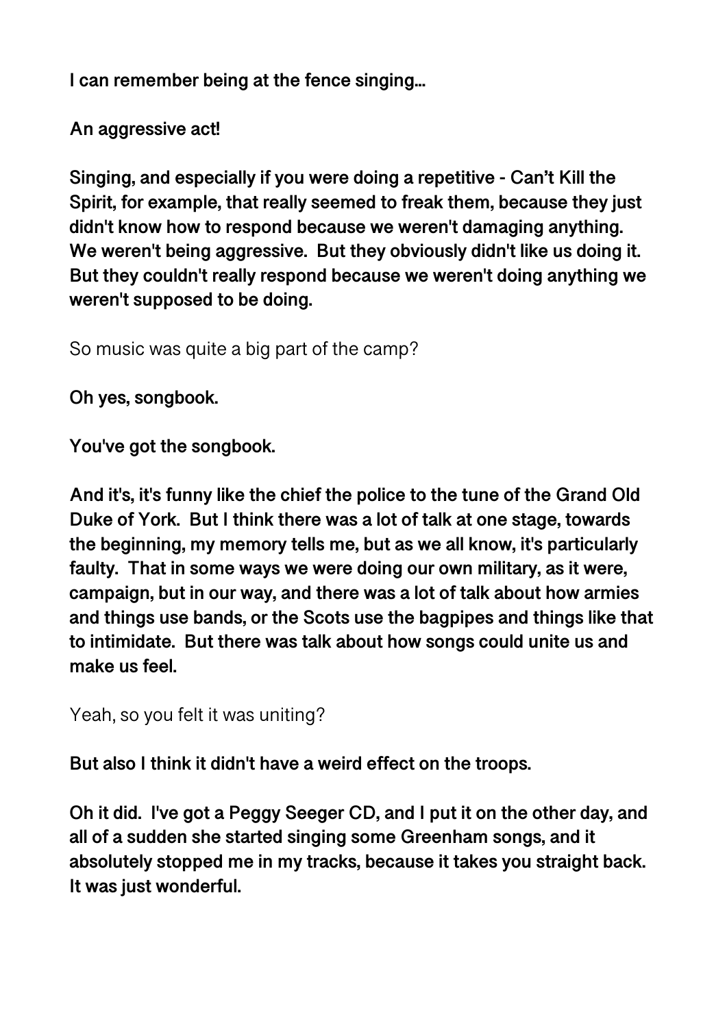**I can remember being at the fence singing...**

**An aggressive act!**

**Singing, and especially if you were doing a repetitive - Can't Kill the Spirit, for example, that really seemed to freak them, because they just didn't know how to respond because we weren't damaging anything. We weren't being aggressive. But they obviously didn't like us doing it. But they couldn't really respond because we weren't doing anything we weren't supposed to be doing.**

So music was quite a big part of the camp?

**Oh yes, songbook.**

**You've got the songbook.**

**And it's, it's funny like the chief the police to the tune of the Grand Old Duke of York. But I think there was a lot of talk at one stage, towards the beginning, my memory tells me, but as we all know, it's particularly faulty. That in some ways we were doing our own military, as it were, campaign, but in our way, and there was a lot of talk about how armies and things use bands, or the Scots use the bagpipes and things like that to intimidate. But there was talk about how songs could unite us and make us feel.**

Yeah, so you felt it was uniting?

**But also I think it didn't have a weird effect on the troops.**

**Oh it did. I've got a Peggy Seeger CD, and I put it on the other day, and all of a sudden she started singing some Greenham songs, and it absolutely stopped me in my tracks, because it takes you straight back. It was just wonderful.**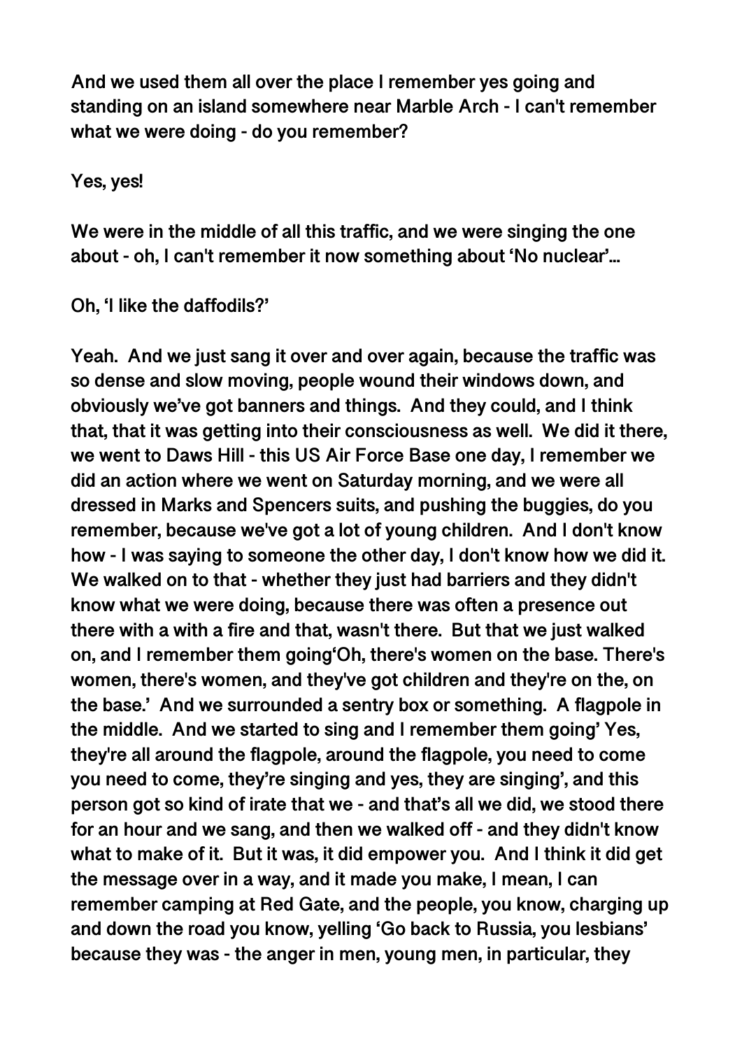**And we used them all over the place I remember yes going and standing on an island somewhere near Marble Arch - I can't remember what we were doing - do you remember?**

**Yes, yes!**

**We were in the middle of all this traffic, and we were singing the one about - oh, I can't remember it now something about 'No nuclear'...**

**Oh, 'I like the daffodils?'**

**Yeah. And we just sang it over and over again, because the traffic was so dense and slow moving, people wound their windows down, and obviously we've got banners and things. And they could, and I think that, that it was getting into their consciousness as well. We did it there, we went to Daws Hill - this US Air Force Base one day, I remember we did an action where we went on Saturday morning, and we were all dressed in Marks and Spencers suits, and pushing the buggies, do you remember, because we've got a lot of young children. And I don't know how - I was saying to someone the other day, I don't know how we did it. We walked on to that - whether they just had barriers and they didn't know what we were doing, because there was often a presence out there with a with a fire and that, wasn't there. But that we just walked on, and I remember them going'Oh, there's women on the base. There's women, there's women, and they've got children and they're on the, on the base.' And we surrounded a sentry box or something. A flagpole in the middle. And we started to sing and I remember them going' Yes, they're all around the flagpole, around the flagpole, you need to come you need to come, they're singing and yes, they are singing', and this person got so kind of irate that we - and that's all we did, we stood there for an hour and we sang, and then we walked off - and they didn't know what to make of it. But it was, it did empower you. And I think it did get the message over in a way, and it made you make, I mean, I can remember camping at Red Gate, and the people, you know, charging up and down the road you know, yelling 'Go back to Russia, you lesbians' because they was - the anger in men, young men, in particular, they**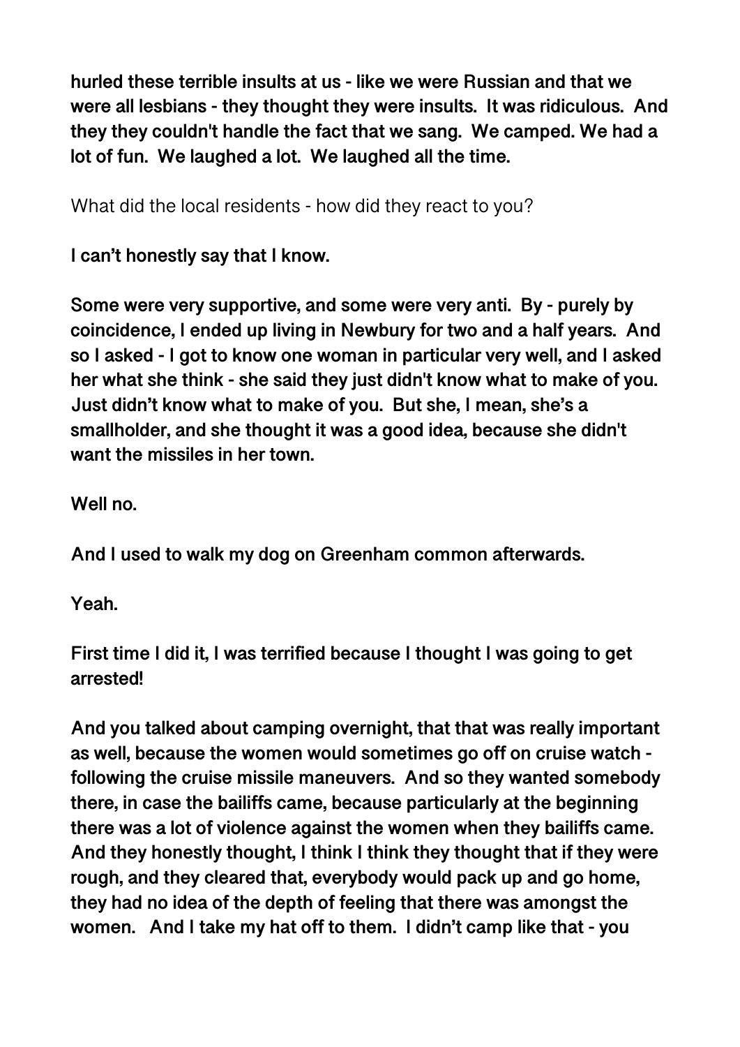**hurled these terrible insults at us - like we were Russian and that we were all lesbians - they thought they were insults. It was ridiculous. And they they couldn't handle the fact that we sang. We camped. We had a lot of fun. We laughed a lot. We laughed all the time.**

What did the local residents - how did they react to you?

**I can't honestly say that I know.**

**Some were very supportive, and some were very anti. By - purely by coincidence, I ended up living in Newbury for two and a half years. And so I asked - I got to know one woman in particular very well, and I asked her what she think - she said they just didn't know what to make of you. Just didn't know what to make of you. But she, I mean, she's a smallholder, and she thought it was a good idea, because she didn't want the missiles in her town.**

**Well no.**

**And I used to walk my dog on Greenham common afterwards.**

**Yeah.**

**First time I did it, I was terrified because I thought I was going to get arrested!**

**And you talked about camping overnight, that that was really important as well, because the women would sometimes go off on cruise watch - following the cruise missile maneuvers. And so they wanted somebody there, in case the bailiffs came, because particularly at the beginning there was a lot of violence against the women when they bailiffs came. And they honestly thought, I think I think they thought that if they were rough, and they cleared that, everybody would pack up and go home, they had no idea of the depth of feeling that there was amongst the women. And I take my hat off to them. I didn't camp like that - you**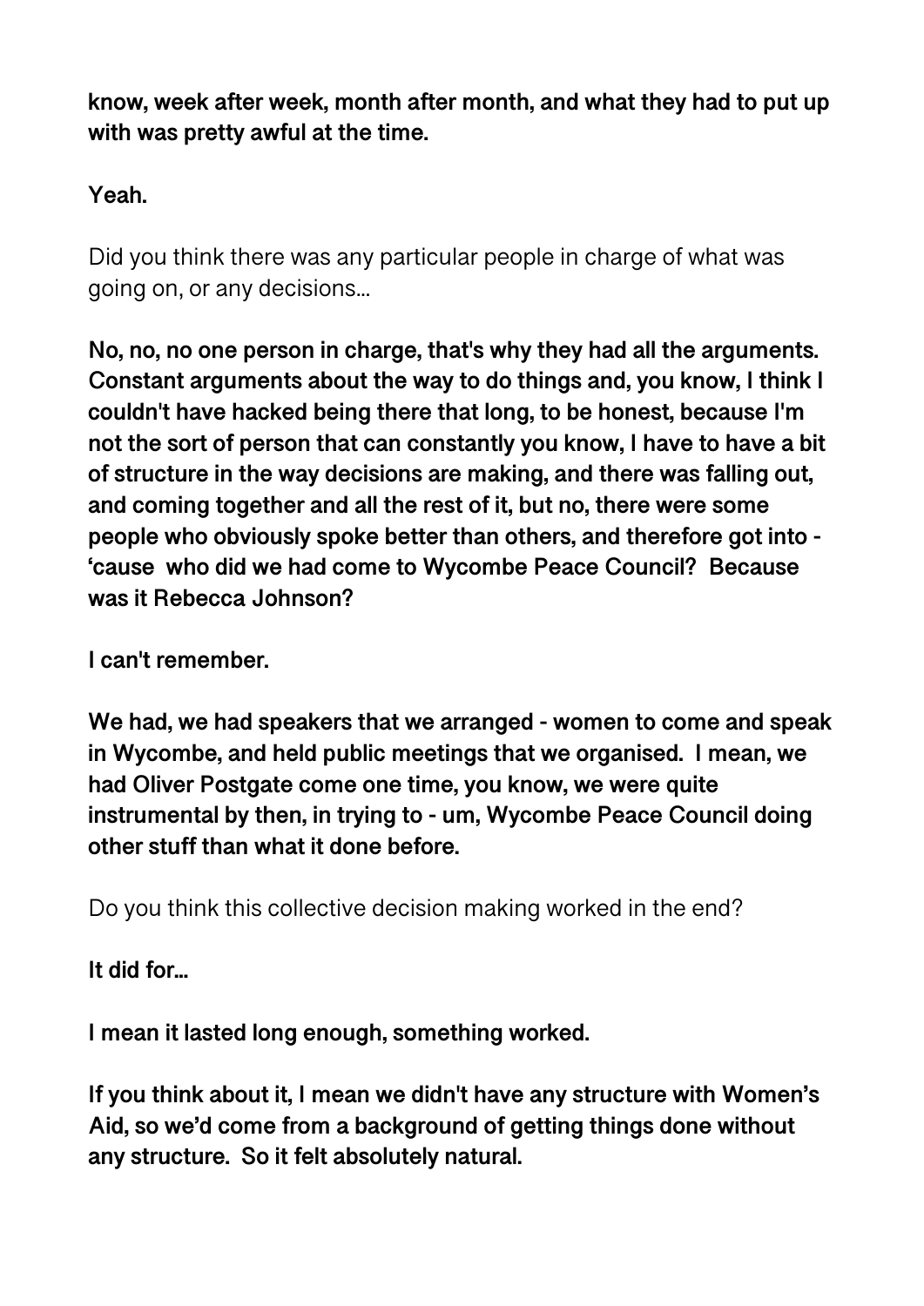**know, week after week, month after month, and what they had to put up with was pretty awful at the time.**

**Yeah.**

Did you think there was any particular people in charge of what was going on, or any decisions...

**No, no, no one person in charge, that's why they had all the arguments. Constant arguments about the way to do things and, you know, I think I couldn't have hacked being there that long, to be honest, because I'm not the sort of person that can constantly you know, I have to have a bit of structure in the way decisions are making, and there was falling out, and coming together and all the rest of it, but no, there were some people who obviously spoke better than others, and therefore got into - 'cause who did we had come to Wycombe Peace Council? Because was it Rebecca Johnson?**

**I can't remember.**

**We had, we had speakers that we arranged - women to come and speak in Wycombe, and held public meetings that we organised. I mean, we had Oliver Postgate come one time, you know, we were quite instrumental by then, in trying to - um, Wycombe Peace Council doing other stuff than what it done before.**

Do you think this collective decision making worked in the end?

**It did for...**

**I mean it lasted long enough, something worked.**

**If you think about it, I mean we didn't have any structure with Women's Aid, so we'd come from a background of getting things done without any structure. So it felt absolutely natural.**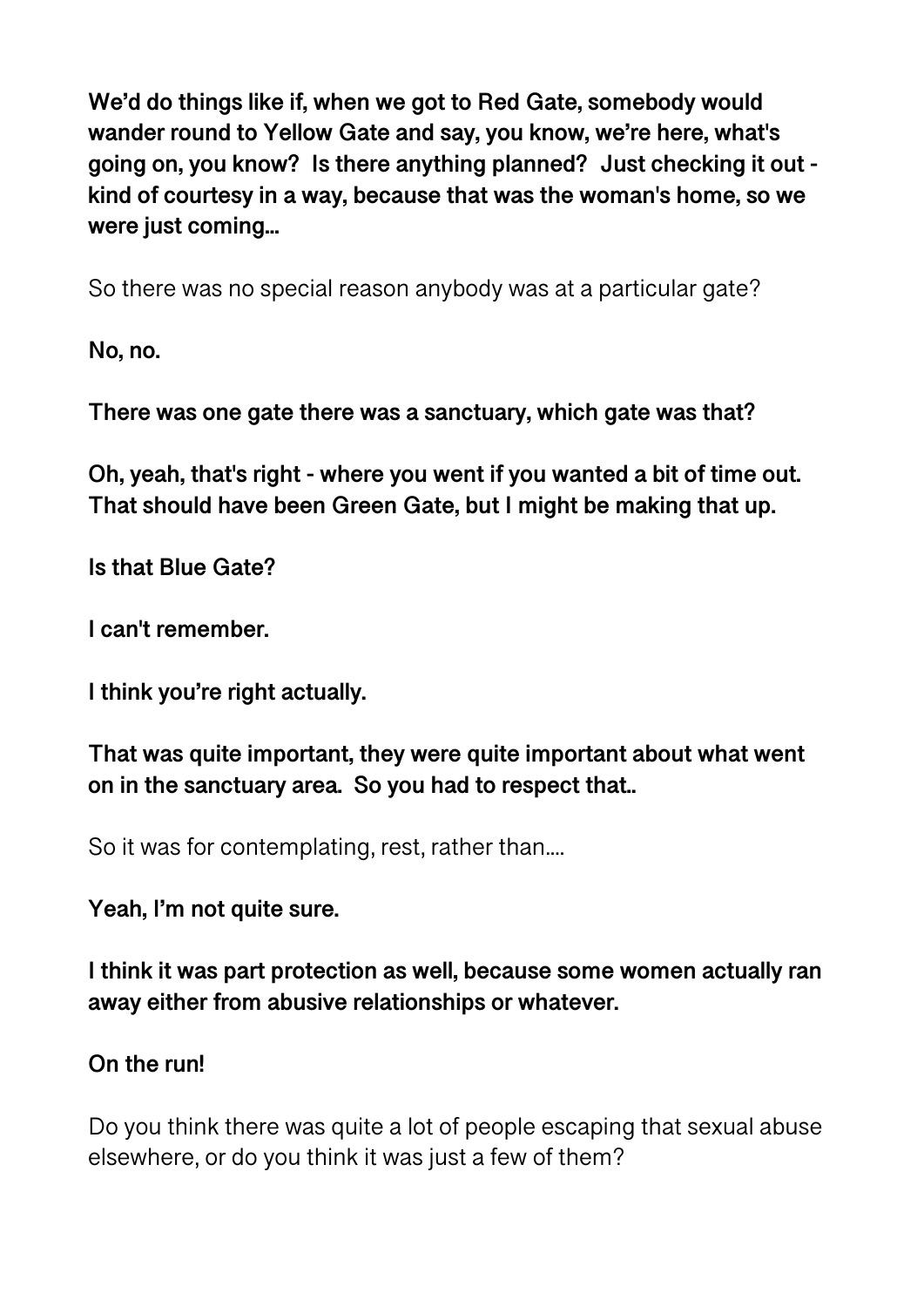**We'd do things like if, when we got to Red Gate, somebody would wander round to Yellow Gate and say, you know, we're here, what's going on, you know? Is there anything planned? Just checking it out - kind of courtesy in a way, because that was the woman's home, so we were just coming...**

So there was no special reason anybody was at a particular gate?

**No, no.**

**There was one gate there was a sanctuary, which gate was that?**

**Oh, yeah, that's right - where you went if you wanted a bit of time out. That should have been Green Gate, but I might be making that up.**

**Is that Blue Gate?**

**I can't remember.**

**I think you're right actually.**

**That was quite important, they were quite important about what went on in the sanctuary area. So you had to respect that..**

So it was for contemplating, rest, rather than....

**Yeah, I'm not quite sure.**

**I think it was part protection as well, because some women actually ran away either from abusive relationships or whatever.**

**On the run!**

Do you think there was quite a lot of people escaping that sexual abuse elsewhere, or do you think it was just a few of them?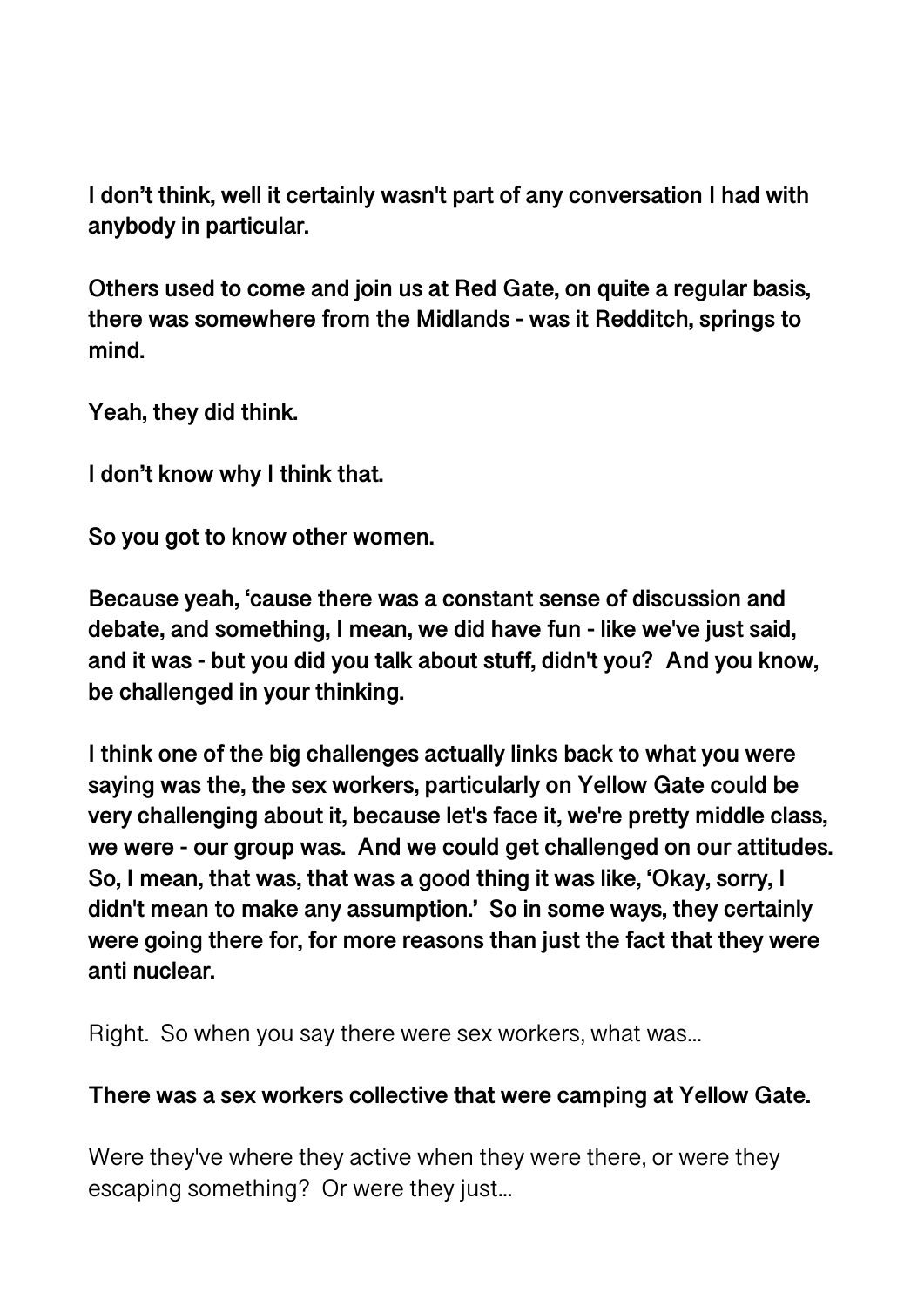**I don't think, well it certainly wasn't part of any conversation I had with anybody in particular.**

**Others used to come and join us at Red Gate, on quite a regular basis, there was somewhere from the Midlands - was it Redditch, springs to mind.**

**Yeah, they did think.**

**I don't know why I think that.**

**So you got to know other women.**

**Because yeah, 'cause there was a constant sense of discussion and debate, and something, I mean, we did have fun - like we've just said, and it was - but you did you talk about stuff, didn't you? And you know, be challenged in your thinking.**

**I think one of the big challenges actually links back to what you were saying was the, the sex workers, particularly on Yellow Gate could be very challenging about it, because let's face it, we're pretty middle class, we were - our group was. And we could get challenged on our attitudes. So, I mean, that was, that was a good thing it was like, 'Okay, sorry, I didn't mean to make any assumption.' So in some ways, they certainly were going there for, for more reasons than just the fact that they were anti nuclear.**

Right. So when you say there were sex workers, what was...

**There was a sex workers collective that were camping at Yellow Gate.**

Were they've where they active when they were there, or were they escaping something? Or were they just...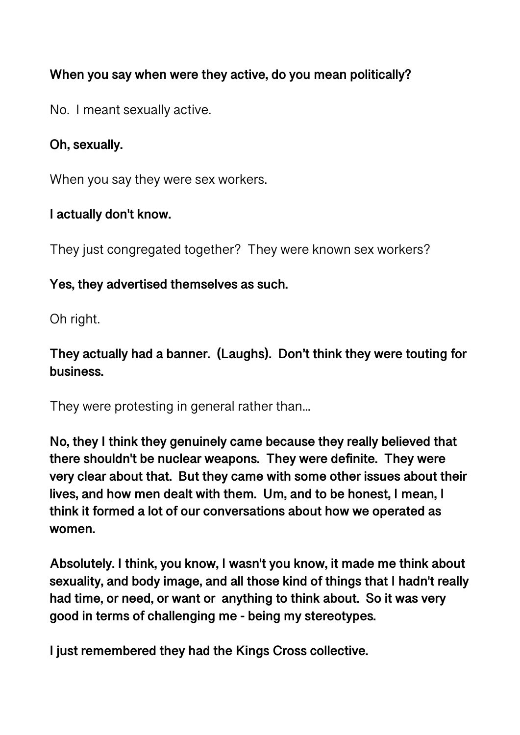**When you say when were they active, do you mean politically?**

No. I meant sexually active.

**Oh, sexually.**

When you say they were sex workers.

**I actually don't know.**

They just congregated together? They were known sex workers?

**Yes, they advertised themselves as such.**

Oh right.

**They actually had a banner. (Laughs). Don't think they were touting for business.**

They were protesting in general rather than…

**No, they I think they genuinely came because they really believed that there shouldn't be nuclear weapons. They were definite. They were very clear about that. But they came with some other issues about their lives, and how men dealt with them. Um, and to be honest, I mean, I think it formed a lot of our conversations about how we operated as women.**

**Absolutely. I think, you know, I wasn't you know, it made me think about sexuality, and body image, and all those kind of things that I hadn't really had time, or need, or want or anything to think about. So it was very good in terms of challenging me - being my stereotypes.**

**I just remembered they had the Kings Cross collective.**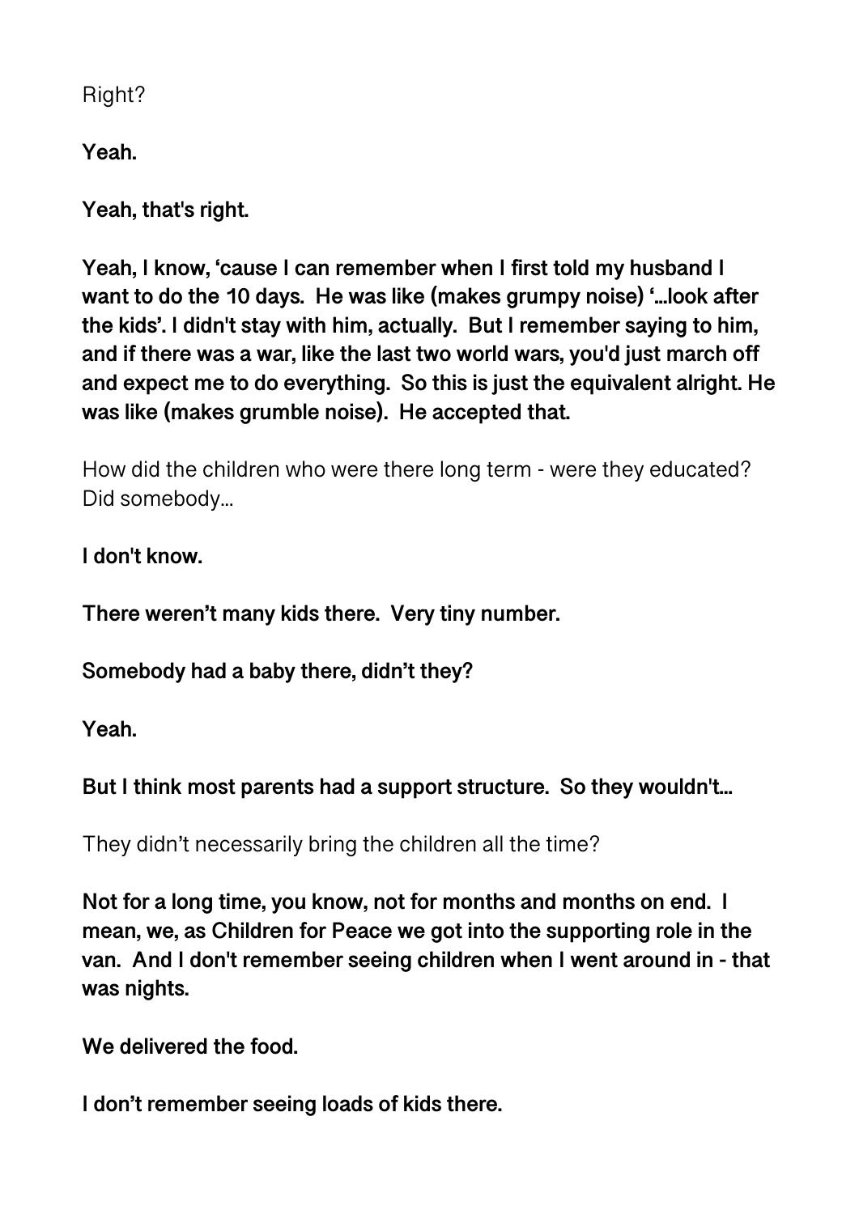Right?

**Yeah.**

**Yeah, that's right.**

**Yeah, I know, 'cause I can remember when I first told my husband I want to do the 10 days. He was like (makes grumpy noise) '…look after the kids'. I didn't stay with him, actually. But I remember saying to him, and if there was a war, like the last two world wars, you'd just march off and expect me to do everything. So this is just the equivalent alright. He was like (makes grumble noise). He accepted that.**

How did the children who were there long term - were they educated? Did somebody…

**I don't know.**

**There weren't many kids there. Very tiny number.**

**Somebody had a baby there, didn't they?**

**Yeah.**

**But I think most parents had a support structure. So they wouldn't…**

They didn't necessarily bring the children all the time?

**Not for a long time, you know, not for months and months on end. I mean, we, as Children for Peace we got into the supporting role in the van. And I don't remember seeing children when I went around in - that was nights.**

**We delivered the food.**

**I don't remember seeing loads of kids there.**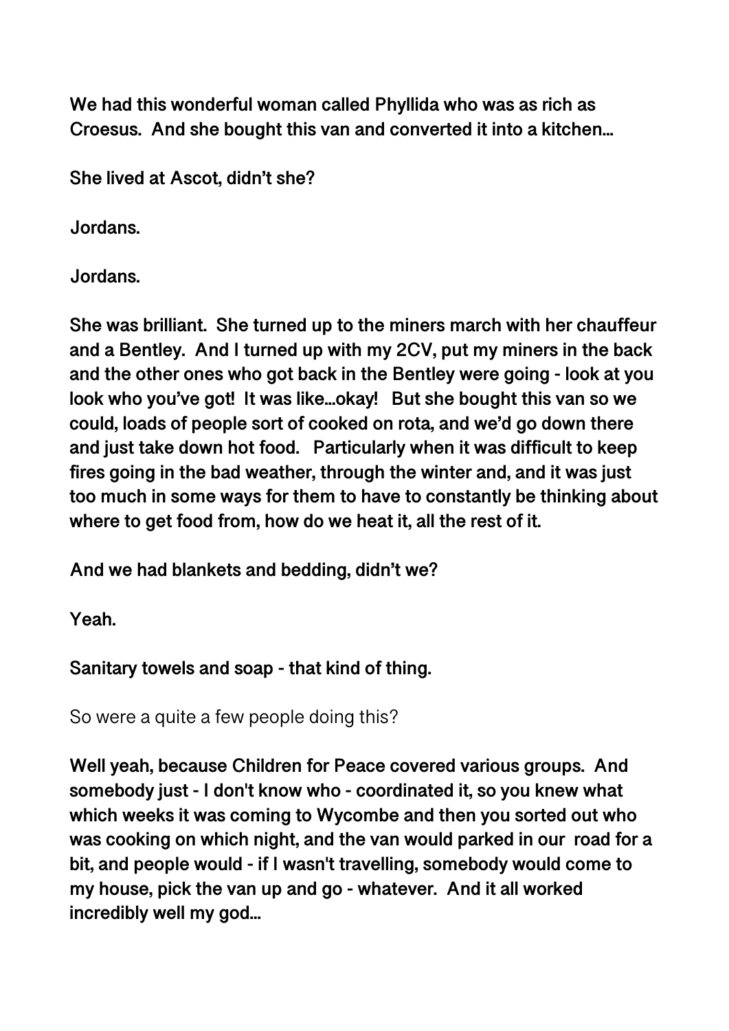**We had this wonderful woman called Phyllida who was as rich as Croesus. And she bought this van and converted it into a kitchen…**

**She lived at Ascot, didn't she?**

**Jordans.**

**Jordans.**

**She was brilliant. She turned up to the miners march with her chauffeur and a Bentley. And I turned up with my 2CV, put my miners in the back and the other ones who got back in the Bentley were going - look at you look who you've got! It was like…okay! But she bought this van so we could, loads of people sort of cooked on rota, and we'd go down there and just take down hot food. Particularly when it was difficult to keep fires going in the bad weather, through the winter and, and it was just too much in some ways for them to have to constantly be thinking about where to get food from, how do we heat it, all the rest of it.**

**And we had blankets and bedding, didn't we?**

**Yeah.**

**Sanitary towels and soap - that kind of thing.**

So were a quite a few people doing this?

**Well yeah, because Children for Peace covered various groups. And somebody just - I don't know who - coordinated it, so you knew what which weeks it was coming to Wycombe and then you sorted out who was cooking on which night, and the van would parked in our road for a bit, and people would - if I wasn't travelling, somebody would come to my house, pick the van up and go - whatever. And it all worked incredibly well my god…**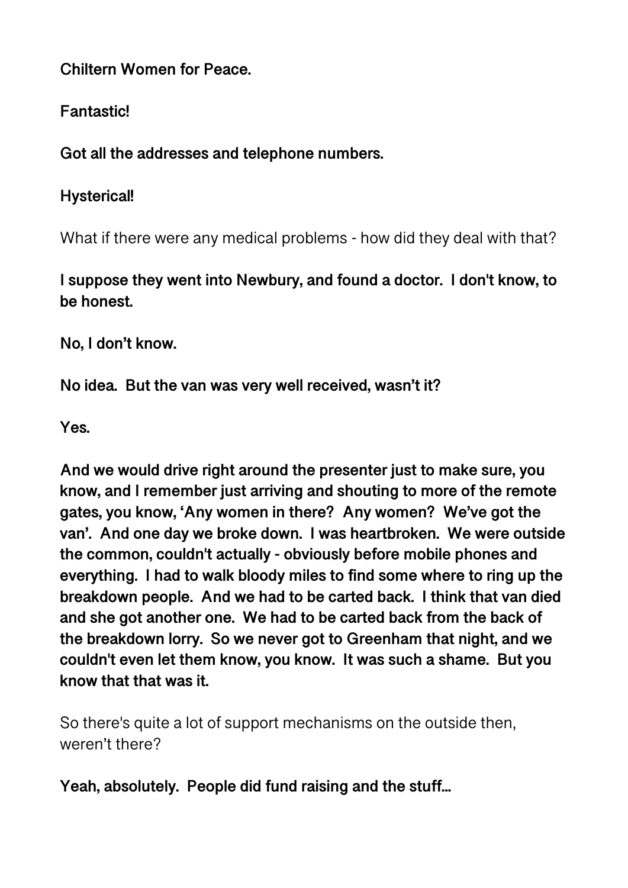**Chiltern Women for Peace.**

**Fantastic!**

**Got all the addresses and telephone numbers.**

**Hysterical!**

What if there were any medical problems - how did they deal with that?

**I suppose they went into Newbury, and found a doctor. I don't know, to be honest.**

**No, I don't know.**

**No idea. But the van was very well received, wasn't it?**

**Yes.**

**And we would drive right around the presenter just to make sure, you know, and I remember just arriving and shouting to more of the remote gates, you know, 'Any women in there? Any women? We've got the van'. And one day we broke down. I was heartbroken. We were outside the common, couldn't actually - obviously before mobile phones and everything. I had to walk bloody miles to find some where to ring up the breakdown people. And we had to be carted back. I think that van died and she got another one. We had to be carted back from the back of the breakdown lorry. So we never got to Greenham that night, and we couldn't even let them know, you know. It was such a shame. But you know that that was it.**

So there's quite a lot of support mechanisms on the outside then, weren't there?

**Yeah, absolutely. People did fund raising and the stuff...**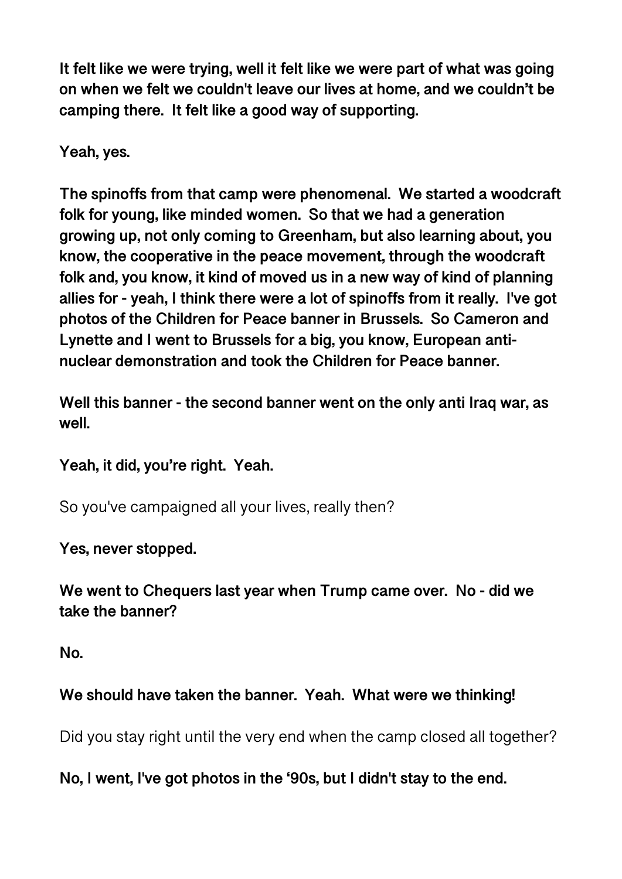**It felt like we were trying, well it felt like we were part of what was going on when we felt we couldn't leave our lives at home, and we couldn't be camping there. It felt like a good way of supporting.**

**Yeah, yes.**

**The spinoffs from that camp were phenomenal. We started a woodcraft folk for young, like minded women. So that we had a generation growing up, not only coming to Greenham, but also learning about, you know, the cooperative in the peace movement, through the woodcraft folk and, you know, it kind of moved us in a new way of kind of planning allies for - yeah, I think there were a lot of spinoffs from it really. I've got photos of the Children for Peace banner in Brussels. So Cameron and Lynette and I went to Brussels for a big, you know, European anti-nuclear demonstration and took the Children for Peace banner.**

**Well this banner - the second banner went on the only anti Iraq war, as well.**

**Yeah, it did, you're right. Yeah.**

So you've campaigned all your lives, really then?

**Yes, never stopped.**

**We went to Chequers last year when Trump came over. No - did we take the banner?**

**No.**

**We should have taken the banner. Yeah. What were we thinking!**

Did you stay right until the very end when the camp closed all together?

**No, I went, I've got photos in the '90s, but I didn't stay to the end.**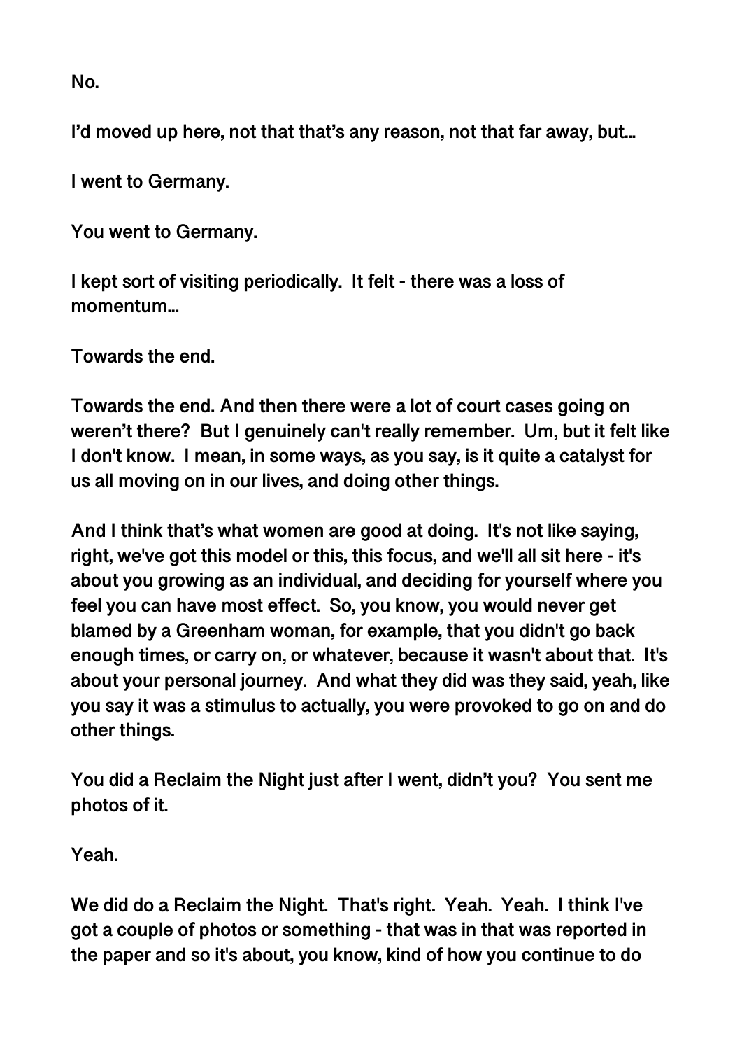**No.**

**I'd moved up here, not that that's any reason, not that far away, but...**

**I went to Germany.**

**You went to Germany.**

**I kept sort of visiting periodically. It felt - there was a loss of momentum...**

**Towards the end.**

**Towards the end. And then there were a lot of court cases going on weren't there? But I genuinely can't really remember. Um, but it felt like I don't know. I mean, in some ways, as you say, is it quite a catalyst for us all moving on in our lives, and doing other things.**

**And I think that's what women are good at doing. It's not like saying, right, we've got this model or this, this focus, and we'll all sit here - it's about you growing as an individual, and deciding for yourself where you feel you can have most effect. So, you know, you would never get blamed by a Greenham woman, for example, that you didn't go back enough times, or carry on, or whatever, because it wasn't about that. It's about your personal journey. And what they did was they said, yeah, like you say it was a stimulus to actually, you were provoked to go on and do other things.**

**You did a Reclaim the Night just after I went, didn't you? You sent me photos of it.**

**Yeah.**

**We did do a Reclaim the Night. That's right. Yeah. Yeah. I think I've got a couple of photos or something - that was in that was reported in the paper and so it's about, you know, kind of how you continue to do**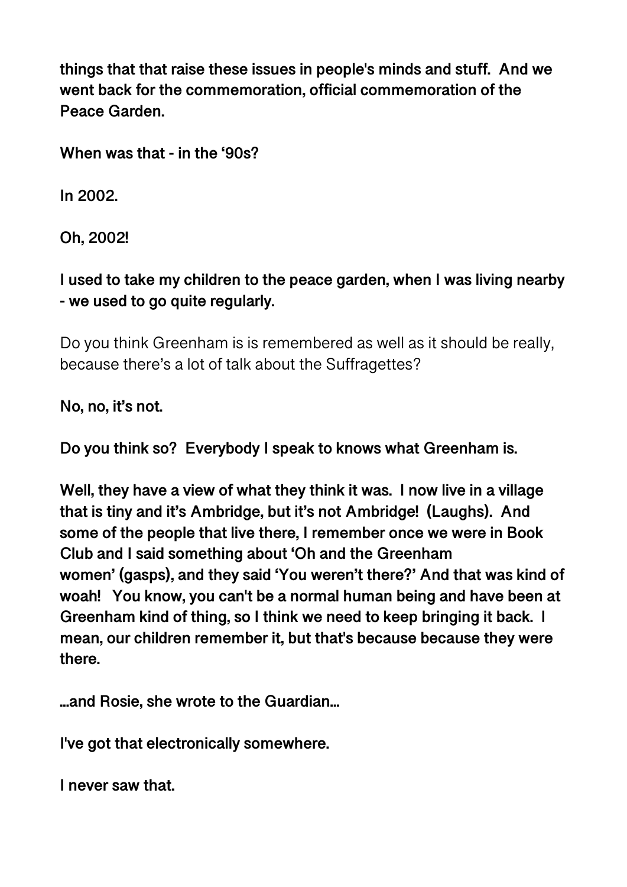**things that that raise these issues in people's minds and stuff. And we went back for the commemoration, official commemoration of the Peace Garden.**

**When was that - in the '90s?**

**In 2002.**

**Oh, 2002!**

**I used to take my children to the peace garden, when I was living nearby - we used to go quite regularly.**

Do you think Greenham is is remembered as well as it should be really, because there's a lot of talk about the Suffragettes?

**No, no, it's not.**

**Do you think so? Everybody I speak to knows what Greenham is.**

**Well, they have a view of what they think it was. I now live in a village that is tiny and it's Ambridge, but it's not Ambridge! (Laughs). And some of the people that live there, I remember once we were in Book Club and I said something about 'Oh and the Greenham women' (gasps), and they said 'You weren't there?' And that was kind of woah! You know, you can't be a normal human being and have been at Greenham kind of thing, so I think we need to keep bringing it back. I mean, our children remember it, but that's because because they were there.**

**...and Rosie, she wrote to the Guardian...**

**I've got that electronically somewhere.**

**I never saw that.**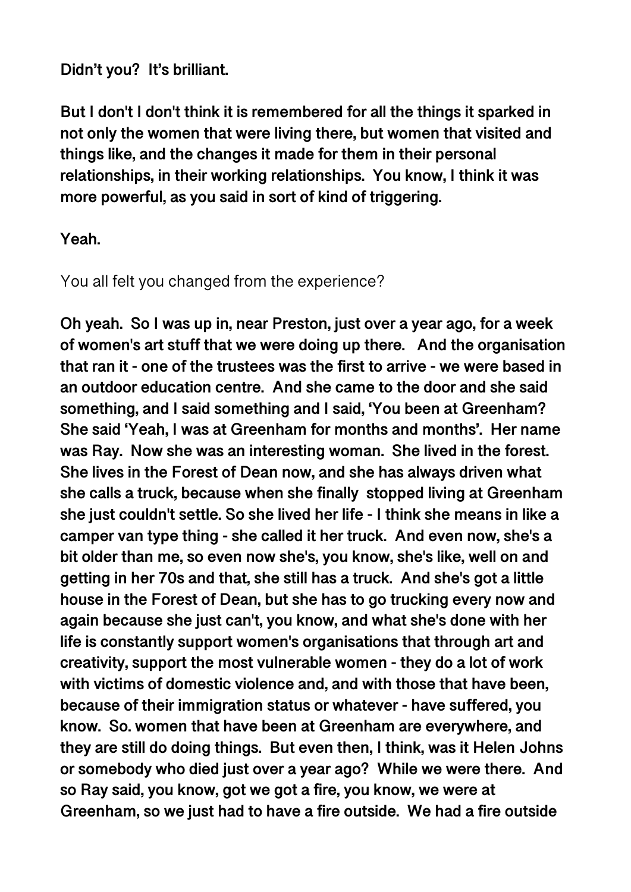**Didn't you? It's brilliant.**

**But I don't I don't think it is remembered for all the things it sparked in not only the women that were living there, but women that visited and things like, and the changes it made for them in their personal relationships, in their working relationships. You know, I think it was more powerful, as you said in sort of kind of triggering.**

**Yeah.**

You all felt you changed from the experience?

**Oh yeah. So I was up in, near Preston, just over a year ago, for a week of women's art stuff that we were doing up there. And the organisation that ran it - one of the trustees was the first to arrive - we were based in an outdoor education centre. And she came to the door and she said something, and I said something and I said, 'You been at Greenham? She said 'Yeah, I was at Greenham for months and months'. Her name was Ray. Now she was an interesting woman. She lived in the forest. She lives in the Forest of Dean now, and she has always driven what she calls a truck, because when she finally stopped living at Greenham she just couldn't settle. So she lived her life - I think she means in like a camper van type thing - she called it her truck. And even now, she's a bit older than me, so even now she's, you know, she's like, well on and getting in her 70s and that, she still has a truck. And she's got a little house in the Forest of Dean, but she has to go trucking every now and again because she just can't, you know, and what she's done with her life is constantly support women's organisations that through art and creativity, support the most vulnerable women - they do a lot of work with victims of domestic violence and, and with those that have been, because of their immigration status or whatever - have suffered, you know. So. women that have been at Greenham are everywhere, and they are still do doing things. But even then, I think, was it Helen Johns or somebody who died just over a year ago? While we were there. And so Ray said, you know, got we got a fire, you know, we were at Greenham, so we just had to have a fire outside. We had a fire outside**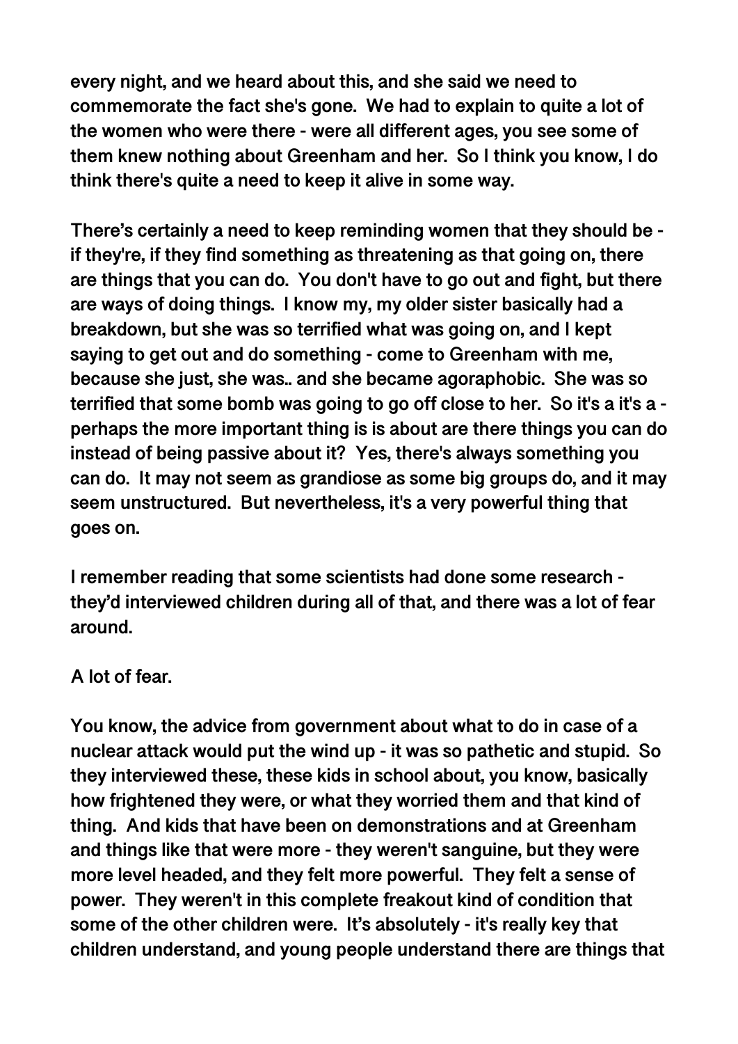**every night, and we heard about this, and she said we need to commemorate the fact she's gone. We had to explain to quite a lot of the women who were there - were all different ages, you see some of them knew nothing about Greenham and her. So I think you know, I do think there's quite a need to keep it alive in some way.**

**There's certainly a need to keep reminding women that they should be - if they're, if they find something as threatening as that going on, there are things that you can do. You don't have to go out and fight, but there are ways of doing things. I know my, my older sister basically had a breakdown, but she was so terrified what was going on, and I kept saying to get out and do something - come to Greenham with me, because she just, she was.. and she became agoraphobic. She was so terrified that some bomb was going to go off close to her. So it's a it's a - perhaps the more important thing is is about are there things you can do instead of being passive about it? Yes, there's always something you can do. It may not seem as grandiose as some big groups do, and it may seem unstructured. But nevertheless, it's a very powerful thing that goes on.**

**I remember reading that some scientists had done some research - they'd interviewed children during all of that, and there was a lot of fear around.**

**A lot of fear.**

**You know, the advice from government about what to do in case of a nuclear attack would put the wind up - it was so pathetic and stupid. So they interviewed these, these kids in school about, you know, basically how frightened they were, or what they worried them and that kind of thing. And kids that have been on demonstrations and at Greenham and things like that were more - they weren't sanguine, but they were more level headed, and they felt more powerful. They felt a sense of power. They weren't in this complete freakout kind of condition that some of the other children were. It's absolutely - it's really key that children understand, and young people understand there are things that**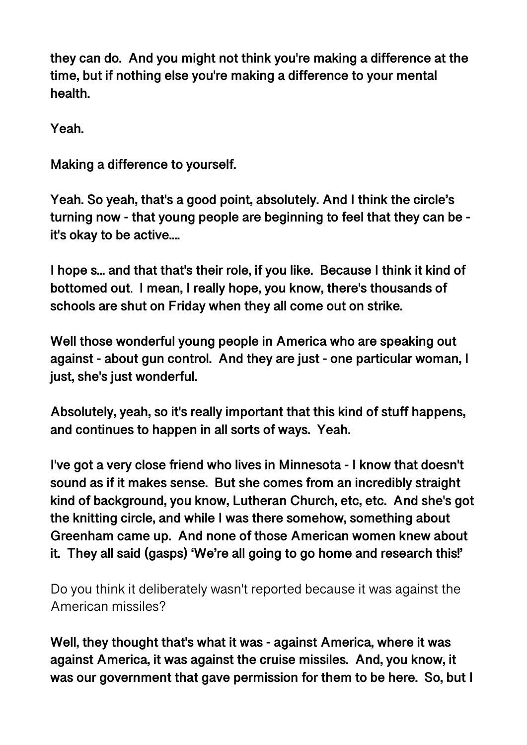**they can do. And you might not think you're making a difference at the time, but if nothing else you're making a difference to your mental health.**

**Yeah.**

**Making a difference to yourself.**

**Yeah. So yeah, that's a good point, absolutely. And I think the circle's turning now - that young people are beginning to feel that they can be - it's okay to be active....**

**I hope s... and that that's their role, if you like. Because I think it kind of bottomed out. I mean, I really hope, you know, there's thousands of schools are shut on Friday when they all come out on strike.**

**Well those wonderful young people in America who are speaking out against - about gun control. And they are just - one particular woman, I just, she's just wonderful.**

**Absolutely, yeah, so it's really important that this kind of stuff happens, and continues to happen in all sorts of ways. Yeah.**

**I've got a very close friend who lives in Minnesota - I know that doesn't sound as if it makes sense. But she comes from an incredibly straight kind of background, you know, Lutheran Church, etc, etc. And she's got the knitting circle, and while I was there somehow, something about Greenham came up. And none of those American women knew about it. They all said (gasps) 'We're all going to go home and research this!'**

Do you think it deliberately wasn't reported because it was against the American missiles?

**Well, they thought that's what it was - against America, where it was against America, it was against the cruise missiles. And, you know, it was our government that gave permission for them to be here. So, but I**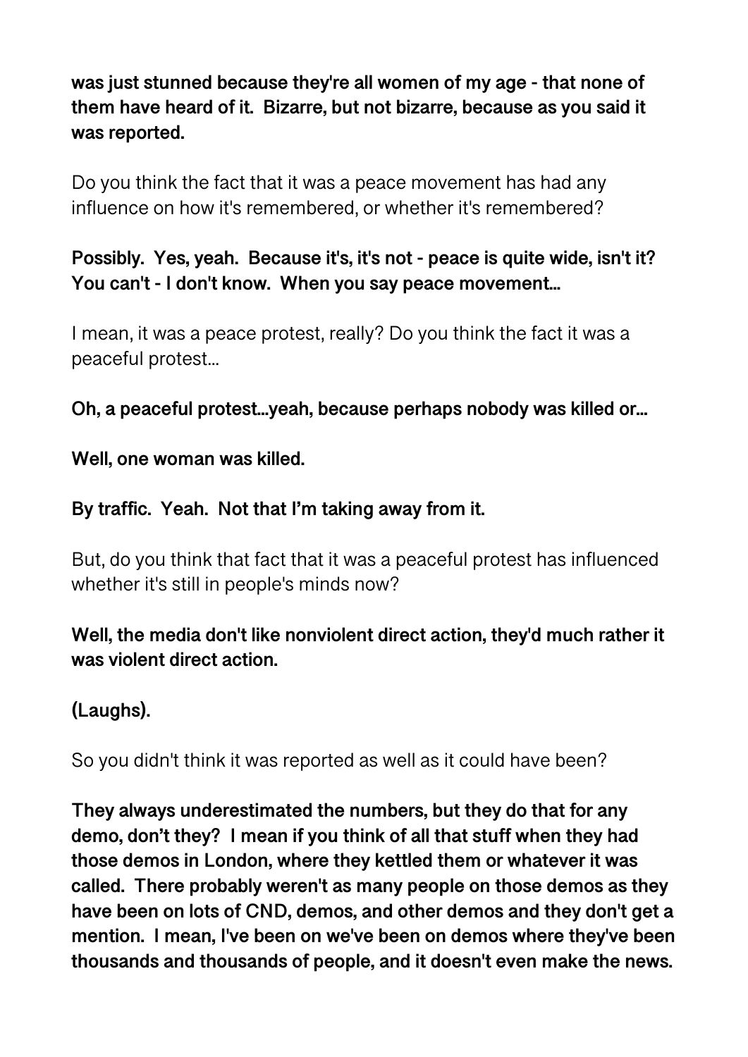**was just stunned because they're all women of my age - that none of them have heard of it. Bizarre, but not bizarre, because as you said it was reported.**

Do you think the fact that it was a peace movement has had any influence on how it's remembered, or whether it's remembered?

**Possibly. Yes, yeah. Because it's, it's not - peace is quite wide, isn't it? You can't - I don't know. When you say peace movement...**

I mean, it was a peace protest, really? Do you think the fact it was a peaceful protest...

**Oh, a peaceful protest...yeah, because perhaps nobody was killed or...**

**Well, one woman was killed.**

**By traffic. Yeah. Not that I'm taking away from it.**

But, do you think that fact that it was a peaceful protest has influenced whether it's still in people's minds now?

**Well, the media don't like nonviolent direct action, they'd much rather it was violent direct action.**

**(Laughs).**

So you didn't think it was reported as well as it could have been?

**They always underestimated the numbers, but they do that for any demo, don't they? I mean if you think of all that stuff when they had those demos in London, where they kettled them or whatever it was called. There probably weren't as many people on those demos as they have been on lots of CND, demos, and other demos and they don't get a mention. I mean, I've been on we've been on demos where they've been thousands and thousands of people, and it doesn't even make the news.**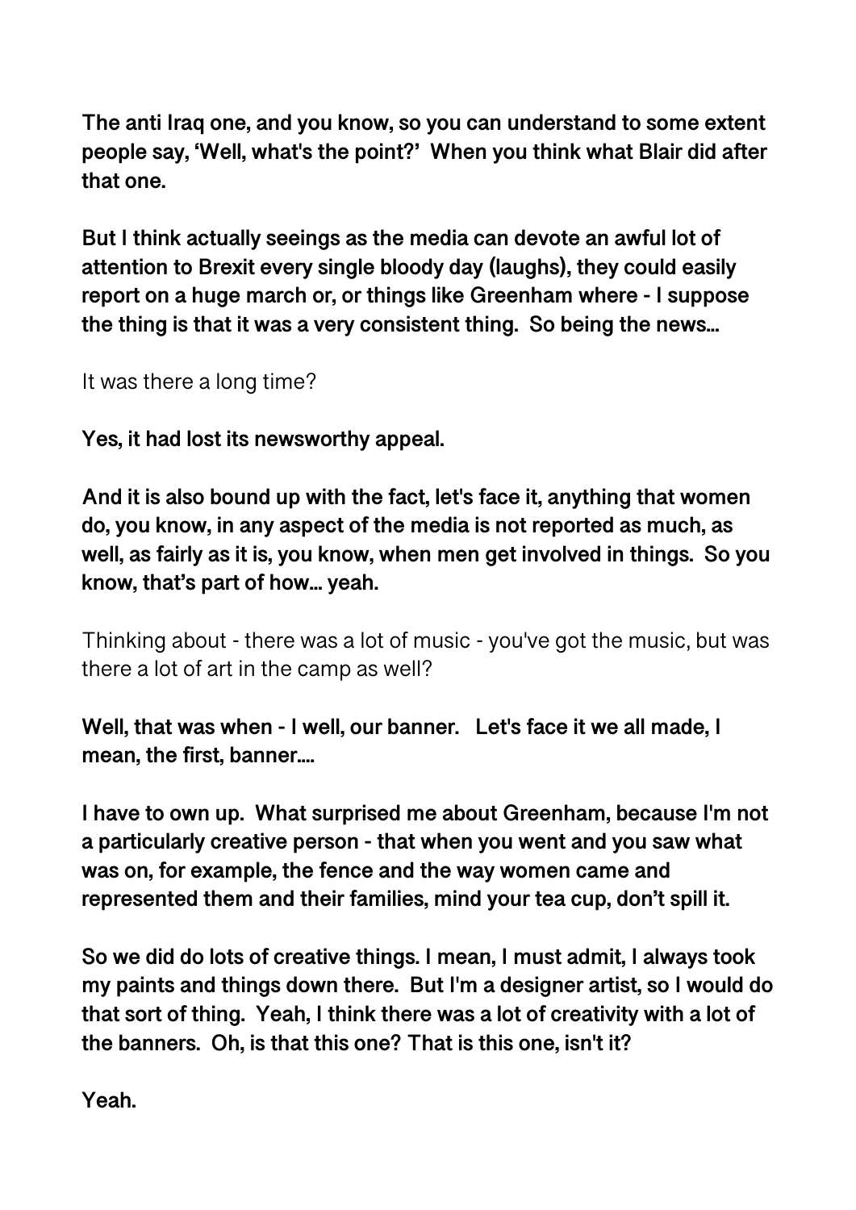**The anti Iraq one, and you know, so you can understand to some extent people say, 'Well, what's the point?' When you think what Blair did after that one.**

**But I think actually seeings as the media can devote an awful lot of attention to Brexit every single bloody day (laughs), they could easily report on a huge march or, or things like Greenham where - I suppose the thing is that it was a very consistent thing. So being the news...**

It was there a long time?

**Yes, it had lost its newsworthy appeal.**

**And it is also bound up with the fact, let's face it, anything that women do, you know, in any aspect of the media is not reported as much, as well, as fairly as it is, you know, when men get involved in things. So you know, that's part of how... yeah.**

Thinking about - there was a lot of music - you've got the music, but was there a lot of art in the camp as well?

**Well, that was when - I well, our banner. Let's face it we all made, I mean, the first, banner....**

**I have to own up. What surprised me about Greenham, because I'm not a particularly creative person - that when you went and you saw what was on, for example, the fence and the way women came and represented them and their families, mind your tea cup, don't spill it.**

**So we did do lots of creative things. I mean, I must admit, I always took my paints and things down there. But I'm a designer artist, so I would do that sort of thing. Yeah, I think there was a lot of creativity with a lot of the banners. Oh, is that this one? That is this one, isn't it?**

**Yeah.**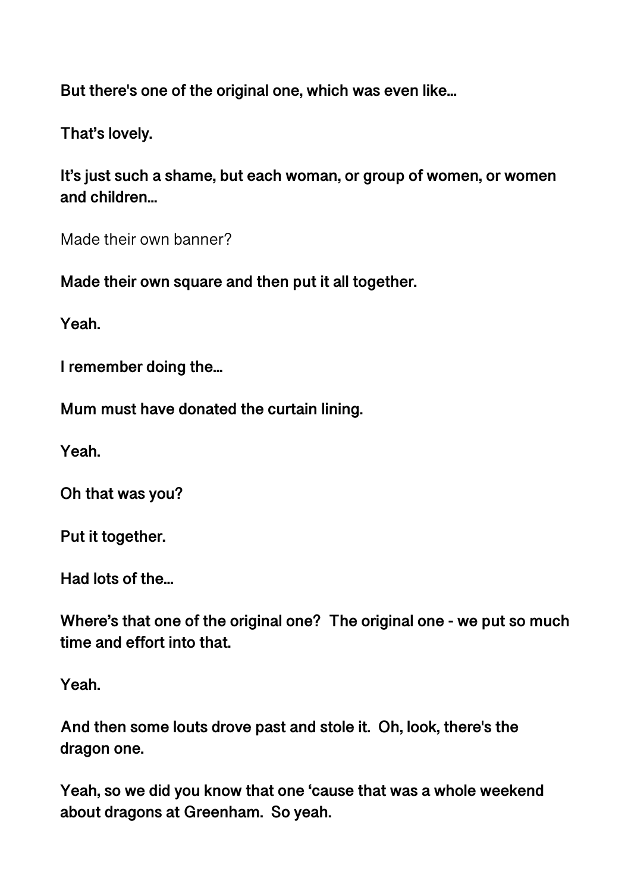**But there's one of the original one, which was even like…**

**That's lovely.**

**It's just such a shame, but each woman, or group of women, or women and children…**

Made their own banner?

**Made their own square and then put it all together.**

**Yeah.**

**I remember doing the…**

**Mum must have donated the curtain lining.**

**Yeah.**

**Oh that was you?**

**Put it together.**

**Had lots of the…**

**Where's that one of the original one? The original one - we put so much time and effort into that.**

**Yeah.**

**And then some louts drove past and stole it. Oh, look, there's the dragon one.**

**Yeah, so we did you know that one 'cause that was a whole weekend about dragons at Greenham. So yeah.**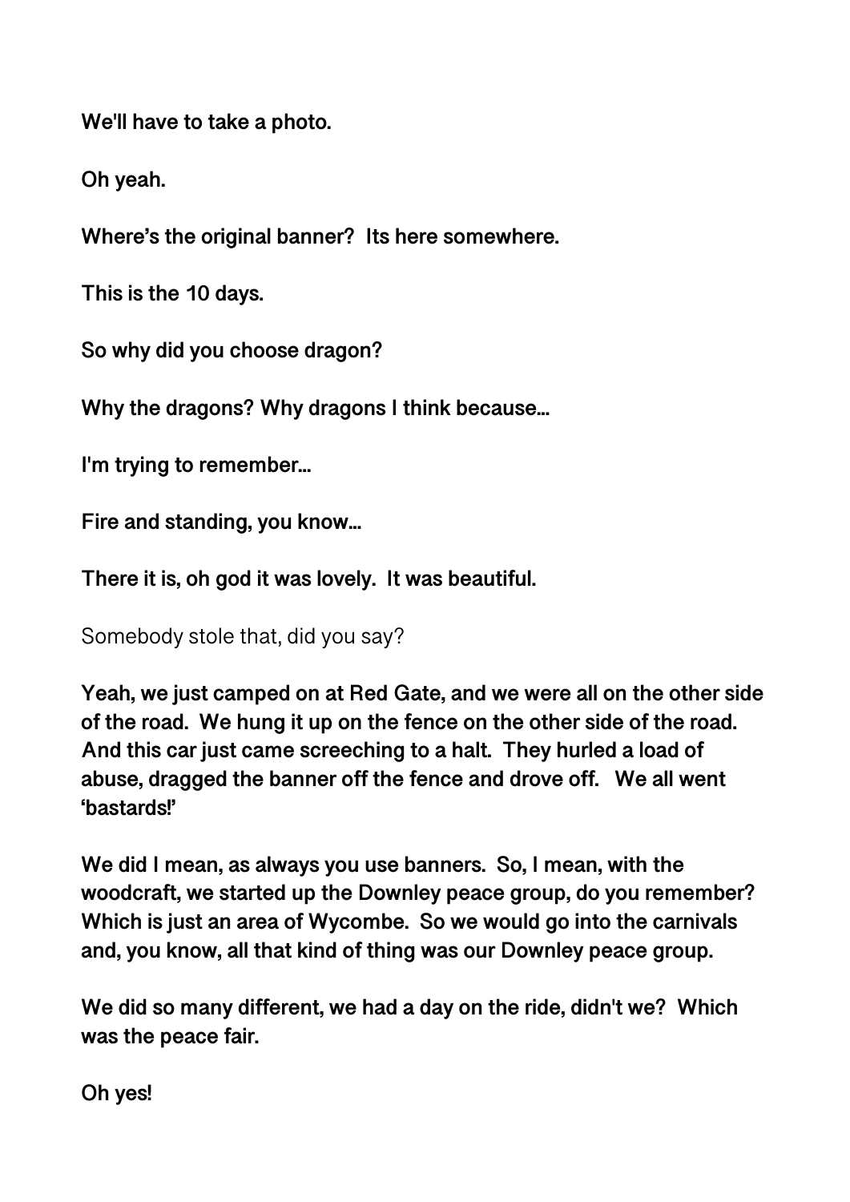**We'll have to take a photo.**

**Oh yeah.**

**Where's the original banner? Its here somewhere.**

**This is the 10 days.**

**So why did you choose dragon?**

**Why the dragons? Why dragons I think because…**

**I'm trying to remember…**

**Fire and standing, you know…**

**There it is, oh god it was lovely. It was beautiful.**

Somebody stole that, did you say?

**Yeah, we just camped on at Red Gate, and we were all on the other side of the road. We hung it up on the fence on the other side of the road. And this car just came screeching to a halt. They hurled a load of abuse, dragged the banner off the fence and drove off. We all went 'bastards!'**

**We did I mean, as always you use banners. So, I mean, with the woodcraft, we started up the Downley peace group, do you remember? Which is just an area of Wycombe. So we would go into the carnivals and, you know, all that kind of thing was our Downley peace group.**

**We did so many different, we had a day on the ride, didn't we? Which was the peace fair.**

**Oh yes!**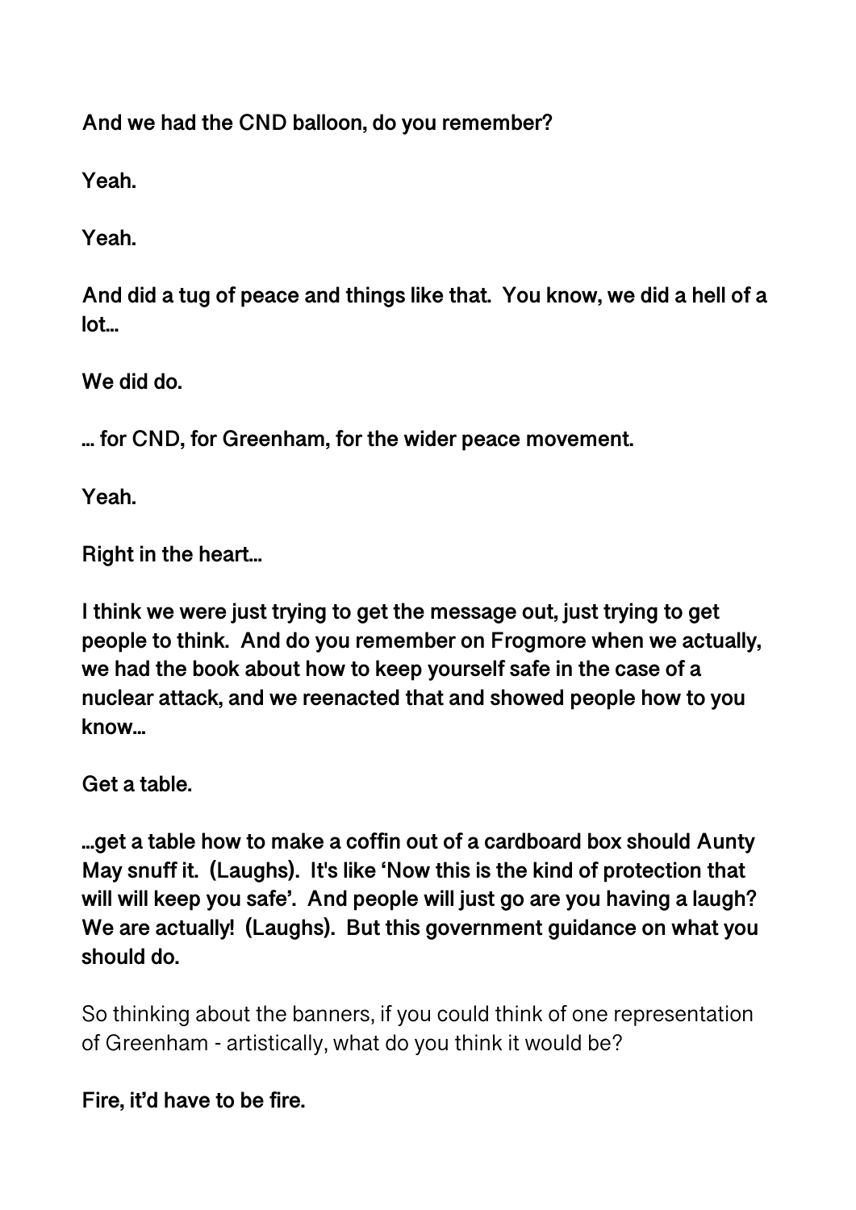**And we had the CND balloon, do you remember?**

**Yeah.**

**Yeah.**

**And did a tug of peace and things like that. You know, we did a hell of a lot…**

**We did do.**

**… for CND, for Greenham, for the wider peace movement.**

**Yeah.**

**Right in the heart…**

**I think we were just trying to get the message out, just trying to get people to think. And do you remember on Frogmore when we actually, we had the book about how to keep yourself safe in the case of a nuclear attack, and we reenacted that and showed people how to you know…**

**Get a table.**

**…get a table how to make a coffin out of a cardboard box should Aunty May snuff it. (Laughs). It's like 'Now this is the kind of protection that will will keep you safe'. And people will just go are you having a laugh? We are actually! (Laughs). But this government guidance on what you should do.**

So thinking about the banners, if you could think of one representation of Greenham - artistically, what do you think it would be?

**Fire, it'd have to be fire.**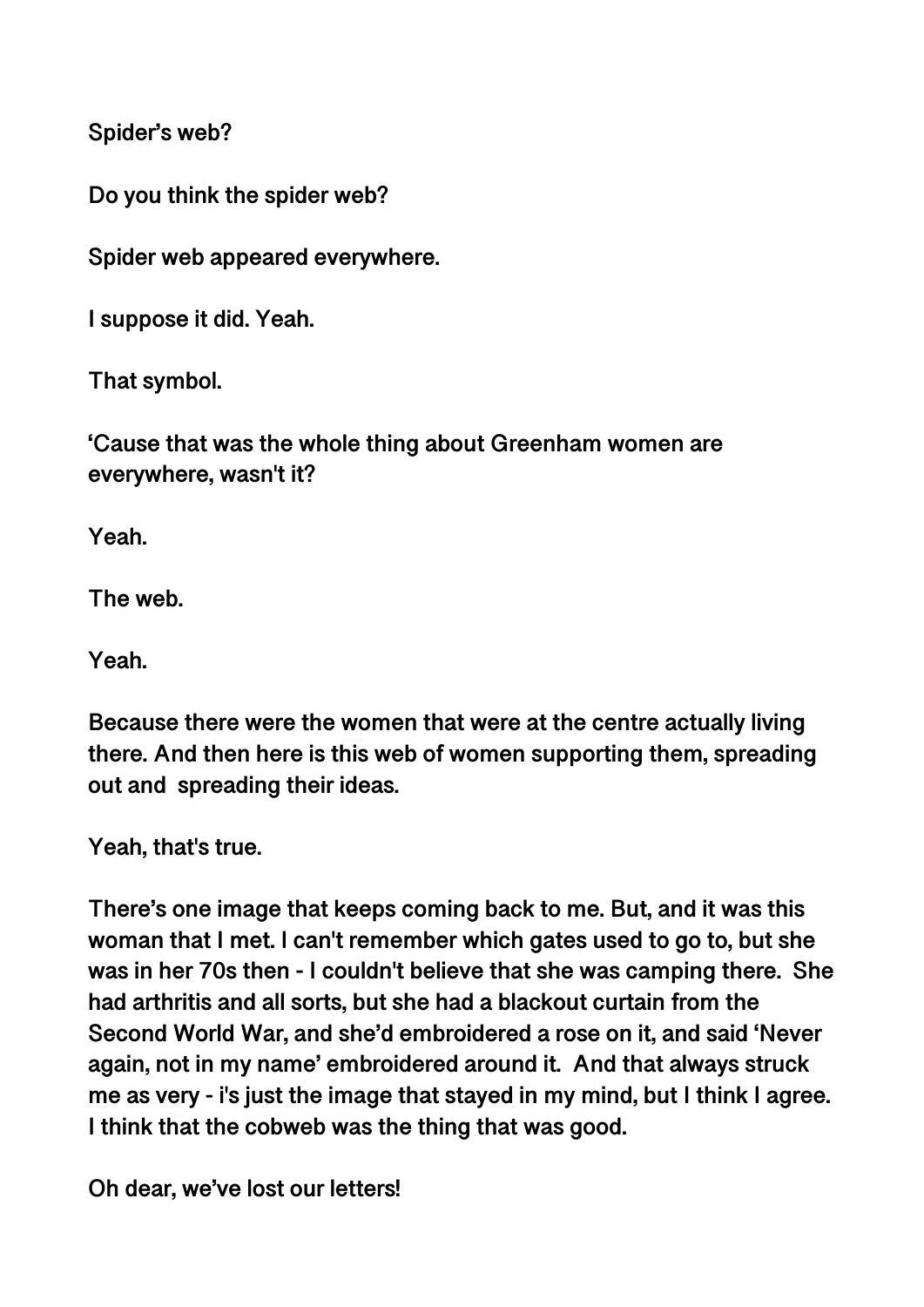Spider's web?

Do you think the spider web?

Spider web appeared everywhere.

I suppose it did. Yeah.

That symbol.

'Cause that was the whole thing about Greenham women are everywhere, wasn't it?

Yeah.

The web.

Yeah.

Because there were the women that were at the centre actually living there. And then here is this web of women supporting them, spreading out and spreading their ideas.

Yeah, that's true.

There's one image that keeps coming back to me. But, and it was this woman that I met. I can't remember which gates used to go to, but she was in her 70s then - I couldn't believe that she was camping there. She had arthritis and all sorts, but she had a blackout curtain from the Second World War, and she'd embroidered a rose on it, and said 'Never again, not in my name' embroidered around it. And that always struck me as very - i's just the image that stayed in my mind, but I think I agree. I think that the cobweb was the thing that was good.

Oh dear, we've lost our letters!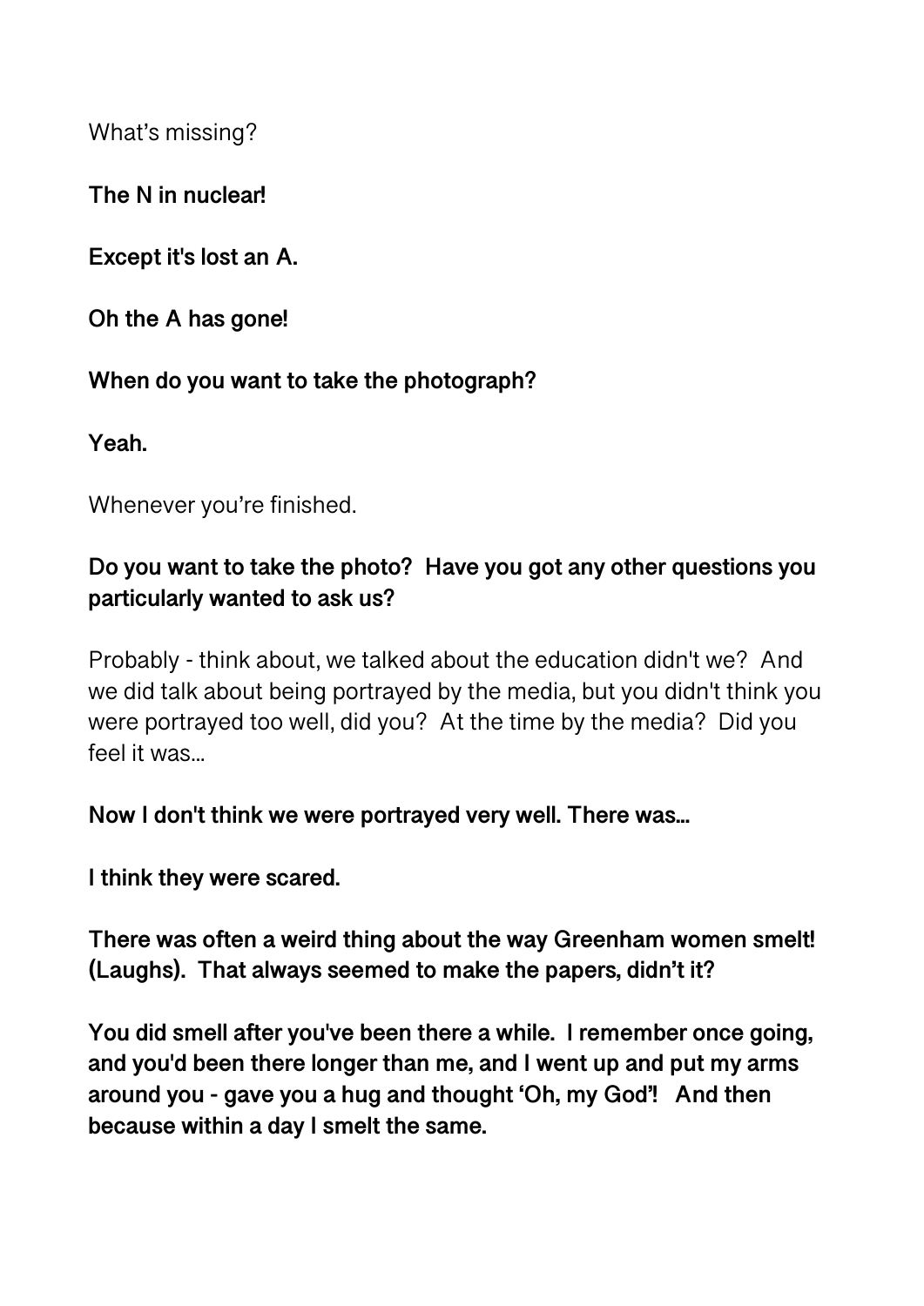What's missing?

**The N in nuclear!**

**Except it's lost an A.**

**Oh the A has gone!**

**When do you want to take the photograph?**

**Yeah.**

Whenever you're finished.

**Do you want to take the photo? Have you got any other questions you particularly wanted to ask us?**

Probably - think about, we talked about the education didn't we? And we did talk about being portrayed by the media, but you didn't think you were portrayed too well, did you? At the time by the media? Did you feel it was...

**Now I don't think we were portrayed very well. There was...**

**I think they were scared.**

**There was often a weird thing about the way Greenham women smelt! (Laughs). That always seemed to make the papers, didn't it?**

**You did smell after you've been there a while. I remember once going, and you'd been there longer than me, and I went up and put my arms around you - gave you a hug and thought 'Oh, my God'! And then because within a day I smelt the same.**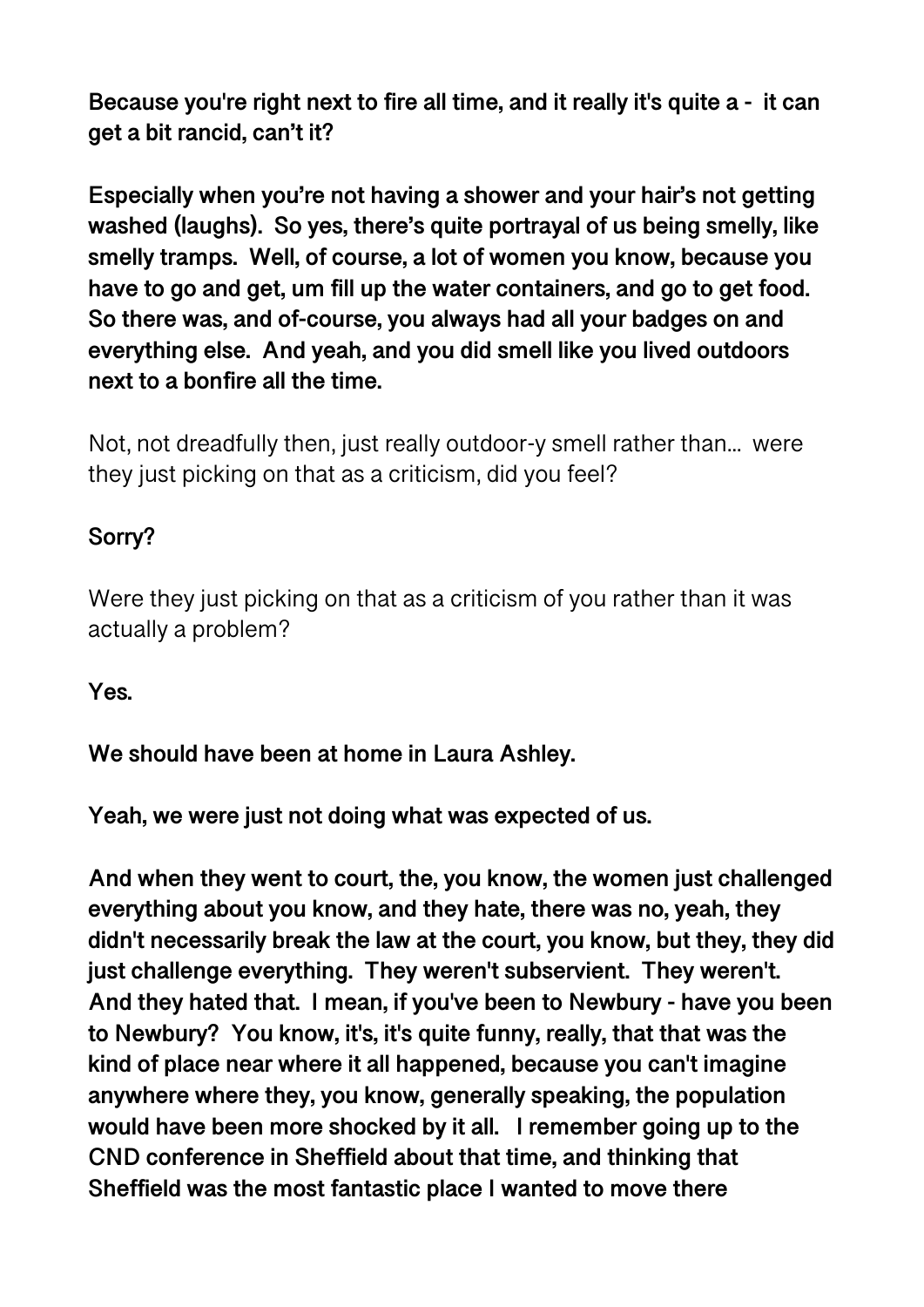**Because you're right next to fire all time, and it really it's quite a - it can get a bit rancid, can't it?**

**Especially when you're not having a shower and your hair's not getting washed (laughs). So yes, there's quite portrayal of us being smelly, like smelly tramps. Well, of course, a lot of women you know, because you have to go and get, um fill up the water containers, and go to get food. So there was, and of-course, you always had all your badges on and everything else. And yeah, and you did smell like you lived outdoors next to a bonfire all the time.**

Not, not dreadfully then, just really outdoor-y smell rather than... were they just picking on that as a criticism, did you feel?

**Sorry?**

Were they just picking on that as a criticism of you rather than it was actually a problem?

**Yes.**

**We should have been at home in Laura Ashley.**

**Yeah, we were just not doing what was expected of us.**

**And when they went to court, the, you know, the women just challenged everything about you know, and they hate, there was no, yeah, they didn't necessarily break the law at the court, you know, but they, they did just challenge everything. They weren't subservient. They weren't. And they hated that. I mean, if you've been to Newbury - have you been to Newbury? You know, it's, it's quite funny, really, that that was the kind of place near where it all happened, because you can't imagine anywhere where they, you know, generally speaking, the population would have been more shocked by it all. I remember going up to the CND conference in Sheffield about that time, and thinking that Sheffield was the most fantastic place I wanted to move there**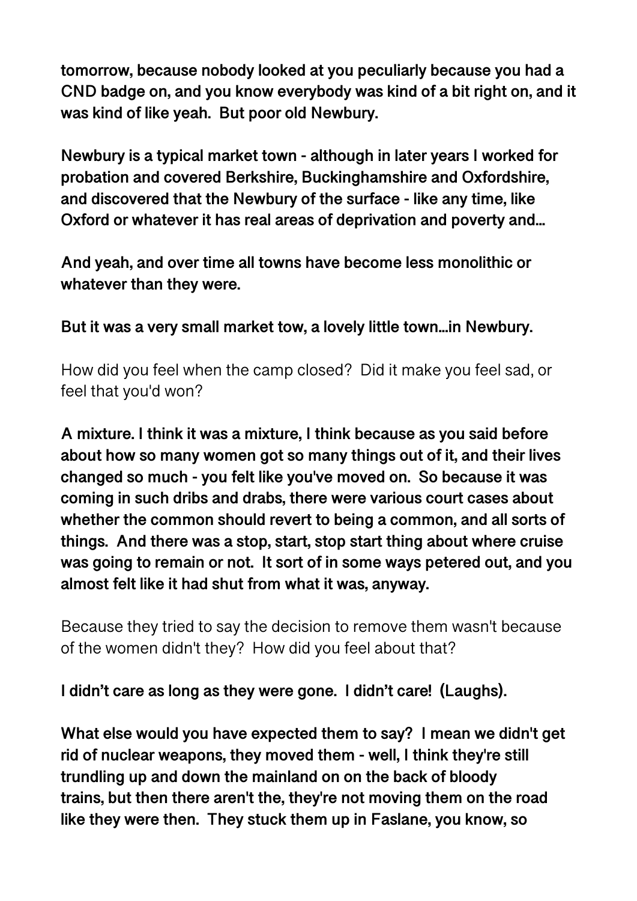**tomorrow, because nobody looked at you peculiarly because you had a CND badge on, and you know everybody was kind of a bit right on, and it was kind of like yeah.  But poor old Newbury.**

**Newbury is a typical market town - although in later years I worked for probation and covered Berkshire, Buckinghamshire and Oxfordshire, and discovered that the Newbury of the surface - like any time, like Oxford or whatever it has real areas of deprivation and poverty and...**

**And yeah, and over time all towns have become less monolithic or whatever than they were.**

**But it was a very small market tow, a lovely little town...in Newbury.**

How did you feel when the camp closed?  Did it make you feel sad, or feel that you'd won?

**A mixture. I think it was a mixture, I think because as you said before about how so many women got so many things out of it, and their lives changed so much - you felt like you've moved on.  So because it was coming in such dribs and drabs, there were various court cases about whether the common should revert to being a common, and all sorts of things.  And there was a stop, start, stop start thing about where cruise was going to remain or not.  It sort of in some ways petered out, and you almost felt like it had shut from what it was, anyway.**

Because they tried to say the decision to remove them wasn't because of the women didn't they?  How did you feel about that?

**I didn't care as long as they were gone.  I didn't care!  (Laughs).**

**What else would you have expected them to say?  I mean we didn't get rid of nuclear weapons, they moved them - well, I think they're still trundling up and down the mainland on on the back of bloody trains, but then there aren't the, they're not moving them on the road like they were then.  They stuck them up in Faslane, you know, so**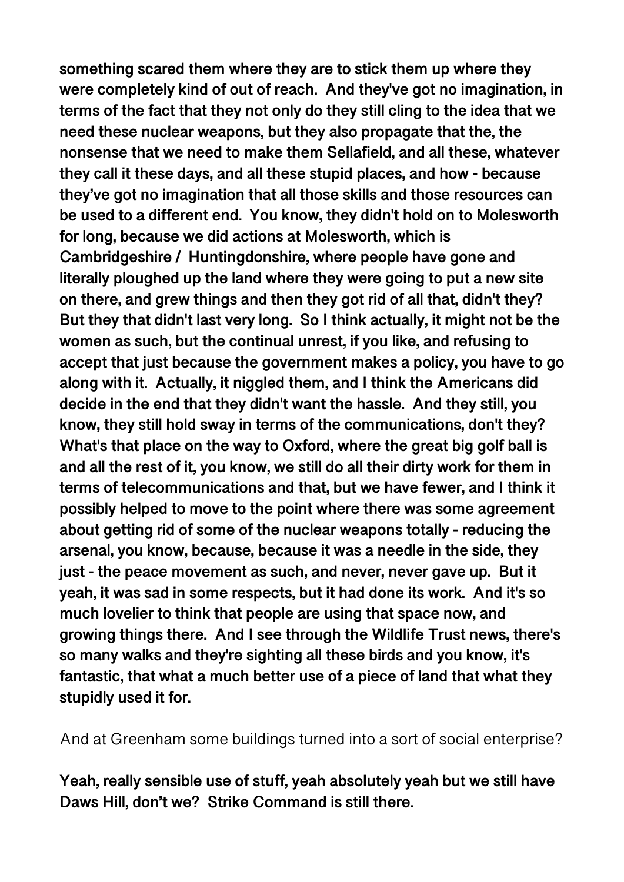**something scared them where they are to stick them up where they were completely kind of out of reach. And they've got no imagination, in terms of the fact that they not only do they still cling to the idea that we need these nuclear weapons, but they also propagate that the, the nonsense that we need to make them Sellafield, and all these, whatever they call it these days, and all these stupid places, and how - because they've got no imagination that all those skills and those resources can be used to a different end. You know, they didn't hold on to Molesworth for long, because we did actions at Molesworth, which is Cambridgeshire / Huntingdonshire, where people have gone and literally ploughed up the land where they were going to put a new site on there, and grew things and then they got rid of all that, didn't they? But they that didn't last very long. So I think actually, it might not be the women as such, but the continual unrest, if you like, and refusing to accept that just because the government makes a policy, you have to go along with it. Actually, it niggled them, and I think the Americans did decide in the end that they didn't want the hassle. And they still, you know, they still hold sway in terms of the communications, don't they? What's that place on the way to Oxford, where the great big golf ball is and all the rest of it, you know, we still do all their dirty work for them in terms of telecommunications and that, but we have fewer, and I think it possibly helped to move to the point where there was some agreement about getting rid of some of the nuclear weapons totally - reducing the arsenal, you know, because, because it was a needle in the side, they just - the peace movement as such, and never, never gave up. But it yeah, it was sad in some respects, but it had done its work. And it's so much lovelier to think that people are using that space now, and growing things there. And I see through the Wildlife Trust news, there's so many walks and they're sighting all these birds and you know, it's fantastic, that what a much better use of a piece of land that what they stupidly used it for.**

And at Greenham some buildings turned into a sort of social enterprise?

**Yeah, really sensible use of stuff, yeah absolutely yeah but we still have Daws Hill, don't we? Strike Command is still there.**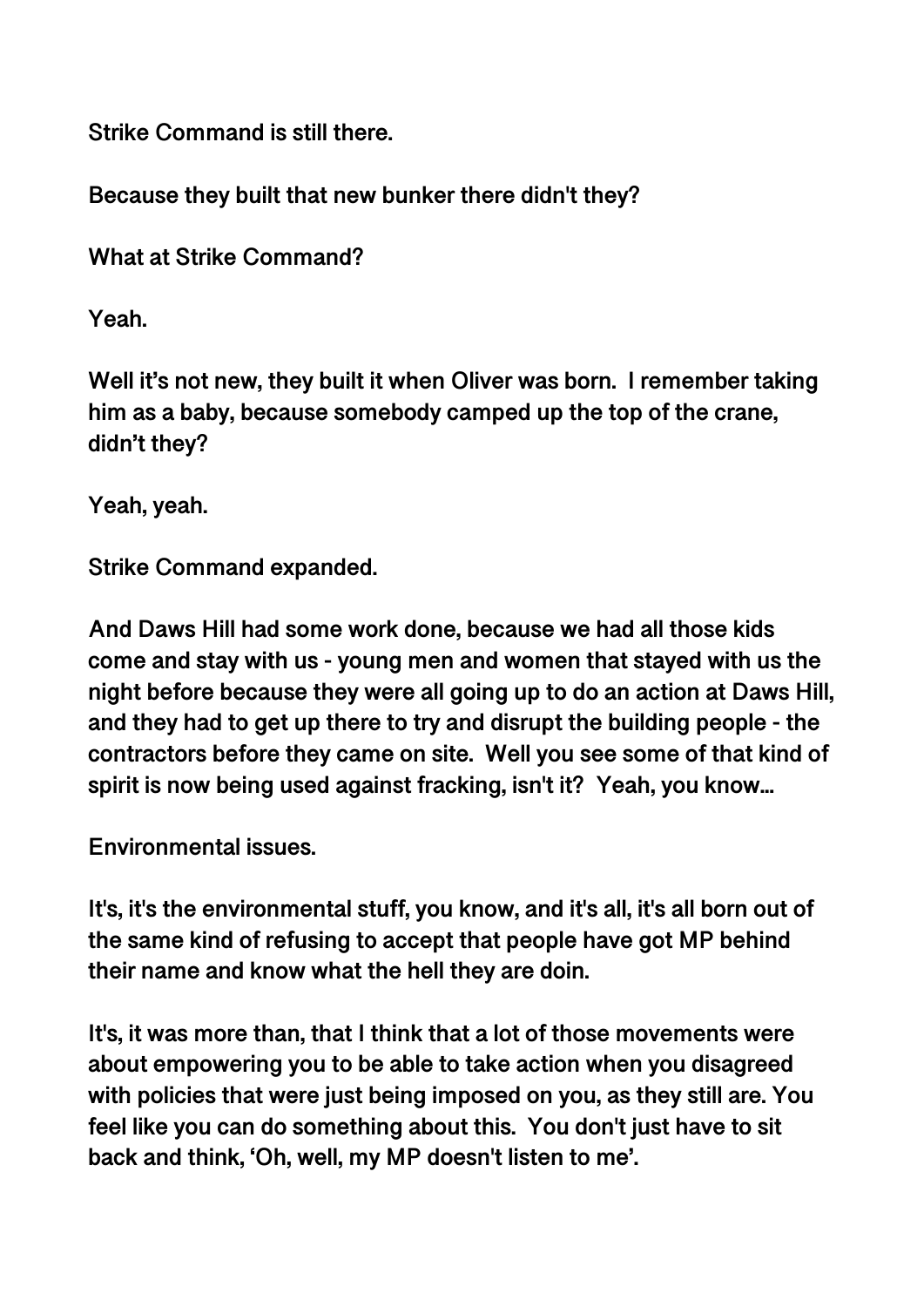**Strike Command is still there.**

**Because they built that new bunker there didn't they?**

**What at Strike Command?**

**Yeah.**

**Well it's not new, they built it when Oliver was born. I remember taking him as a baby, because somebody camped up the top of the crane, didn't they?**

**Yeah, yeah.**

**Strike Command expanded.**

**And Daws Hill had some work done, because we had all those kids come and stay with us - young men and women that stayed with us the night before because they were all going up to do an action at Daws Hill, and they had to get up there to try and disrupt the building people - the contractors before they came on site. Well you see some of that kind of spirit is now being used against fracking, isn't it? Yeah, you know...**

**Environmental issues.**

**It's, it's the environmental stuff, you know, and it's all, it's all born out of the same kind of refusing to accept that people have got MP behind their name and know what the hell they are doin.**

**It's, it was more than, that I think that a lot of those movements were about empowering you to be able to take action when you disagreed with policies that were just being imposed on you, as they still are. You feel like you can do something about this. You don't just have to sit back and think, 'Oh, well, my MP doesn't listen to me'.**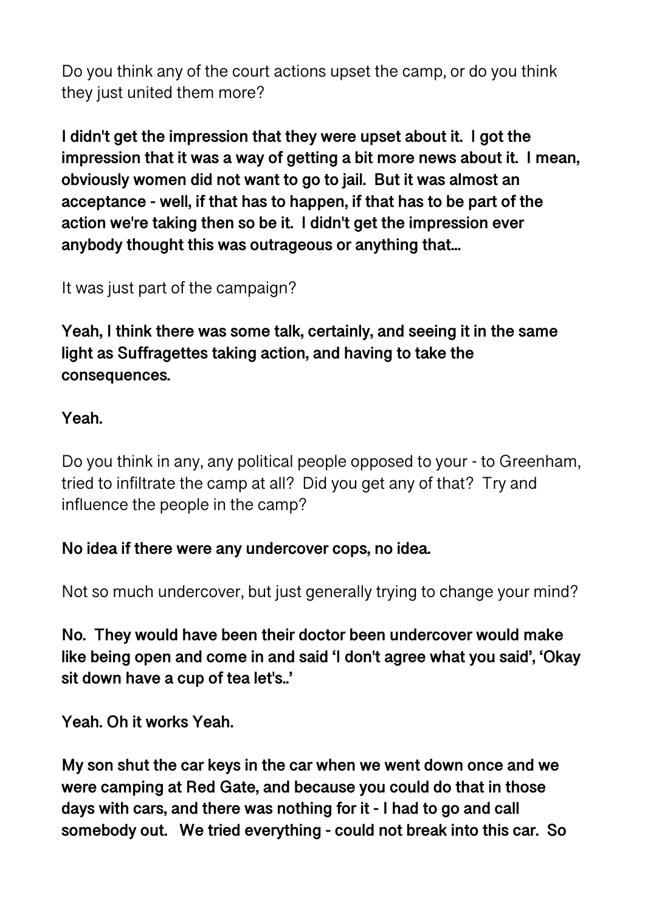Do you think any of the court actions upset the camp, or do you think they just united them more?

**I didn't get the impression that they were upset about it. I got the impression that it was a way of getting a bit more news about it. I mean, obviously women did not want to go to jail. But it was almost an acceptance - well, if that has to happen, if that has to be part of the action we're taking then so be it. I didn't get the impression ever anybody thought this was outrageous or anything that...**

It was just part of the campaign?

**Yeah, I think there was some talk, certainly, and seeing it in the same light as Suffragettes taking action, and having to take the consequences.**

**Yeah.**

Do you think in any, any political people opposed to your - to Greenham, tried to infiltrate the camp at all? Did you get any of that? Try and influence the people in the camp?

**No idea if there were any undercover cops, no idea.**

Not so much undercover, but just generally trying to change your mind?

**No. They would have been their doctor been undercover would make like being open and come in and said 'I don't agree what you said', 'Okay sit down have a cup of tea let's..'**

**Yeah. Oh it works Yeah.**

**My son shut the car keys in the car when we went down once and we were camping at Red Gate, and because you could do that in those days with cars, and there was nothing for it - I had to go and call somebody out. We tried everything - could not break into this car. So**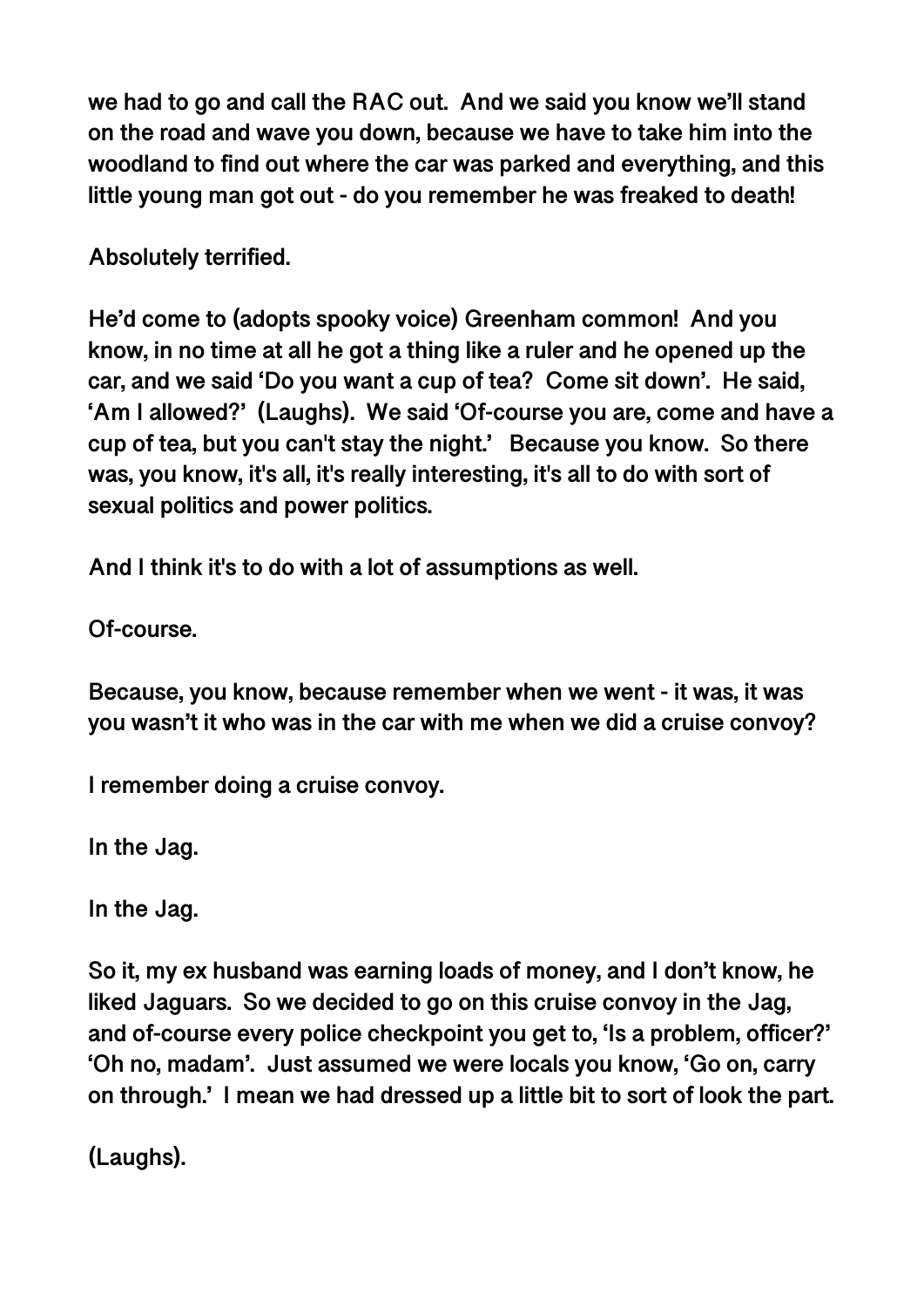we had to go and call the RAC out.  And we said you know we'll stand on the road and wave you down, because we have to take him into the woodland to find out where the car was parked and everything, and this little young man got out - do you remember he was freaked to death!

Absolutely terrified.

He'd come to (adopts spooky voice) Greenham common!  And you know, in no time at all he got a thing like a ruler and he opened up the car, and we said 'Do you want a cup of tea?  Come sit down'.  He said, 'Am I allowed?'  (Laughs).  We said 'Of-course you are, come and have a cup of tea, but you can't stay the night.'   Because you know.  So there was, you know, it's all, it's really interesting, it's all to do with sort of sexual politics and power politics.

And I think it's to do with a lot of assumptions as well.

Of-course.

Because, you know, because remember when we went - it was, it was you wasn't it who was in the car with me when we did a cruise convoy?

I remember doing a cruise convoy.

In the Jag.

In the Jag.

So it, my ex husband was earning loads of money, and I don't know, he liked Jaguars.  So we decided to go on this cruise convoy in the Jag, and of-course every police checkpoint you get to, 'Is a problem, officer?' 'Oh no, madam'.  Just assumed we were locals you know, 'Go on, carry on through.'  I mean we had dressed up a little bit to sort of look the part.

(Laughs).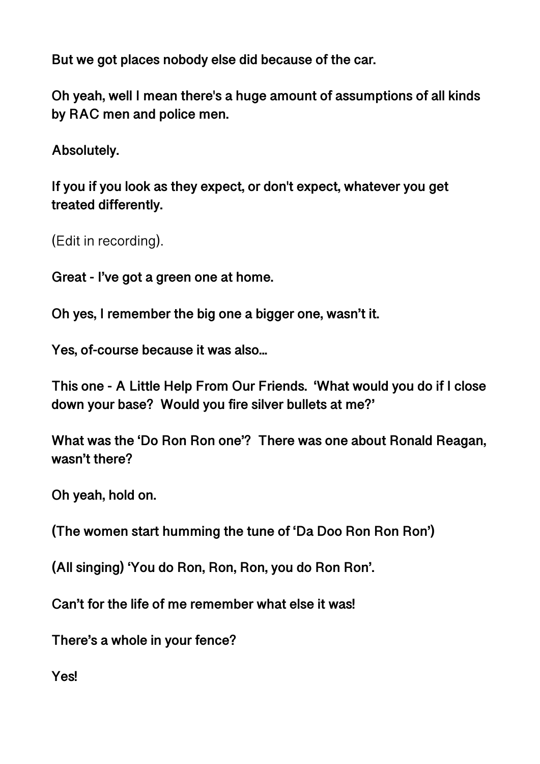**But we got places nobody else did because of the car.**

**Oh yeah, well I mean there's a huge amount of assumptions of all kinds by RAC men and police men.**

**Absolutely.**

**If you if you look as they expect, or don't expect, whatever you get treated differently.**

(Edit in recording).

**Great - I've got a green one at home.**

**Oh yes, I remember the big one a bigger one, wasn't it.**

**Yes, of-course because it was also...**

**This one - A Little Help From Our Friends. 'What would you do if I close down your base? Would you fire silver bullets at me?'**

**What was the 'Do Ron Ron one'? There was one about Ronald Reagan, wasn't there?**

**Oh yeah, hold on.**

**(The women start humming the tune of 'Da Doo Ron Ron Ron')**

**(All singing) 'You do Ron, Ron, Ron, you do Ron Ron'.**

**Can't for the life of me remember what else it was!**

**There's a whole in your fence?**

**Yes!**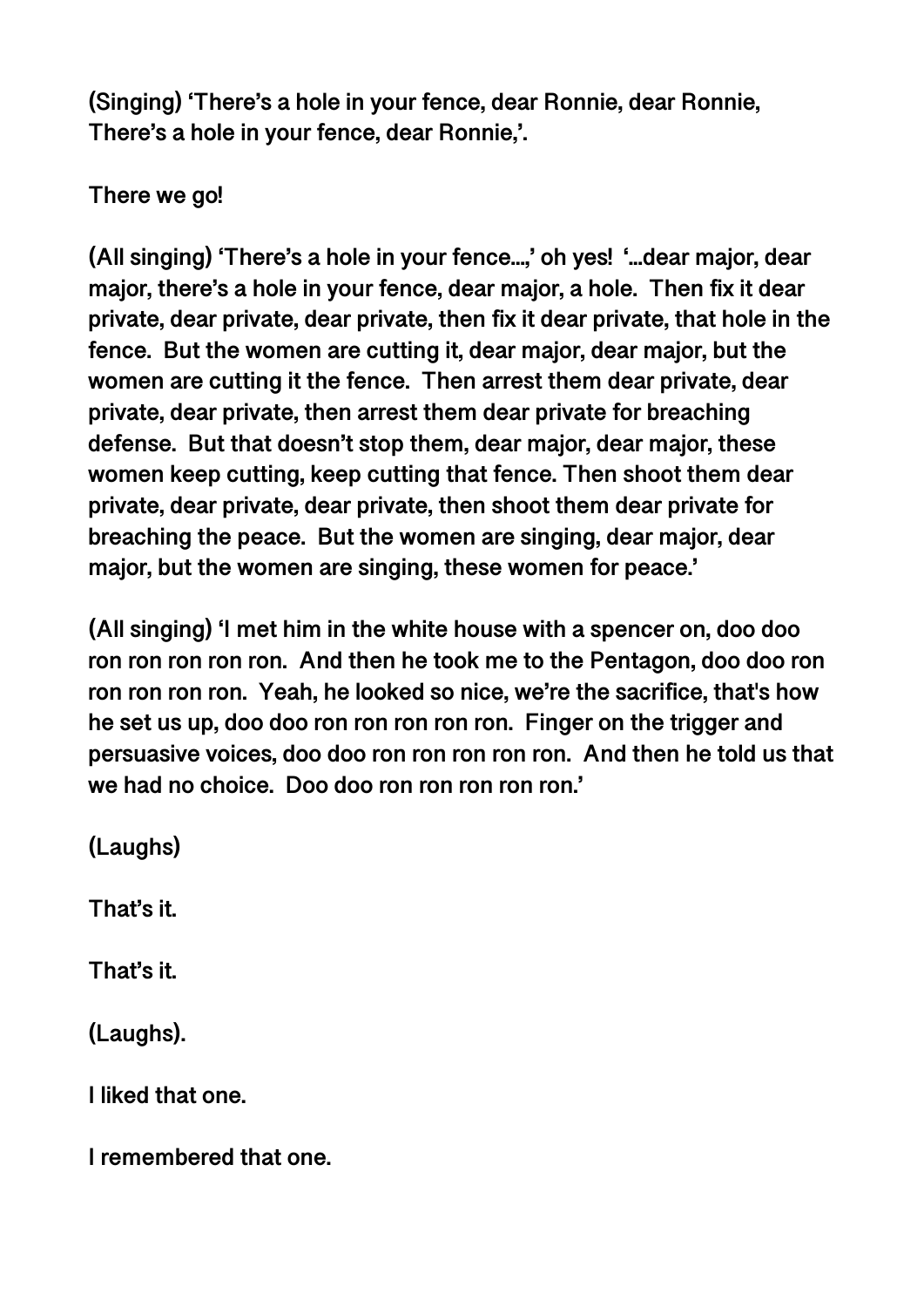**(Singing) 'There's a hole in your fence, dear Ronnie, dear Ronnie, There's a hole in your fence, dear Ronnie,'.**

**There we go!**

**(All singing) 'There's a hole in your fence…,' oh yes! '…dear major, dear major, there's a hole in your fence, dear major, a hole. Then fix it dear private, dear private, dear private, then fix it dear private, that hole in the fence. But the women are cutting it, dear major, dear major, but the women are cutting it the fence. Then arrest them dear private, dear private, dear private, then arrest them dear private for breaching defense. But that doesn't stop them, dear major, dear major, these women keep cutting, keep cutting that fence. Then shoot them dear private, dear private, dear private, then shoot them dear private for breaching the peace. But the women are singing, dear major, dear major, but the women are singing, these women for peace.'**

**(All singing) 'I met him in the white house with a spencer on, doo doo ron ron ron ron ron. And then he took me to the Pentagon, doo doo ron ron ron ron ron. Yeah, he looked so nice, we're the sacrifice, that's how he set us up, doo doo ron ron ron ron ron. Finger on the trigger and persuasive voices, doo doo ron ron ron ron ron. And then he told us that we had no choice. Doo doo ron ron ron ron ron.'**

**(Laughs)**

**That's it.**

**That's it.**

**(Laughs).**

**I liked that one.**

**I remembered that one.**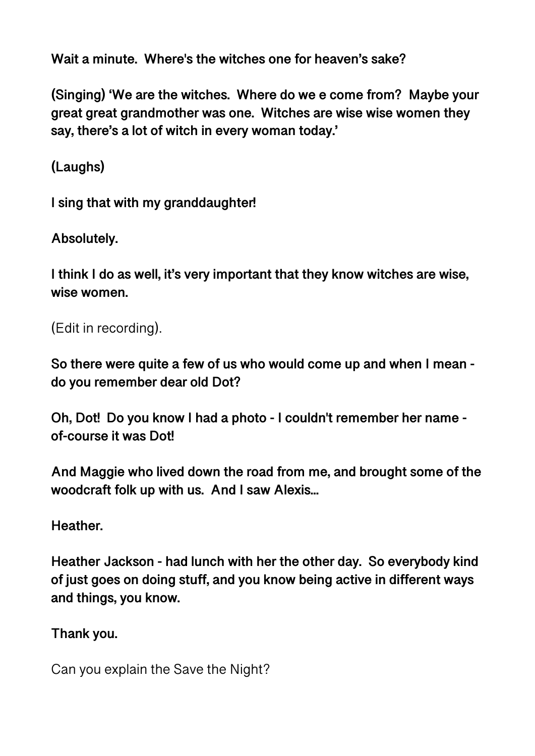**Wait a minute. Where's the witches one for heaven's sake?**

**(Singing) 'We are the witches. Where do we e come from? Maybe your great great grandmother was one. Witches are wise wise women they say, there's a lot of witch in every woman today.'**

**(Laughs)**

**I sing that with my granddaughter!**

**Absolutely.**

**I think I do as well, it's very important that they know witches are wise, wise women.**

(Edit in recording).

**So there were quite a few of us who would come up and when I mean - do you remember dear old Dot?**

**Oh, Dot! Do you know I had a photo - I couldn't remember her name - of-course it was Dot!**

**And Maggie who lived down the road from me, and brought some of the woodcraft folk up with us. And I saw Alexis…**

**Heather.**

**Heather Jackson - had lunch with her the other day. So everybody kind of just goes on doing stuff, and you know being active in different ways and things, you know.**

**Thank you.**

Can you explain the Save the Night?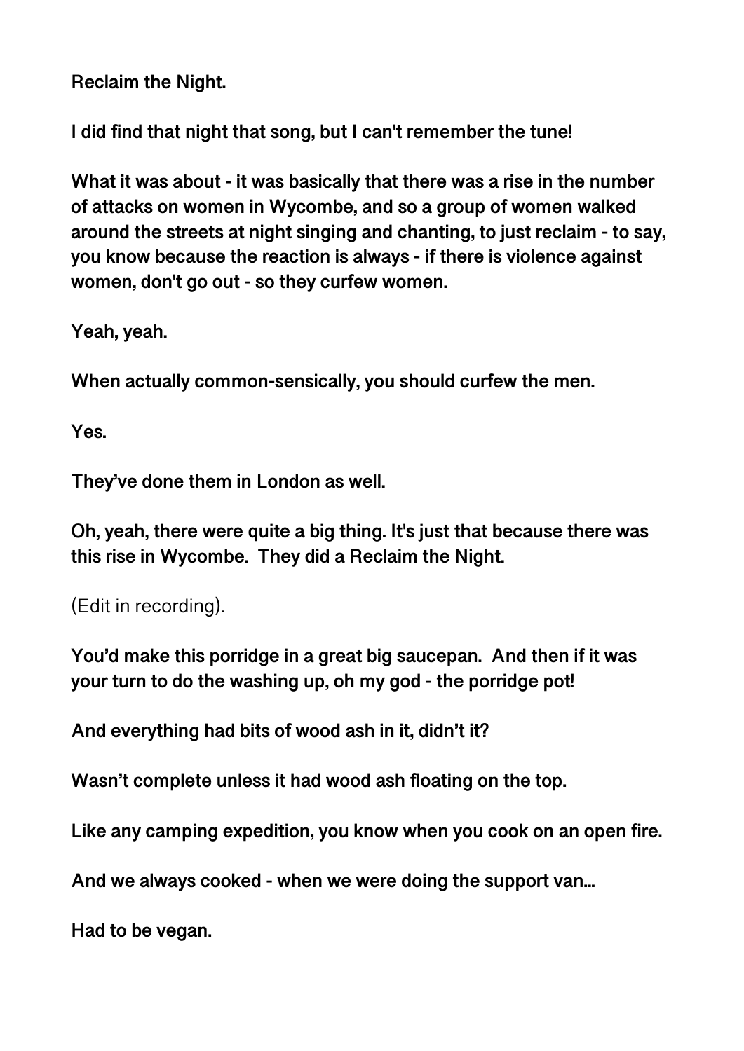**Reclaim the Night.**

**I did find that night that song, but I can't remember the tune!**

**What it was about - it was basically that there was a rise in the number of attacks on women in Wycombe, and so a group of women walked around the streets at night singing and chanting, to just reclaim - to say, you know because the reaction is always - if there is violence against women, don't go out - so they curfew women.**

**Yeah, yeah.**

**When actually common-sensically, you should curfew the men.**

**Yes.**

**They've done them in London as well.**

**Oh, yeah, there were quite a big thing. It's just that because there was this rise in Wycombe. They did a Reclaim the Night.**

(Edit in recording).

**You'd make this porridge in a great big saucepan. And then if it was your turn to do the washing up, oh my god - the porridge pot!**

**And everything had bits of wood ash in it, didn't it?**

**Wasn't complete unless it had wood ash floating on the top.**

**Like any camping expedition, you know when you cook on an open fire.**

**And we always cooked - when we were doing the support van…**

**Had to be vegan.**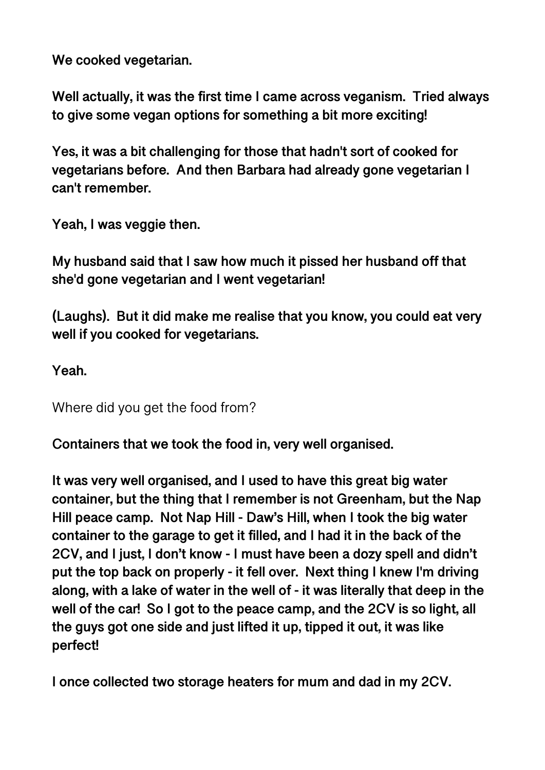**We cooked vegetarian.**

**Well actually, it was the first time I came across veganism. Tried always to give some vegan options for something a bit more exciting!**

**Yes, it was a bit challenging for those that hadn't sort of cooked for vegetarians before. And then Barbara had already gone vegetarian I can't remember.**

**Yeah, I was veggie then.**

**My husband said that I saw how much it pissed her husband off that she'd gone vegetarian and I went vegetarian!**

**(Laughs). But it did make me realise that you know, you could eat very well if you cooked for vegetarians.**

**Yeah.**

Where did you get the food from?

**Containers that we took the food in, very well organised.**

**It was very well organised, and I used to have this great big water container, but the thing that I remember is not Greenham, but the Nap Hill peace camp. Not Nap Hill - Daw's Hill, when I took the big water container to the garage to get it filled, and I had it in the back of the 2CV, and I just, I don't know - I must have been a dozy spell and didn't put the top back on properly - it fell over. Next thing I knew I'm driving along, with a lake of water in the well of - it was literally that deep in the well of the car! So I got to the peace camp, and the 2CV is so light, all the guys got one side and just lifted it up, tipped it out, it was like perfect!**

**I once collected two storage heaters for mum and dad in my 2CV.**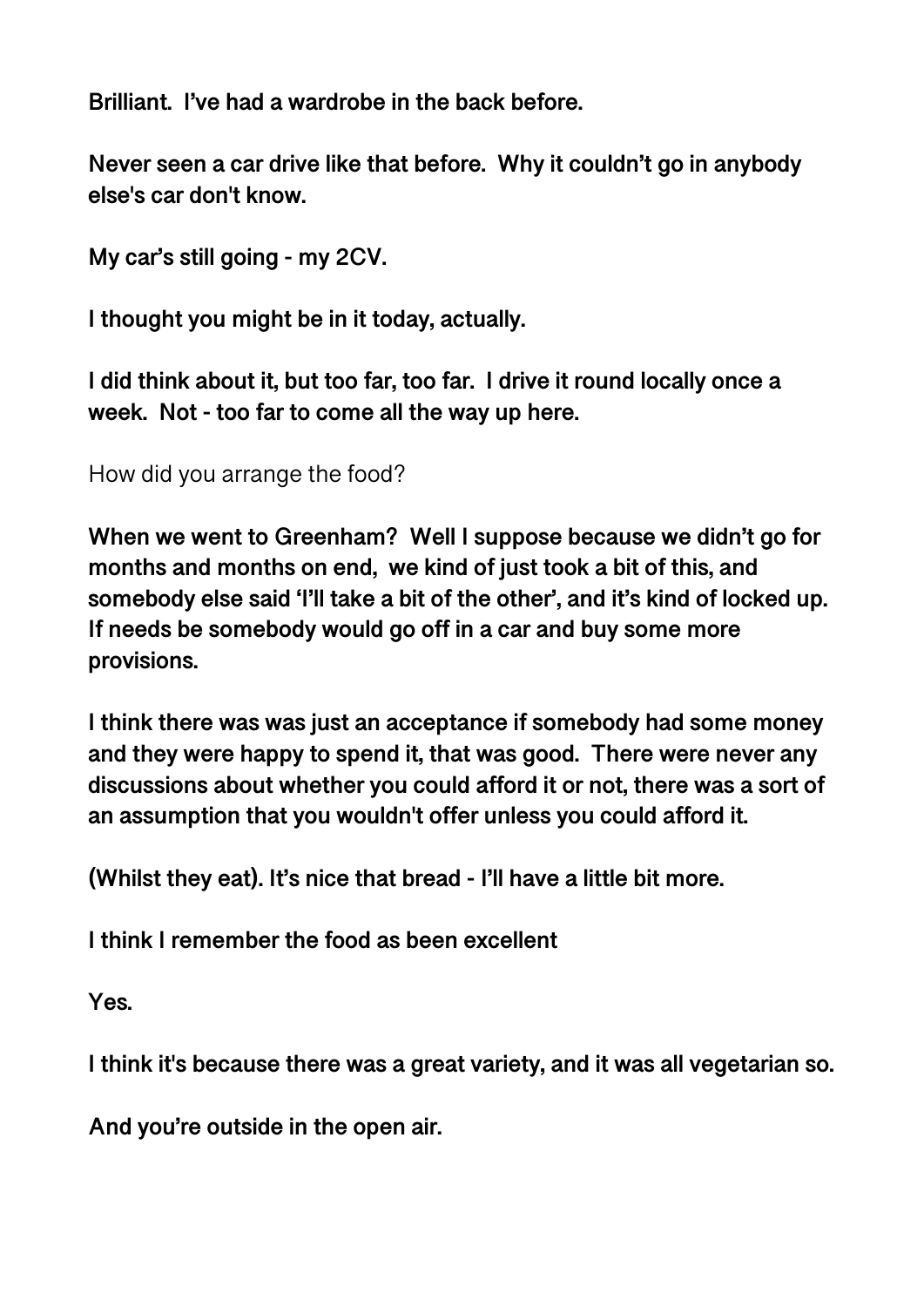**Brilliant. I've had a wardrobe in the back before.**

**Never seen a car drive like that before. Why it couldn't go in anybody else's car don't know.**

**My car's still going - my 2CV.**

**I thought you might be in it today, actually.**

**I did think about it, but too far, too far. I drive it round locally once a week. Not - too far to come all the way up here.**

How did you arrange the food?

**When we went to Greenham? Well I suppose because we didn't go for months and months on end, we kind of just took a bit of this, and somebody else said 'I'll take a bit of the other', and it's kind of locked up. If needs be somebody would go off in a car and buy some more provisions.**

**I think there was was just an acceptance if somebody had some money and they were happy to spend it, that was good. There were never any discussions about whether you could afford it or not, there was a sort of an assumption that you wouldn't offer unless you could afford it.**

**(Whilst they eat). It's nice that bread - I'll have a little bit more.**

**I think I remember the food as been excellent**

**Yes.**

**I think it's because there was a great variety, and it was all vegetarian so.**

**And you're outside in the open air.**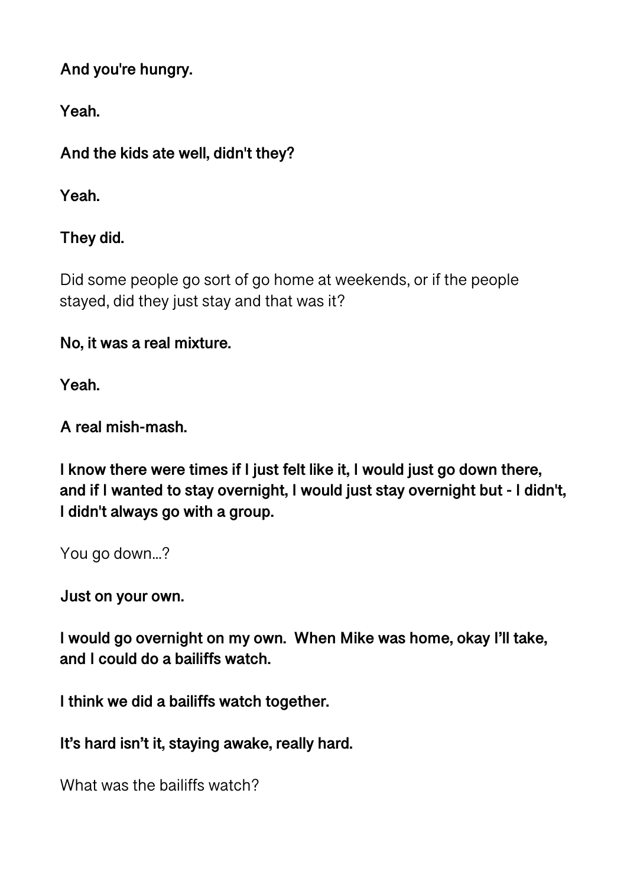**And you're hungry.**

**Yeah.**

**And the kids ate well, didn't they?**

**Yeah.**

**They did.**

Did some people go sort of go home at weekends, or if the people stayed, did they just stay and that was it?

**No, it was a real mixture.**

**Yeah.**

**A real mish-mash.**

**I know there were times if I just felt like it, I would just go down there, and if I wanted to stay overnight, I would just stay overnight but - I didn't, I didn't always go with a group.**

You go down…?

**Just on your own.**

**I would go overnight on my own. When Mike was home, okay I'll take, and I could do a bailiffs watch.**

**I think we did a bailiffs watch together.**

**It's hard isn't it, staying awake, really hard.**

What was the bailiffs watch?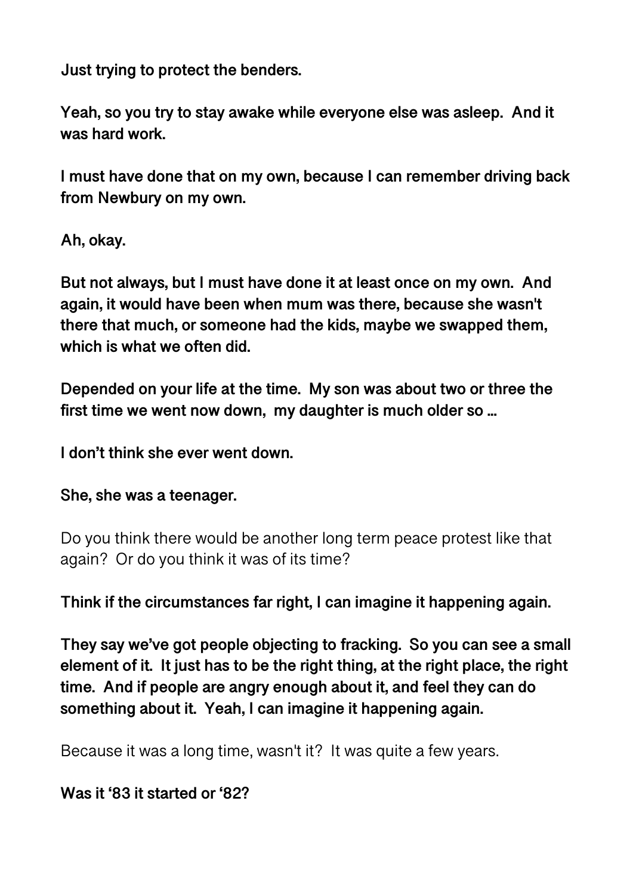**Just trying to protect the benders.**

**Yeah, so you try to stay awake while everyone else was asleep. And it was hard work.**

**I must have done that on my own, because I can remember driving back from Newbury on my own.**

**Ah, okay.**

**But not always, but I must have done it at least once on my own. And again, it would have been when mum was there, because she wasn't there that much, or someone had the kids, maybe we swapped them, which is what we often did.**

**Depended on your life at the time. My son was about two or three the first time we went now down, my daughter is much older so …**

**I don't think she ever went down.**

**She, she was a teenager.**

Do you think there would be another long term peace protest like that again? Or do you think it was of its time?

**Think if the circumstances far right, I can imagine it happening again.**

**They say we've got people objecting to fracking. So you can see a small element of it. It just has to be the right thing, at the right place, the right time. And if people are angry enough about it, and feel they can do something about it. Yeah, I can imagine it happening again.**

Because it was a long time, wasn't it? It was quite a few years.

**Was it '83 it started or '82?**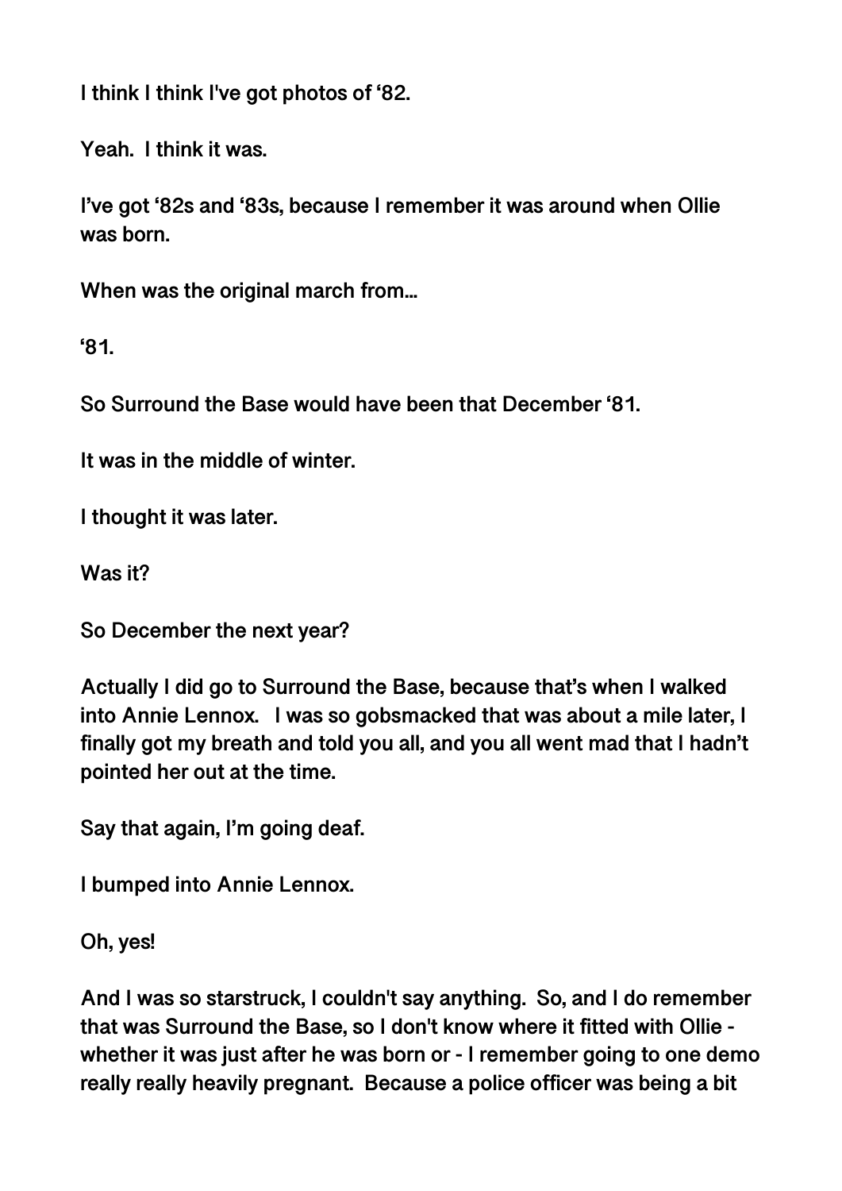I think I think I've got photos of '82.

Yeah. I think it was.

I've got '82s and '83s, because I remember it was around when Ollie was born.

When was the original march from...

'81.

So Surround the Base would have been that December '81.

It was in the middle of winter.

I thought it was later.

Was it?

So December the next year?

Actually I did go to Surround the Base, because that's when I walked into Annie Lennox. I was so gobsmacked that was about a mile later, I finally got my breath and told you all, and you all went mad that I hadn't pointed her out at the time.

Say that again, I'm going deaf.

I bumped into Annie Lennox.

Oh, yes!

And I was so starstruck, I couldn't say anything. So, and I do remember that was Surround the Base, so I don't know where it fitted with Ollie - whether it was just after he was born or - I remember going to one demo really really heavily pregnant. Because a police officer was being a bit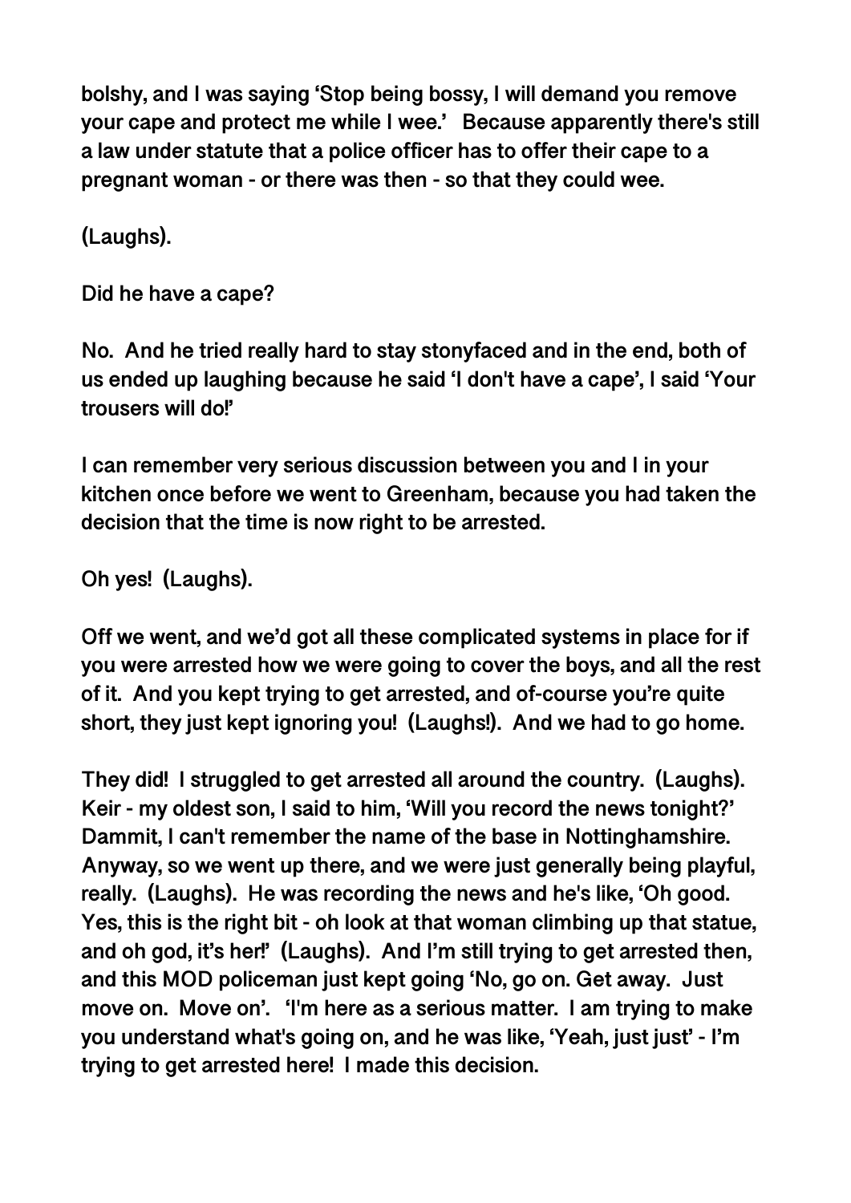bolshy, and I was saying 'Stop being bossy, I will demand you remove your cape and protect me while I wee.' Because apparently there's still a law under statute that a police officer has to offer their cape to a pregnant woman - or there was then - so that they could wee.

(Laughs).

Did he have a cape?

No. And he tried really hard to stay stonyfaced and in the end, both of us ended up laughing because he said 'I don't have a cape', I said 'Your trousers will do!'

I can remember very serious discussion between you and I in your kitchen once before we went to Greenham, because you had taken the decision that the time is now right to be arrested.

Oh yes! (Laughs).

Off we went, and we'd got all these complicated systems in place for if you were arrested how we were going to cover the boys, and all the rest of it. And you kept trying to get arrested, and of-course you're quite short, they just kept ignoring you! (Laughs!). And we had to go home.

They did! I struggled to get arrested all around the country. (Laughs). Keir - my oldest son, I said to him, 'Will you record the news tonight?' Dammit, I can't remember the name of the base in Nottinghamshire. Anyway, so we went up there, and we were just generally being playful, really. (Laughs). He was recording the news and he's like, 'Oh good. Yes, this is the right bit - oh look at that woman climbing up that statue, and oh god, it's her!' (Laughs). And I'm still trying to get arrested then, and this MOD policeman just kept going 'No, go on. Get away. Just move on. Move on'. 'I'm here as a serious matter. I am trying to make you understand what's going on, and he was like, 'Yeah, just just' - I'm trying to get arrested here! I made this decision.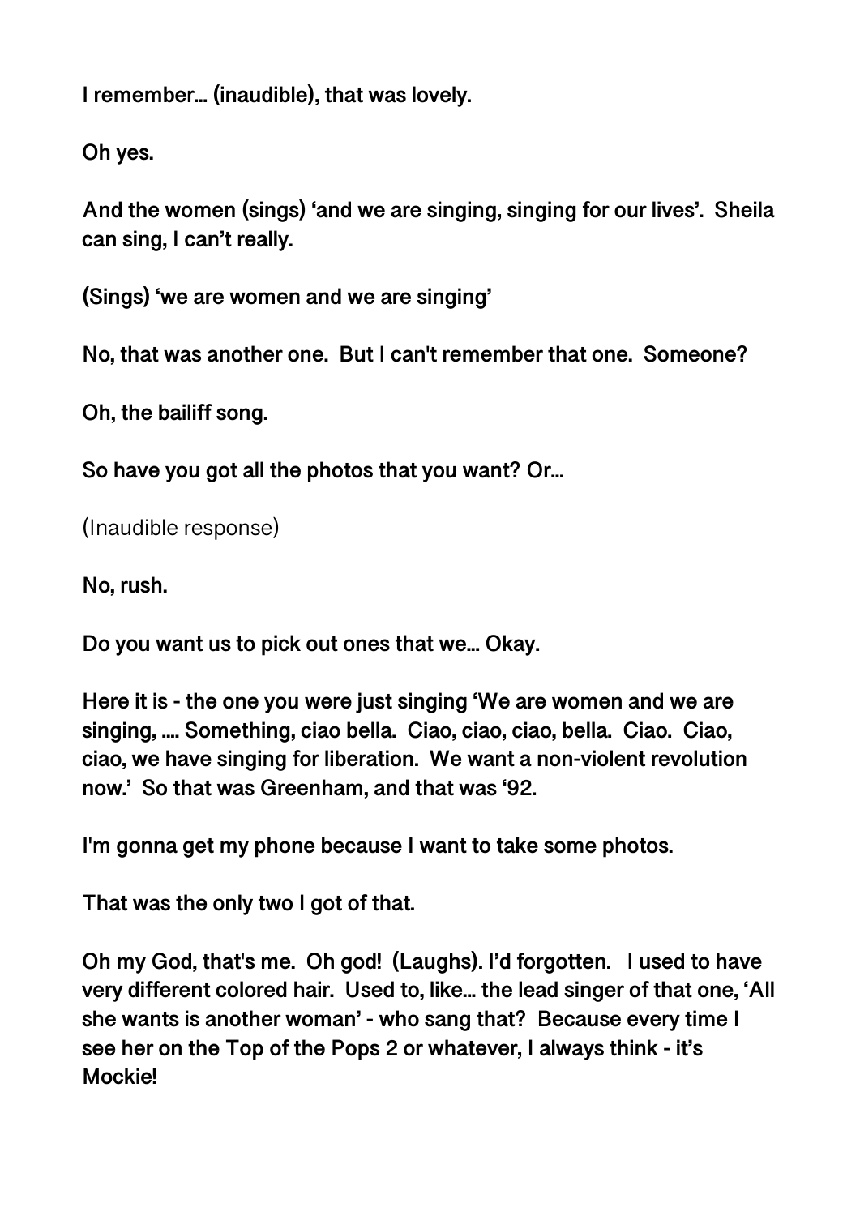**I remember… (inaudible), that was lovely.**

**Oh yes.**

**And the women (sings) 'and we are singing, singing for our lives'. Sheila can sing, I can't really.**

**(Sings) 'we are women and we are singing'**

**No, that was another one. But I can't remember that one. Someone?**

**Oh, the bailiff song.**

**So have you got all the photos that you want? Or…**

(Inaudible response)

**No, rush.**

**Do you want us to pick out ones that we… Okay.**

**Here it is - the one you were just singing 'We are women and we are singing, …. Something, ciao bella. Ciao, ciao, ciao, bella. Ciao. Ciao, ciao, we have singing for liberation. We want a non-violent revolution now.' So that was Greenham, and that was '92.**

**I'm gonna get my phone because I want to take some photos.**

**That was the only two I got of that.**

**Oh my God, that's me. Oh god! (Laughs). I'd forgotten. I used to have very different colored hair. Used to, like… the lead singer of that one, 'All she wants is another woman' - who sang that? Because every time I see her on the Top of the Pops 2 or whatever, I always think - it's Mockie!**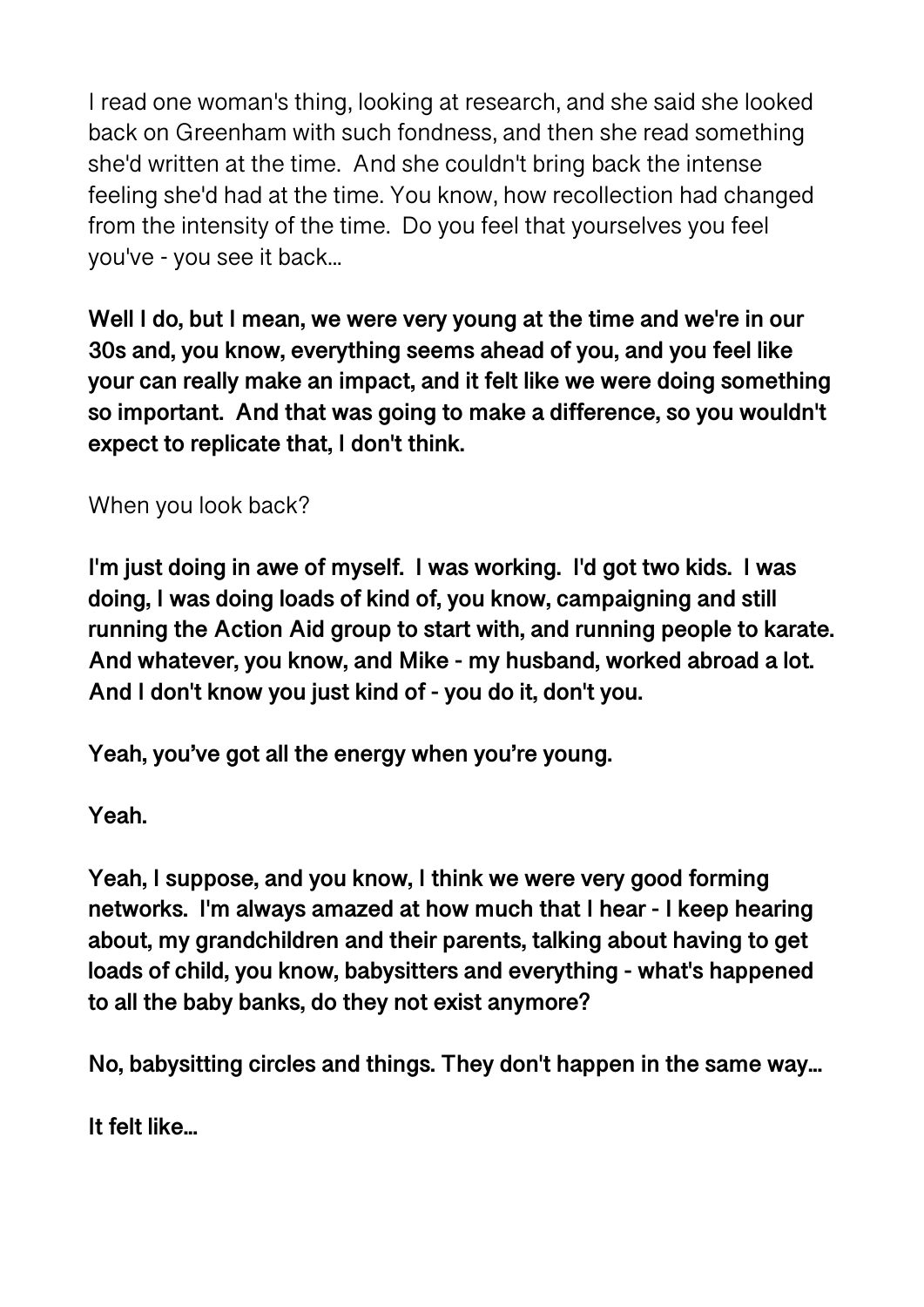I read one woman's thing, looking at research, and she said she looked back on Greenham with such fondness, and then she read something she'd written at the time. And she couldn't bring back the intense feeling she'd had at the time. You know, how recollection had changed from the intensity of the time. Do you feel that yourselves you feel you've - you see it back...

**Well I do, but I mean, we were very young at the time and we're in our 30s and, you know, everything seems ahead of you, and you feel like your can really make an impact, and it felt like we were doing something so important. And that was going to make a difference, so you wouldn't expect to replicate that, I don't think.**

When you look back?

**I'm just doing in awe of myself. I was working. I'd got two kids. I was doing, I was doing loads of kind of, you know, campaigning and still running the Action Aid group to start with, and running people to karate. And whatever, you know, and Mike - my husband, worked abroad a lot. And I don't know you just kind of - you do it, don't you.**

**Yeah, you've got all the energy when you're young.**

**Yeah.**

**Yeah, I suppose, and you know, I think we were very good forming networks. I'm always amazed at how much that I hear - I keep hearing about, my grandchildren and their parents, talking about having to get loads of child, you know, babysitters and everything - what's happened to all the baby banks, do they not exist anymore?**

**No, babysitting circles and things. They don't happen in the same way...**

**It felt like...**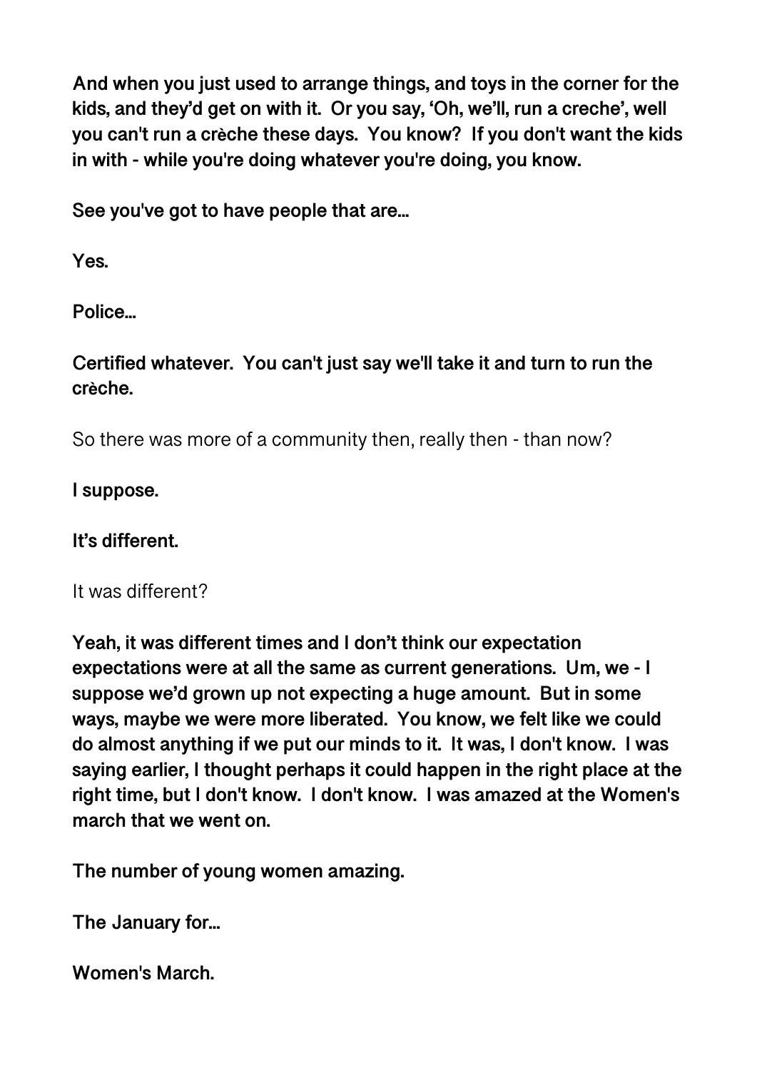**And when you just used to arrange things, and toys in the corner for the kids, and they'd get on with it. Or you say, 'Oh, we'll, run a creche', well you can't run a crèche these days. You know? If you don't want the kids in with - while you're doing whatever you're doing, you know.**

**See you've got to have people that are…**

**Yes.**

**Police…**

**Certified whatever. You can't just say we'll take it and turn to run the crèche.**

So there was more of a community then, really then - than now?

**I suppose.**

**It's different.**

It was different?

**Yeah, it was different times and I don't think our expectation expectations were at all the same as current generations. Um, we - I suppose we'd grown up not expecting a huge amount. But in some ways, maybe we were more liberated. You know, we felt like we could do almost anything if we put our minds to it. It was, I don't know. I was saying earlier, I thought perhaps it could happen in the right place at the right time, but I don't know. I don't know. I was amazed at the Women's march that we went on.**

**The number of young women amazing.**

**The January for…**

**Women's March.**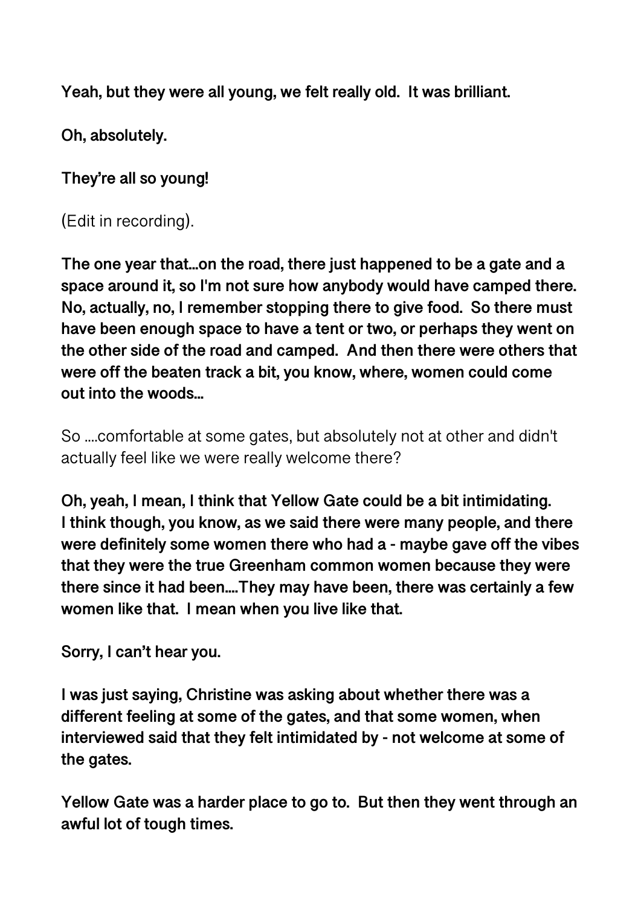**Yeah, but they were all young, we felt really old. It was brilliant.**

**Oh, absolutely.**

**They're all so young!**

(Edit in recording).

**The one year that…on the road, there just happened to be a gate and a space around it, so I'm not sure how anybody would have camped there. No, actually, no, I remember stopping there to give food. So there must have been enough space to have a tent or two, or perhaps they went on the other side of the road and camped. And then there were others that were off the beaten track a bit, you know, where, women could come out into the woods…**

So ….comfortable at some gates, but absolutely not at other and didn't actually feel like we were really welcome there?

**Oh, yeah, I mean, I think that Yellow Gate could be a bit intimidating. I think though, you know, as we said there were many people, and there were definitely some women there who had a - maybe gave off the vibes that they were the true Greenham common women because they were there since it had been….They may have been, there was certainly a few women like that. I mean when you live like that.**

**Sorry, I can't hear you.**

**I was just saying, Christine was asking about whether there was a different feeling at some of the gates, and that some women, when interviewed said that they felt intimidated by - not welcome at some of the gates.**

**Yellow Gate was a harder place to go to. But then they went through an awful lot of tough times.**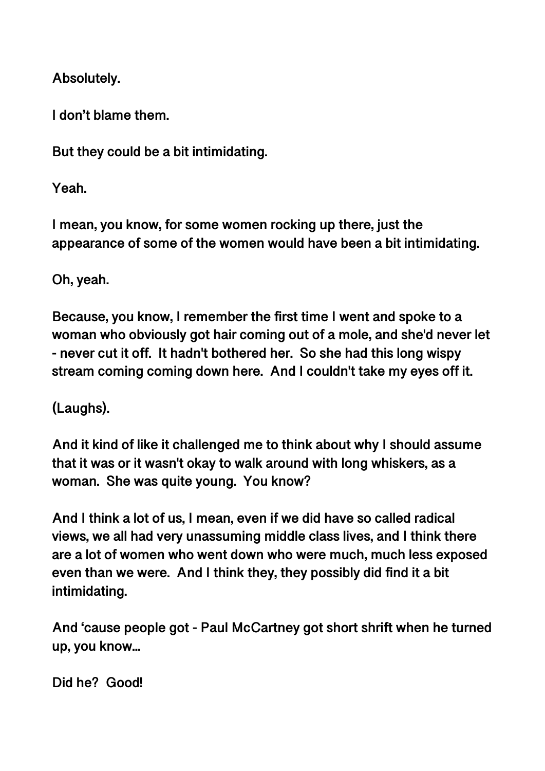**Absolutely.**

**I don't blame them.**

**But they could be a bit intimidating.**

**Yeah.**

**I mean, you know, for some women rocking up there, just the appearance of some of the women would have been a bit intimidating.**

**Oh, yeah.**

**Because, you know, I remember the first time I went and spoke to a woman who obviously got hair coming out of a mole, and she'd never let - never cut it off. It hadn't bothered her. So she had this long wispy stream coming coming down here. And I couldn't take my eyes off it.**

**(Laughs).**

**And it kind of like it challenged me to think about why I should assume that it was or it wasn't okay to walk around with long whiskers, as a woman. She was quite young. You know?**

**And I think a lot of us, I mean, even if we did have so called radical views, we all had very unassuming middle class lives, and I think there are a lot of women who went down who were much, much less exposed even than we were. And I think they, they possibly did find it a bit intimidating.**

**And 'cause people got - Paul McCartney got short shrift when he turned up, you know...**

**Did he? Good!**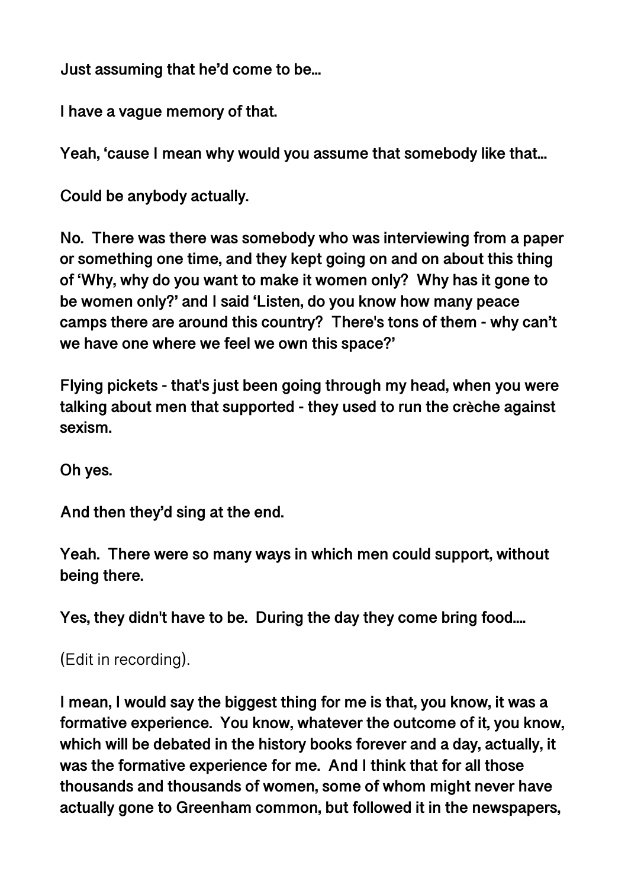**Just assuming that he'd come to be...**

**I have a vague memory of that.**

**Yeah, 'cause I mean why would you assume that somebody like that...**

**Could be anybody actually.**

**No. There was there was somebody who was interviewing from a paper or something one time, and they kept going on and on about this thing of 'Why, why do you want to make it women only? Why has it gone to be women only?' and I said 'Listen, do you know how many peace camps there are around this country? There's tons of them - why can't we have one where we feel we own this space?'**

**Flying pickets - that's just been going through my head, when you were talking about men that supported - they used to run the crèche against sexism.**

**Oh yes.**

**And then they'd sing at the end.**

**Yeah. There were so many ways in which men could support, without being there.**

**Yes, they didn't have to be. During the day they come bring food....**

(Edit in recording).

**I mean, I would say the biggest thing for me is that, you know, it was a formative experience. You know, whatever the outcome of it, you know, which will be debated in the history books forever and a day, actually, it was the formative experience for me. And I think that for all those thousands and thousands of women, some of whom might never have actually gone to Greenham common, but followed it in the newspapers,**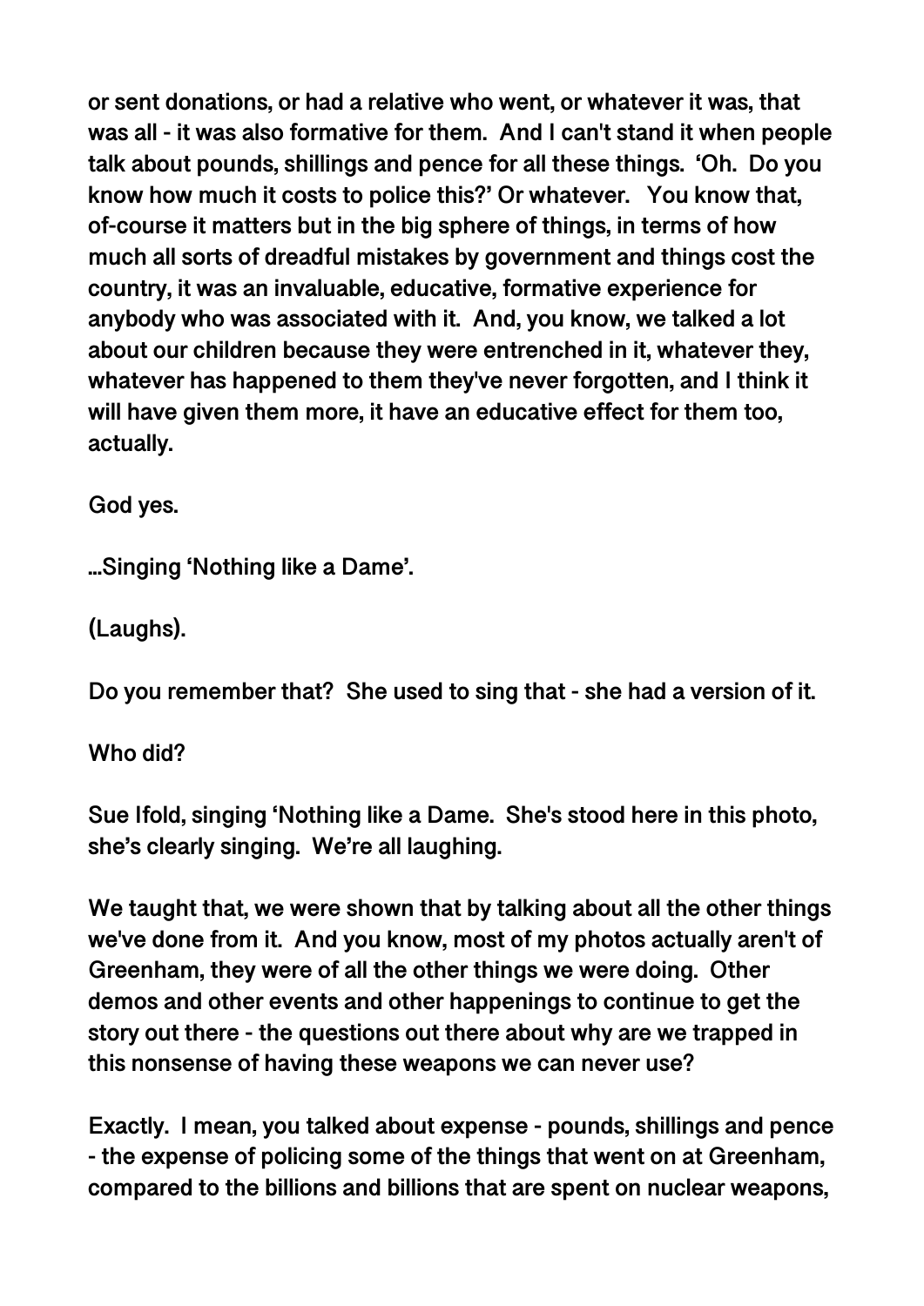or sent donations, or had a relative who went, or whatever it was, that was all - it was also formative for them. And I can't stand it when people talk about pounds, shillings and pence for all these things. 'Oh. Do you know how much it costs to police this?' Or whatever. You know that, of-course it matters but in the big sphere of things, in terms of how much all sorts of dreadful mistakes by government and things cost the country, it was an invaluable, educative, formative experience for anybody who was associated with it. And, you know, we talked a lot about our children because they were entrenched in it, whatever they, whatever has happened to them they've never forgotten, and I think it will have given them more, it have an educative effect for them too, actually.

God yes.

...Singing 'Nothing like a Dame'.

(Laughs).

Do you remember that? She used to sing that - she had a version of it.

Who did?

Sue Ifold, singing 'Nothing like a Dame. She's stood here in this photo, she's clearly singing. We're all laughing.

We taught that, we were shown that by talking about all the other things we've done from it. And you know, most of my photos actually aren't of Greenham, they were of all the other things we were doing. Other demos and other events and other happenings to continue to get the story out there - the questions out there about why are we trapped in this nonsense of having these weapons we can never use?

Exactly. I mean, you talked about expense - pounds, shillings and pence - the expense of policing some of the things that went on at Greenham, compared to the billions and billions that are spent on nuclear weapons,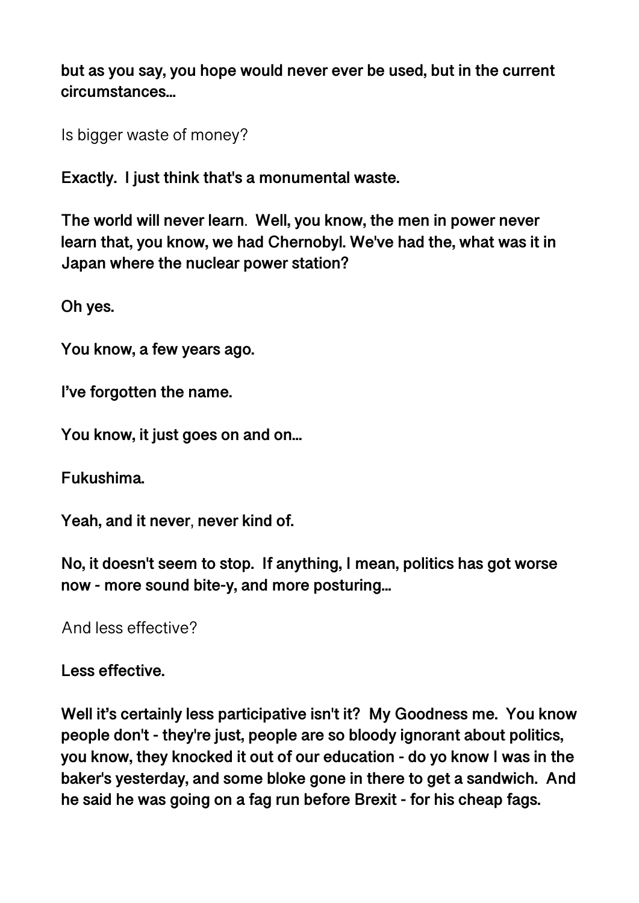**but as you say, you hope would never ever be used, but in the current circumstances...**

Is bigger waste of money?

**Exactly. I just think that's a monumental waste.**

**The world will never learn. Well, you know, the men in power never learn that, you know, we had Chernobyl. We've had the, what was it in Japan where the nuclear power station?**

**Oh yes.**

**You know, a few years ago.**

**I've forgotten the name.**

**You know, it just goes on and on...**

**Fukushima.**

**Yeah, and it never, never kind of.**

**No, it doesn't seem to stop. If anything, I mean, politics has got worse now - more sound bite-y, and more posturing...**

And less effective?

**Less effective.**

**Well it's certainly less participative isn't it? My Goodness me. You know people don't - they're just, people are so bloody ignorant about politics, you know, they knocked it out of our education - do yo know I was in the baker's yesterday, and some bloke gone in there to get a sandwich. And he said he was going on a fag run before Brexit - for his cheap fags.**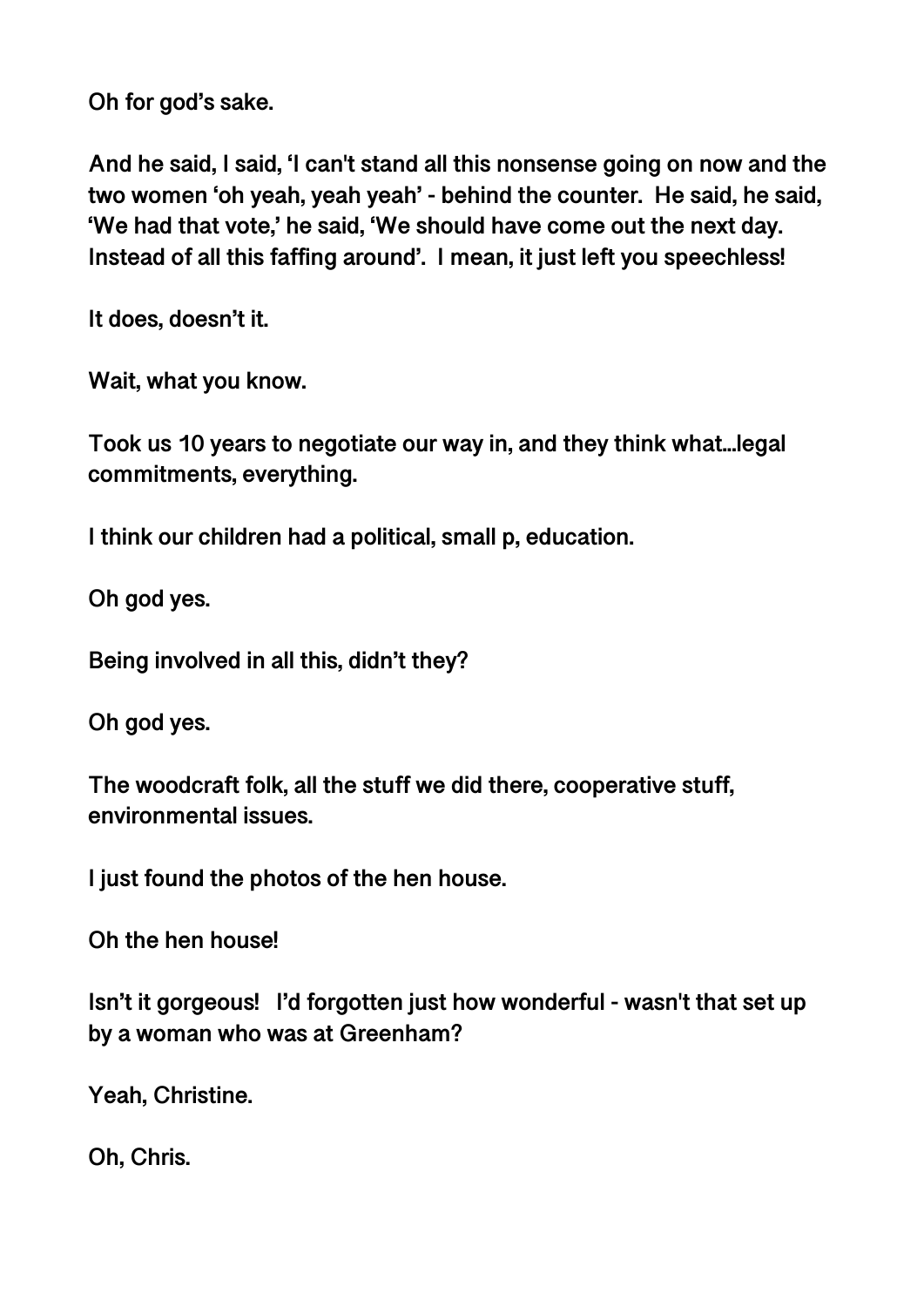**Oh for god's sake.**

**And he said, I said, 'I can't stand all this nonsense going on now and the two women 'oh yeah, yeah yeah' - behind the counter. He said, he said, 'We had that vote,' he said, 'We should have come out the next day. Instead of all this faffing around'. I mean, it just left you speechless!**

**It does, doesn't it.**

**Wait, what you know.**

**Took us 10 years to negotiate our way in, and they think what...legal commitments, everything.**

**I think our children had a political, small p, education.**

**Oh god yes.**

**Being involved in all this, didn't they?**

**Oh god yes.**

**The woodcraft folk, all the stuff we did there, cooperative stuff, environmental issues.**

**I just found the photos of the hen house.**

**Oh the hen house!**

**Isn't it gorgeous! I'd forgotten just how wonderful - wasn't that set up by a woman who was at Greenham?**

**Yeah, Christine.**

**Oh, Chris.**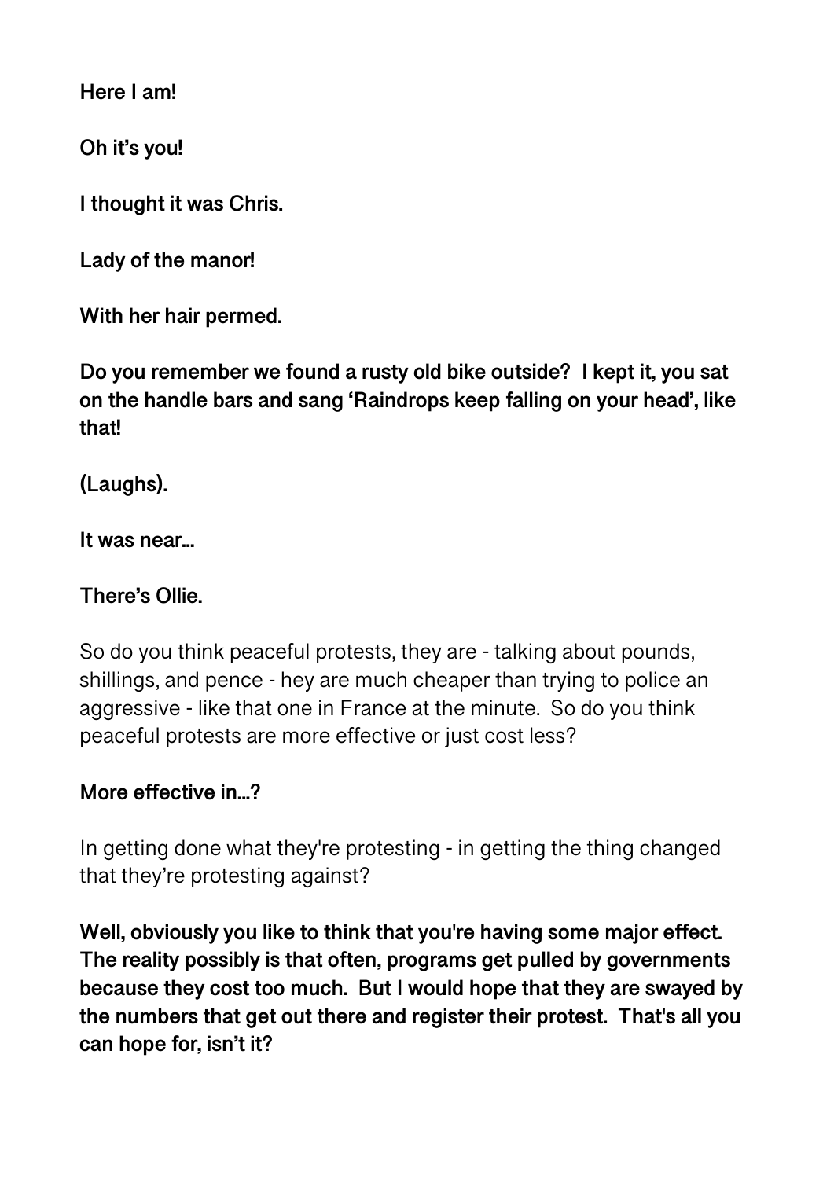**Here I am!**

**Oh it's you!**

**I thought it was Chris.**

**Lady of the manor!**

**With her hair permed.**

**Do you remember we found a rusty old bike outside? I kept it, you sat on the handle bars and sang 'Raindrops keep falling on your head', like that!**

**(Laughs).**

**It was near...**

**There's Ollie.**

So do you think peaceful protests, they are - talking about pounds, shillings, and pence - hey are much cheaper than trying to police an aggressive - like that one in France at the minute. So do you think peaceful protests are more effective or just cost less?

**More effective in...?**

In getting done what they're protesting - in getting the thing changed that they're protesting against?

**Well, obviously you like to think that you're having some major effect. The reality possibly is that often, programs get pulled by governments because they cost too much. But I would hope that they are swayed by the numbers that get out there and register their protest. That's all you can hope for, isn't it?**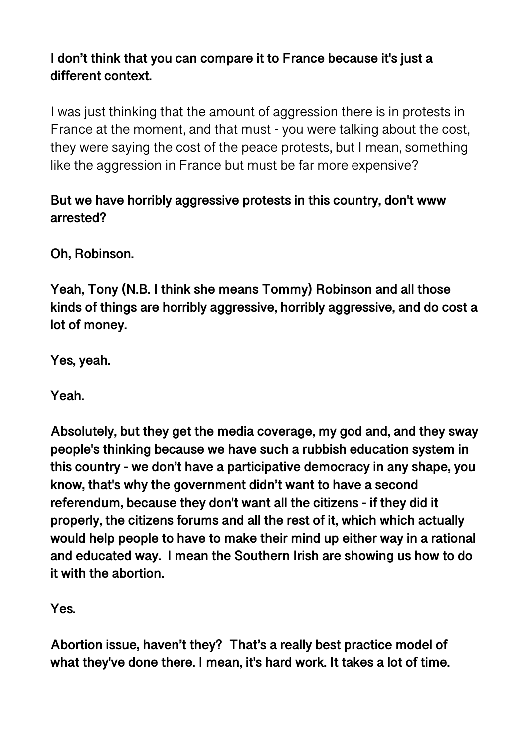**I don’t think that you can compare it to France because it's just a different context.**

I was just thinking that the amount of aggression there is in protests in France at the moment, and that must - you were talking about the cost, they were saying the cost of the peace protests, but I mean, something like the aggression in France but must be far more expensive?

**But we have horribly aggressive protests in this country, don't www arrested?**

**Oh, Robinson.**

**Yeah, Tony (N.B. I think she means Tommy) Robinson and all those kinds of things are horribly aggressive, horribly aggressive, and do cost a lot of money.**

**Yes, yeah.**

**Yeah.**

**Absolutely, but they get the media coverage, my god and, and they sway people's thinking because we have such a rubbish education system in this country - we don’t have a participative democracy in any shape, you know, that's why the government didn’t want to have a second referendum, because they don't want all the citizens - if they did it properly, the citizens forums and all the rest of it, which which actually would help people to have to make their mind up either way in a rational and educated way. I mean the Southern Irish are showing us how to do it with the abortion.**

**Yes.**

**Abortion issue, haven’t they? That’s a really best practice model of what they've done there. I mean, it's hard work. It takes a lot of time.**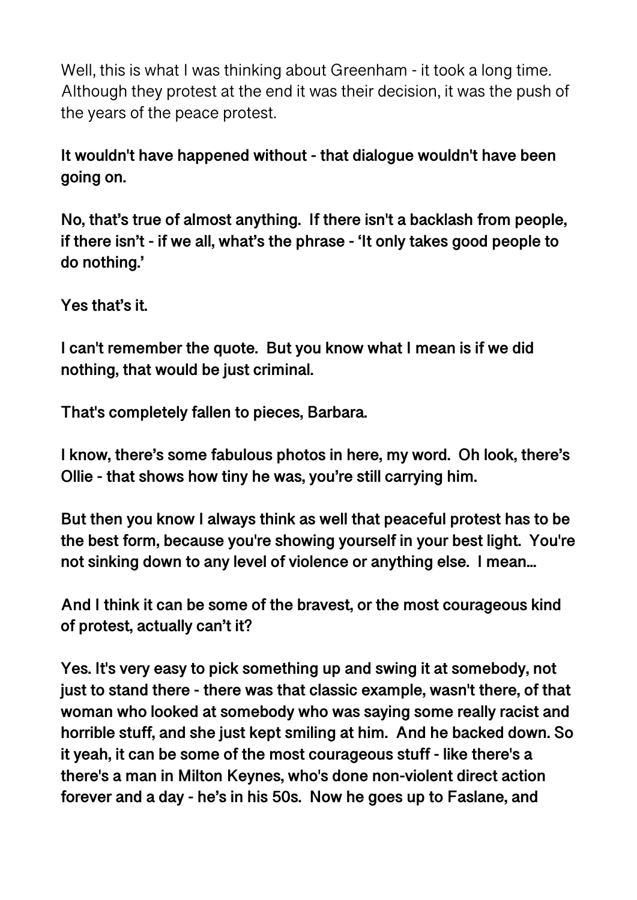Well, this is what I was thinking about Greenham - it took a long time. Although they protest at the end it was their decision, it was the push of the years of the peace protest.

**It wouldn't have happened without - that dialogue wouldn't have been going on.**

**No, that's true of almost anything. If there isn't a backlash from people, if there isn't - if we all, what's the phrase - 'It only takes good people to do nothing.'**

**Yes that's it.**

**I can't remember the quote. But you know what I mean is if we did nothing, that would be just criminal.**

**That's completely fallen to pieces, Barbara.**

**I know, there's some fabulous photos in here, my word. Oh look, there's Ollie - that shows how tiny he was, you're still carrying him.**

**But then you know I always think as well that peaceful protest has to be the best form, because you're showing yourself in your best light. You're not sinking down to any level of violence or anything else. I mean…**

**And I think it can be some of the bravest, or the most courageous kind of protest, actually can't it?**

**Yes. It's very easy to pick something up and swing it at somebody, not just to stand there - there was that classic example, wasn't there, of that woman who looked at somebody who was saying some really racist and horrible stuff, and she just kept smiling at him. And he backed down. So it yeah, it can be some of the most courageous stuff - like there's a there's a man in Milton Keynes, who's done non-violent direct action forever and a day - he's in his 50s. Now he goes up to Faslane, and**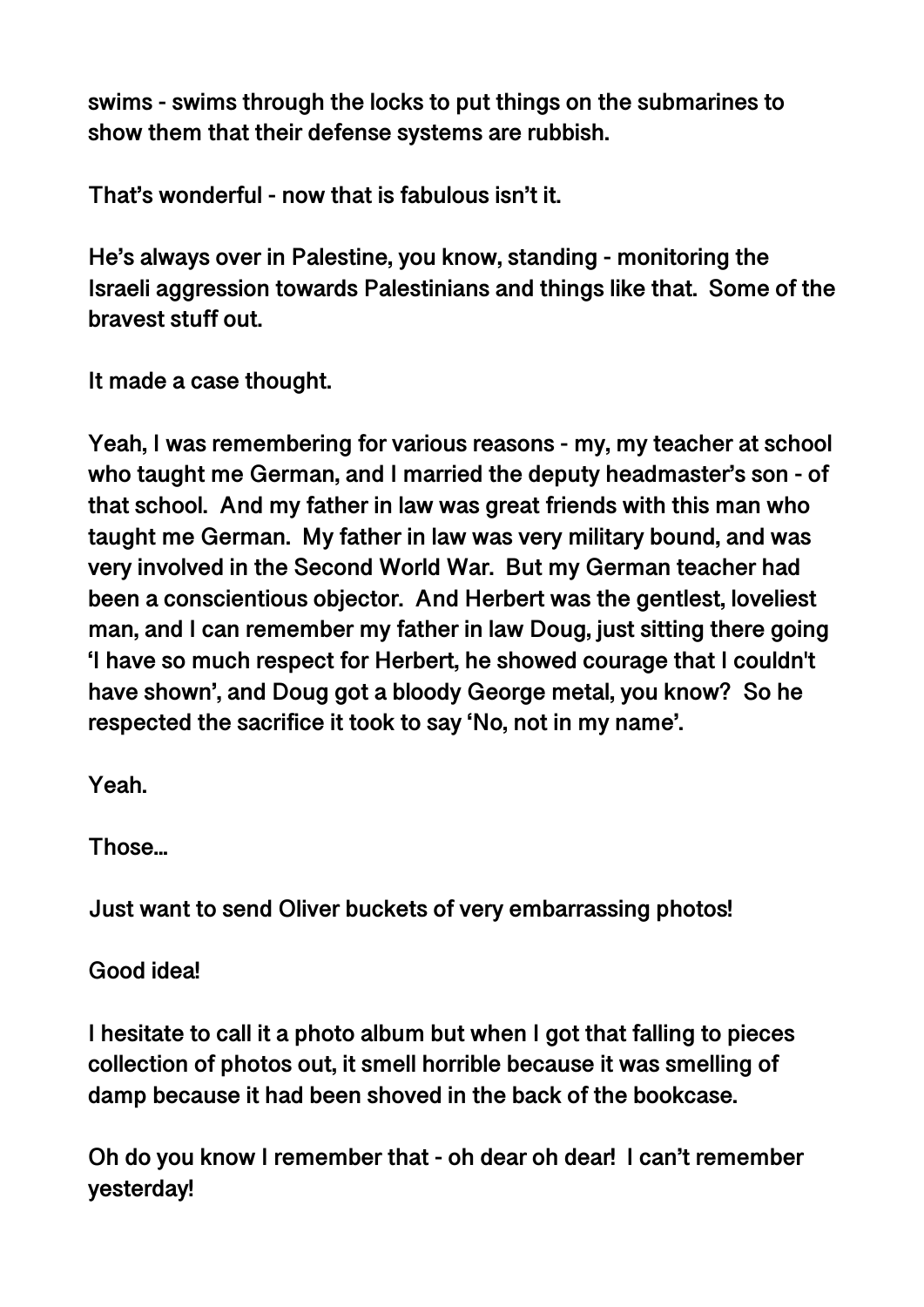swims - swims through the locks to put things on the submarines to show them that their defense systems are rubbish.

That's wonderful - now that is fabulous isn't it.

He's always over in Palestine, you know, standing - monitoring the Israeli aggression towards Palestinians and things like that. Some of the bravest stuff out.

It made a case thought.

Yeah, I was remembering for various reasons - my, my teacher at school who taught me German, and I married the deputy headmaster's son - of that school. And my father in law was great friends with this man who taught me German. My father in law was very military bound, and was very involved in the Second World War. But my German teacher had been a conscientious objector. And Herbert was the gentlest, loveliest man, and I can remember my father in law Doug, just sitting there going 'I have so much respect for Herbert, he showed courage that I couldn't have shown', and Doug got a bloody George metal, you know? So he respected the sacrifice it took to say 'No, not in my name'.

Yeah.

Those...

Just want to send Oliver buckets of very embarrassing photos!

Good idea!

I hesitate to call it a photo album but when I got that falling to pieces collection of photos out, it smell horrible because it was smelling of damp because it had been shoved in the back of the bookcase.

Oh do you know I remember that - oh dear oh dear! I can't remember yesterday!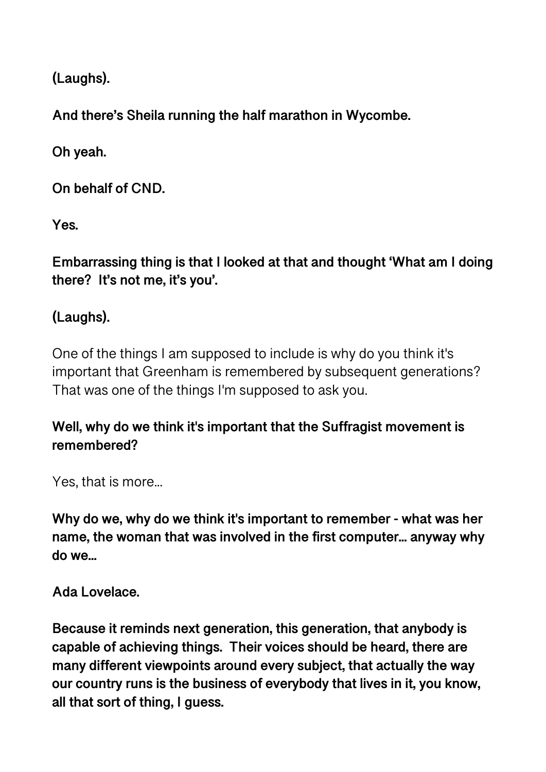**(Laughs).**

**And there's Sheila running the half marathon in Wycombe.**

**Oh yeah.**

**On behalf of CND.**

**Yes.**

**Embarrassing thing is that I looked at that and thought 'What am I doing there? It's not me, it's you'.**

**(Laughs).**

One of the things I am supposed to include is why do you think it's important that Greenham is remembered by subsequent generations? That was one of the things I'm supposed to ask you.

**Well, why do we think it's important that the Suffragist movement is remembered?**

Yes, that is more...

**Why do we, why do we think it's important to remember - what was her name, the woman that was involved in the first computer... anyway why do we...**

**Ada Lovelace.**

**Because it reminds next generation, this generation, that anybody is capable of achieving things. Their voices should be heard, there are many different viewpoints around every subject, that actually the way our country runs is the business of everybody that lives in it, you know, all that sort of thing, I guess.**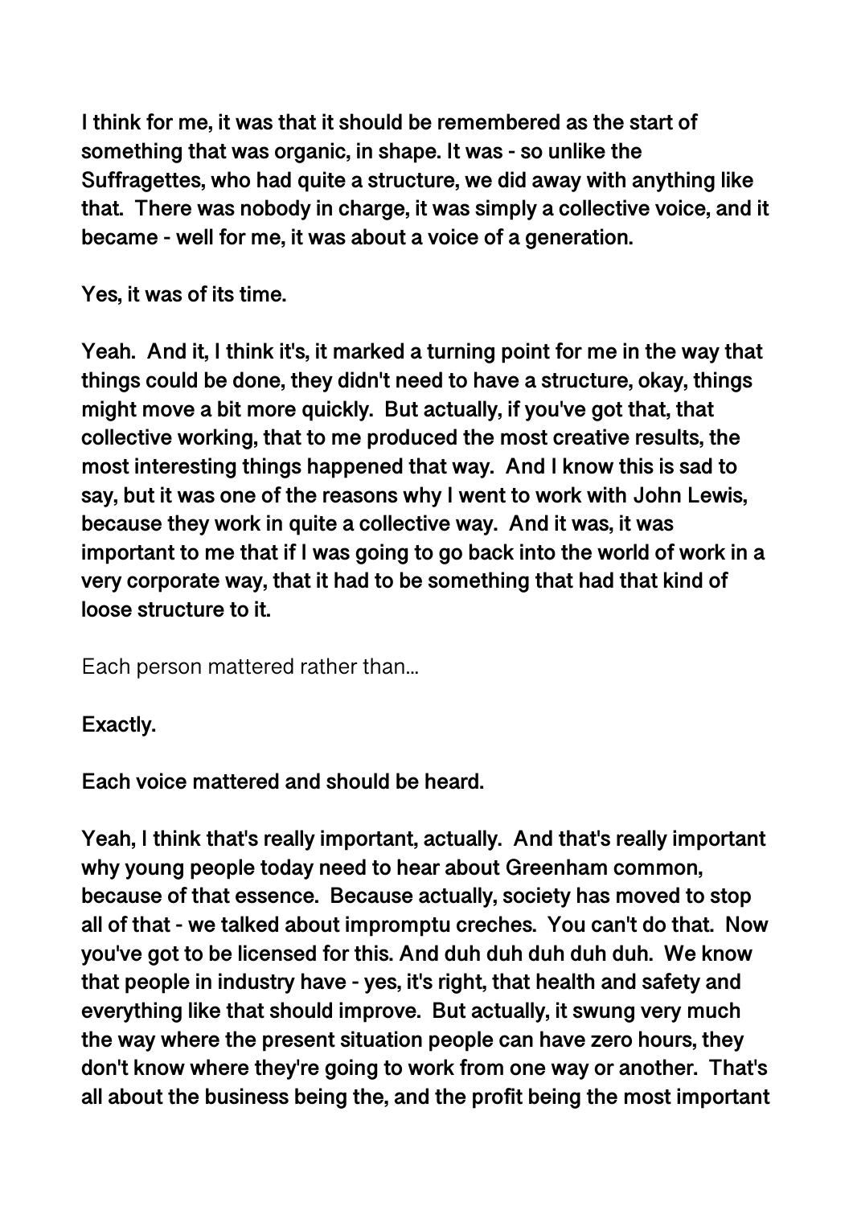**I think for me, it was that it should be remembered as the start of something that was organic, in shape. It was - so unlike the Suffragettes, who had quite a structure, we did away with anything like that. There was nobody in charge, it was simply a collective voice, and it became - well for me, it was about a voice of a generation.**

**Yes, it was of its time.**

**Yeah. And it, I think it's, it marked a turning point for me in the way that things could be done, they didn't need to have a structure, okay, things might move a bit more quickly. But actually, if you've got that, that collective working, that to me produced the most creative results, the most interesting things happened that way. And I know this is sad to say, but it was one of the reasons why I went to work with John Lewis, because they work in quite a collective way. And it was, it was important to me that if I was going to go back into the world of work in a very corporate way, that it had to be something that had that kind of loose structure to it.**

Each person mattered rather than...

**Exactly.**

**Each voice mattered and should be heard.**

**Yeah, I think that's really important, actually. And that's really important why young people today need to hear about Greenham common, because of that essence. Because actually, society has moved to stop all of that - we talked about impromptu creches. You can't do that. Now you've got to be licensed for this. And duh duh duh duh duh. We know that people in industry have - yes, it's right, that health and safety and everything like that should improve. But actually, it swung very much the way where the present situation people can have zero hours, they don't know where they're going to work from one way or another. That's all about the business being the, and the profit being the most important**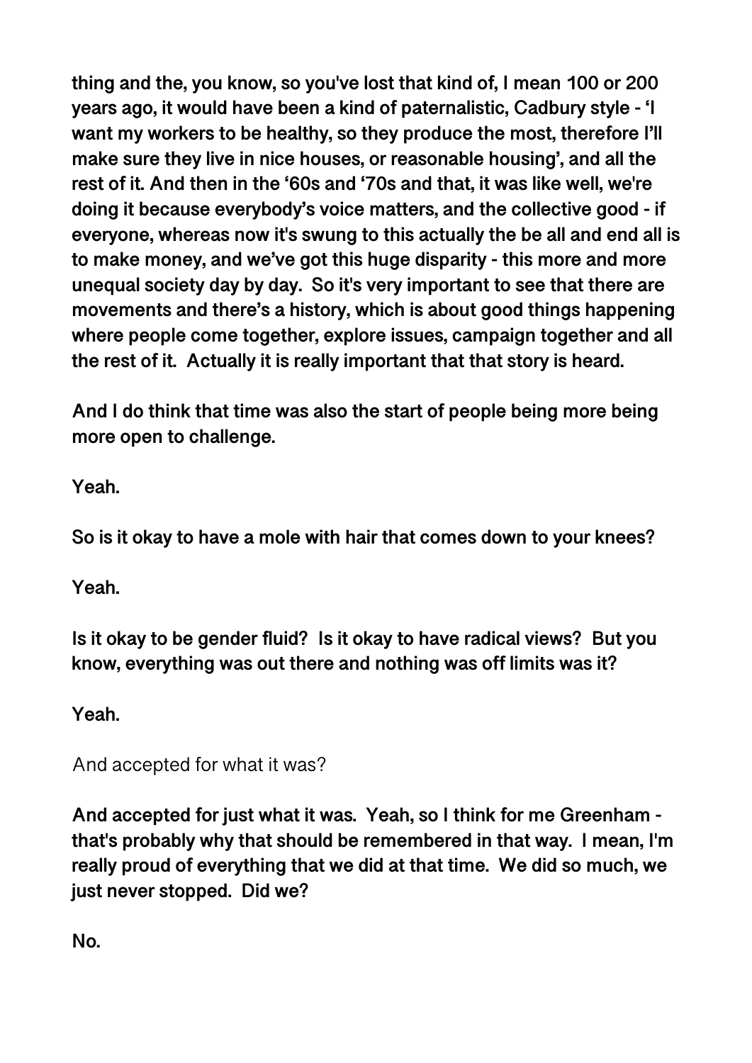**thing and the, you know, so you've lost that kind of, I mean 100 or 200 years ago, it would have been a kind of paternalistic, Cadbury style - 'I want my workers to be healthy, so they produce the most, therefore I'll make sure they live in nice houses, or reasonable housing', and all the rest of it. And then in the '60s and '70s and that, it was like well, we're doing it because everybody's voice matters, and the collective good - if everyone, whereas now it's swung to this actually the be all and end all is to make money, and we've got this huge disparity - this more and more unequal society day by day. So it's very important to see that there are movements and there's a history, which is about good things happening where people come together, explore issues, campaign together and all the rest of it. Actually it is really important that that story is heard.**

**And I do think that time was also the start of people being more being more open to challenge.**

**Yeah.**

**So is it okay to have a mole with hair that comes down to your knees?**

**Yeah.**

**Is it okay to be gender fluid? Is it okay to have radical views? But you know, everything was out there and nothing was off limits was it?**

**Yeah.**

And accepted for what it was?

**And accepted for just what it was. Yeah, so I think for me Greenham - that's probably why that should be remembered in that way. I mean, I'm really proud of everything that we did at that time. We did so much, we just never stopped. Did we?**

**No.**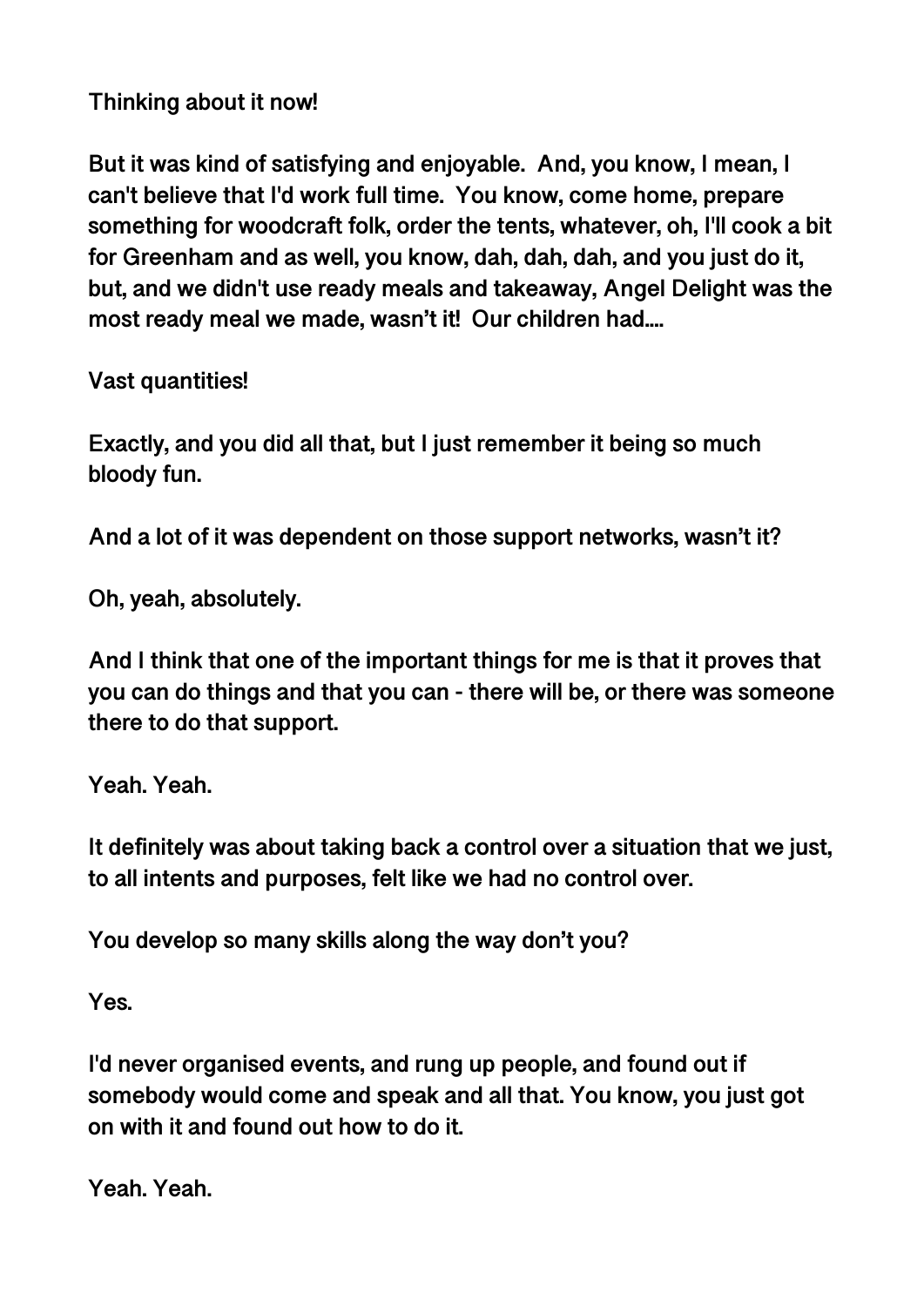**Thinking about it now!**

**But it was kind of satisfying and enjoyable. And, you know, I mean, I can't believe that I'd work full time. You know, come home, prepare something for woodcraft folk, order the tents, whatever, oh, I'll cook a bit for Greenham and as well, you know, dah, dah, dah, and you just do it, but, and we didn't use ready meals and takeaway, Angel Delight was the most ready meal we made, wasn't it! Our children had....**

**Vast quantities!**

**Exactly, and you did all that, but I just remember it being so much bloody fun.**

**And a lot of it was dependent on those support networks, wasn't it?**

**Oh, yeah, absolutely.**

**And I think that one of the important things for me is that it proves that you can do things and that you can - there will be, or there was someone there to do that support.**

**Yeah. Yeah.**

**It definitely was about taking back a control over a situation that we just, to all intents and purposes, felt like we had no control over.**

**You develop so many skills along the way don't you?**

**Yes.**

**I'd never organised events, and rung up people, and found out if somebody would come and speak and all that. You know, you just got on with it and found out how to do it.**

**Yeah. Yeah.**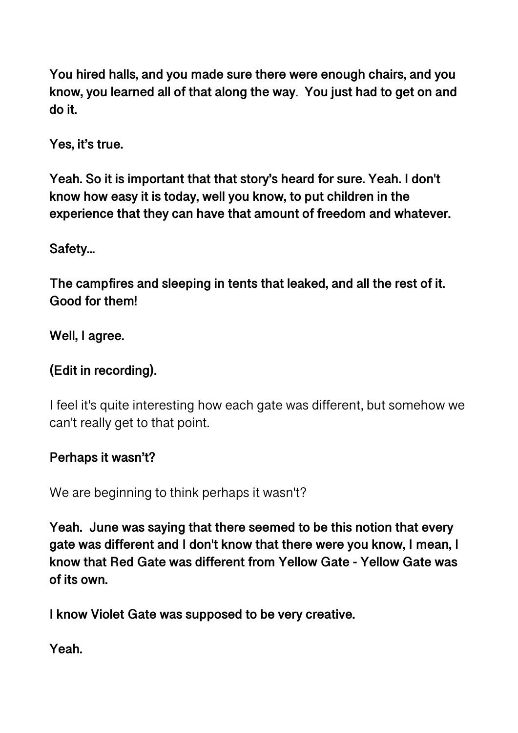**You hired halls, and you made sure there were enough chairs, and you know, you learned all of that along the way**. **You just had to get on and do it.**

**Yes, it's true.**

**Yeah. So it is important that that story's heard for sure. Yeah. I don't know how easy it is today, well you know, to put children in the experience that they can have that amount of freedom and whatever.**

**Safety...**

**The campfires and sleeping in tents that leaked, and all the rest of it. Good for them!**

**Well, I agree.**

**(Edit in recording).**

I feel it's quite interesting how each gate was different, but somehow we can't really get to that point.

**Perhaps it wasn't?**

We are beginning to think perhaps it wasn't?

**Yeah. June was saying that there seemed to be this notion that every gate was different and I don't know that there were you know, I mean, I know that Red Gate was different from Yellow Gate - Yellow Gate was of its own.**

**I know Violet Gate was supposed to be very creative.**

**Yeah.**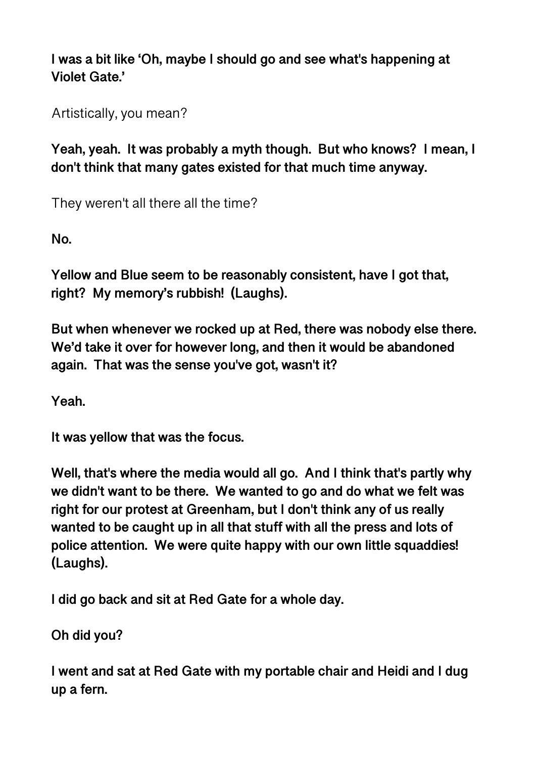**I was a bit like 'Oh, maybe I should go and see what's happening at Violet Gate.'**

Artistically, you mean?

**Yeah, yeah. It was probably a myth though. But who knows? I mean, I don't think that many gates existed for that much time anyway.**

They weren't all there all the time?

**No.**

**Yellow and Blue seem to be reasonably consistent, have I got that, right? My memory's rubbish! (Laughs).**

**But when whenever we rocked up at Red, there was nobody else there. We'd take it over for however long, and then it would be abandoned again. That was the sense you've got, wasn't it?**

**Yeah.**

**It was yellow that was the focus.**

**Well, that's where the media would all go. And I think that's partly why we didn't want to be there. We wanted to go and do what we felt was right for our protest at Greenham, but I don't think any of us really wanted to be caught up in all that stuff with all the press and lots of police attention. We were quite happy with our own little squaddies! (Laughs).**

**I did go back and sit at Red Gate for a whole day.**

**Oh did you?**

**I went and sat at Red Gate with my portable chair and Heidi and I dug up a fern.**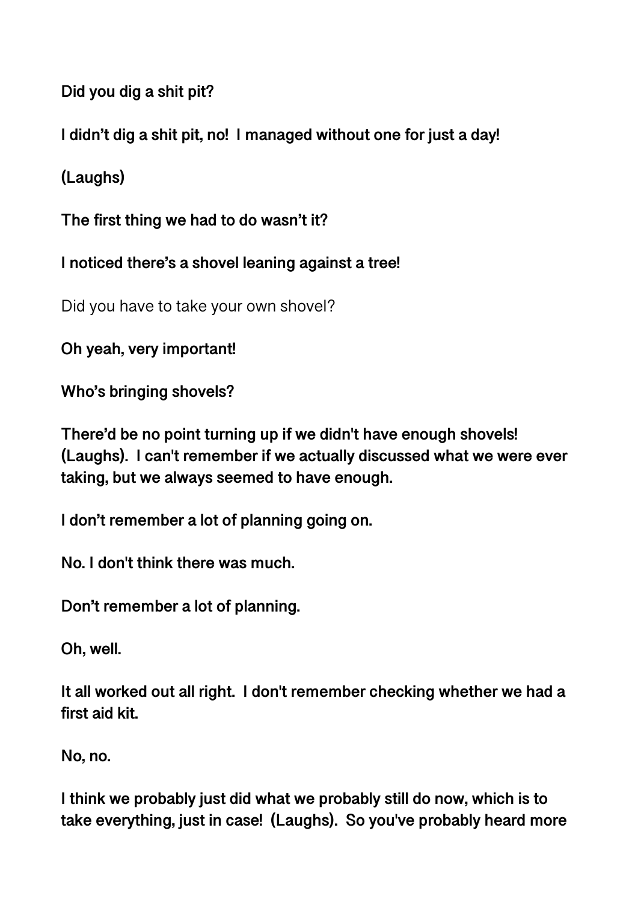**Did you dig a shit pit?**

**I didn't dig a shit pit, no! I managed without one for just a day!**

**(Laughs)**

**The first thing we had to do wasn't it?**

**I noticed there's a shovel leaning against a tree!**

Did you have to take your own shovel?

**Oh yeah, very important!**

**Who's bringing shovels?**

**There'd be no point turning up if we didn't have enough shovels! (Laughs). I can't remember if we actually discussed what we were ever taking, but we always seemed to have enough.**

**I don't remember a lot of planning going on.**

**No. I don't think there was much.**

**Don't remember a lot of planning.**

**Oh, well.**

**It all worked out all right. I don't remember checking whether we had a first aid kit.**

**No, no.**

**I think we probably just did what we probably still do now, which is to take everything, just in case! (Laughs). So you've probably heard more**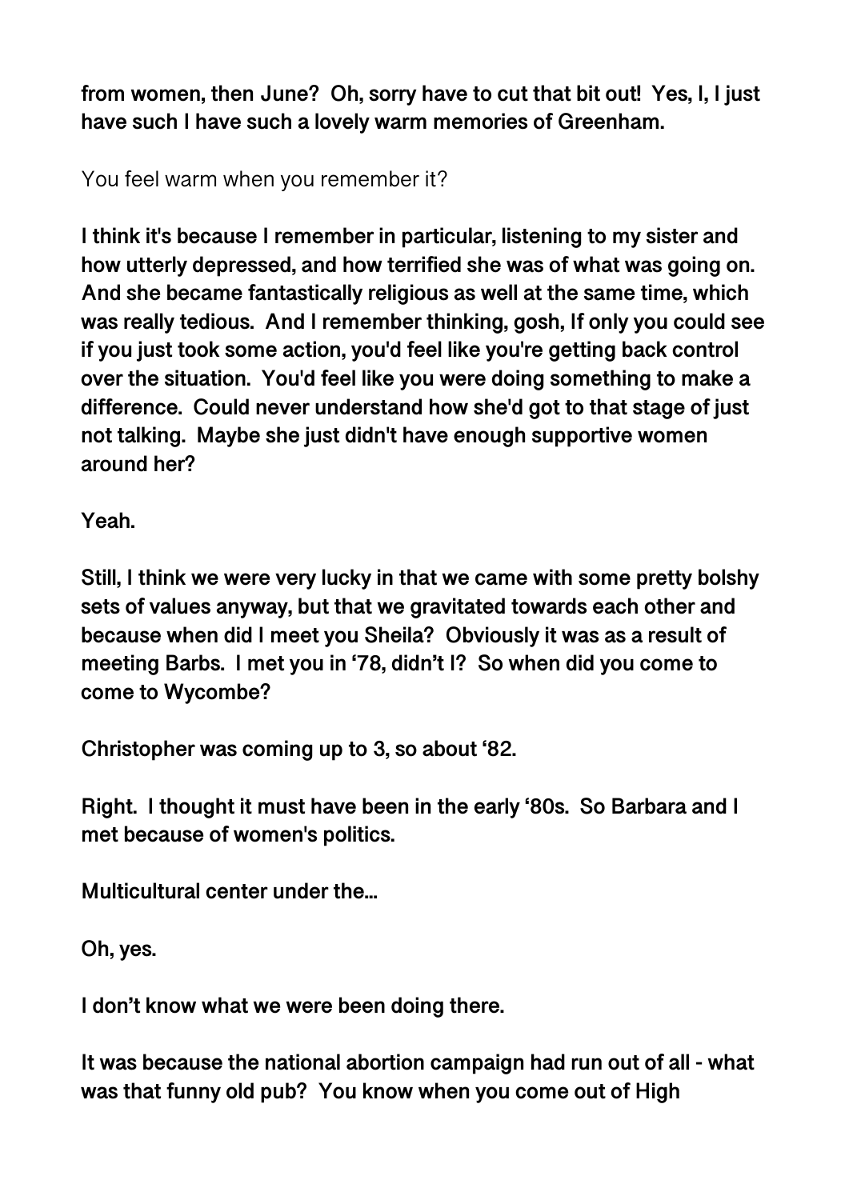**from women, then June? Oh, sorry have to cut that bit out! Yes, I, I just have such I have such a lovely warm memories of Greenham.**

You feel warm when you remember it?

**I think it's because I remember in particular, listening to my sister and how utterly depressed, and how terrified she was of what was going on. And she became fantastically religious as well at the same time, which was really tedious. And I remember thinking, gosh, If only you could see if you just took some action, you'd feel like you're getting back control over the situation. You'd feel like you were doing something to make a difference. Could never understand how she'd got to that stage of just not talking. Maybe she just didn't have enough supportive women around her?**

**Yeah.**

**Still, I think we were very lucky in that we came with some pretty bolshy sets of values anyway, but that we gravitated towards each other and because when did I meet you Sheila? Obviously it was as a result of meeting Barbs. I met you in '78, didn't I? So when did you come to come to Wycombe?**

**Christopher was coming up to 3, so about '82.**

**Right. I thought it must have been in the early '80s. So Barbara and I met because of women's politics.**

**Multicultural center under the...**

**Oh, yes.**

**I don't know what we were been doing there.**

**It was because the national abortion campaign had run out of all - what was that funny old pub? You know when you come out of High**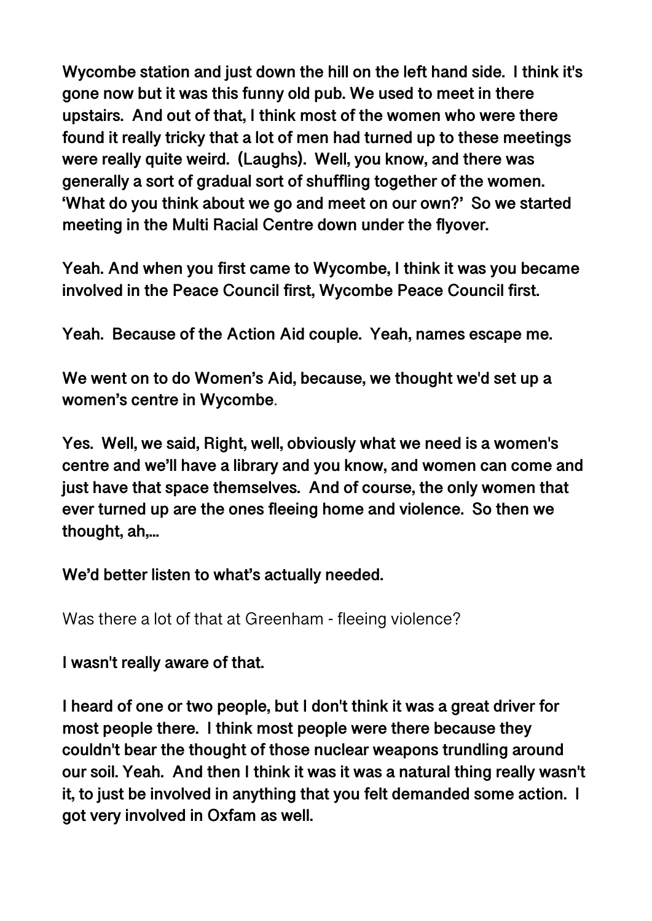**Wycombe station and just down the hill on the left hand side. I think it's gone now but it was this funny old pub. We used to meet in there upstairs. And out of that, I think most of the women who were there found it really tricky that a lot of men had turned up to these meetings were really quite weird. (Laughs). Well, you know, and there was generally a sort of gradual sort of shuffling together of the women. 'What do you think about we go and meet on our own?' So we started meeting in the Multi Racial Centre down under the flyover.**

**Yeah. And when you first came to Wycombe, I think it was you became involved in the Peace Council first, Wycombe Peace Council first.**

**Yeah. Because of the Action Aid couple. Yeah, names escape me.**

**We went on to do Women's Aid, because, we thought we'd set up a women's centre in Wycombe**.

**Yes. Well, we said, Right, well, obviously what we need is a women's centre and we'll have a library and you know, and women can come and just have that space themselves. And of course, the only women that ever turned up are the ones fleeing home and violence. So then we thought, ah,...**

**We'd better listen to what's actually needed.**

Was there a lot of that at Greenham - fleeing violence?

**I wasn't really aware of that.**

**I heard of one or two people, but I don't think it was a great driver for most people there. I think most people were there because they couldn't bear the thought of those nuclear weapons trundling around our soil. Yeah. And then I think it was it was a natural thing really wasn't it, to just be involved in anything that you felt demanded some action. I got very involved in Oxfam as well.**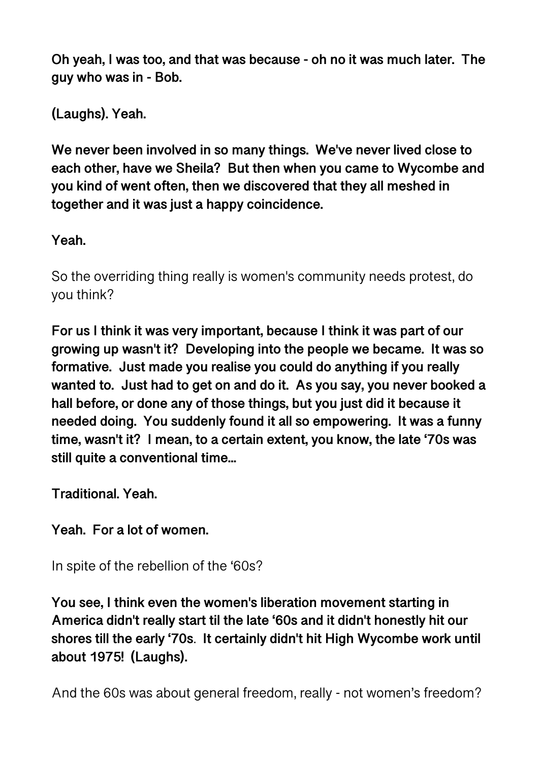**Oh yeah, I was too, and that was because - oh no it was much later. The guy who was in - Bob.**

**(Laughs). Yeah.**

**We never been involved in so many things. We've never lived close to each other, have we Sheila? But then when you came to Wycombe and you kind of went often, then we discovered that they all meshed in together and it was just a happy coincidence.**

**Yeah.**

So the overriding thing really is women's community needs protest, do you think?

**For us I think it was very important, because I think it was part of our growing up wasn't it? Developing into the people we became. It was so formative. Just made you realise you could do anything if you really wanted to. Just had to get on and do it. As you say, you never booked a hall before, or done any of those things, but you just did it because it needed doing. You suddenly found it all so empowering. It was a funny time, wasn't it? I mean, to a certain extent, you know, the late '70s was still quite a conventional time...**

**Traditional. Yeah.**

**Yeah. For a lot of women.**

In spite of the rebellion of the '60s?

**You see, I think even the women's liberation movement starting in America didn't really start til the late '60s and it didn't honestly hit our shores till the early '70s. It certainly didn't hit High Wycombe work until about 1975! (Laughs).**

And the 60s was about general freedom, really - not women's freedom?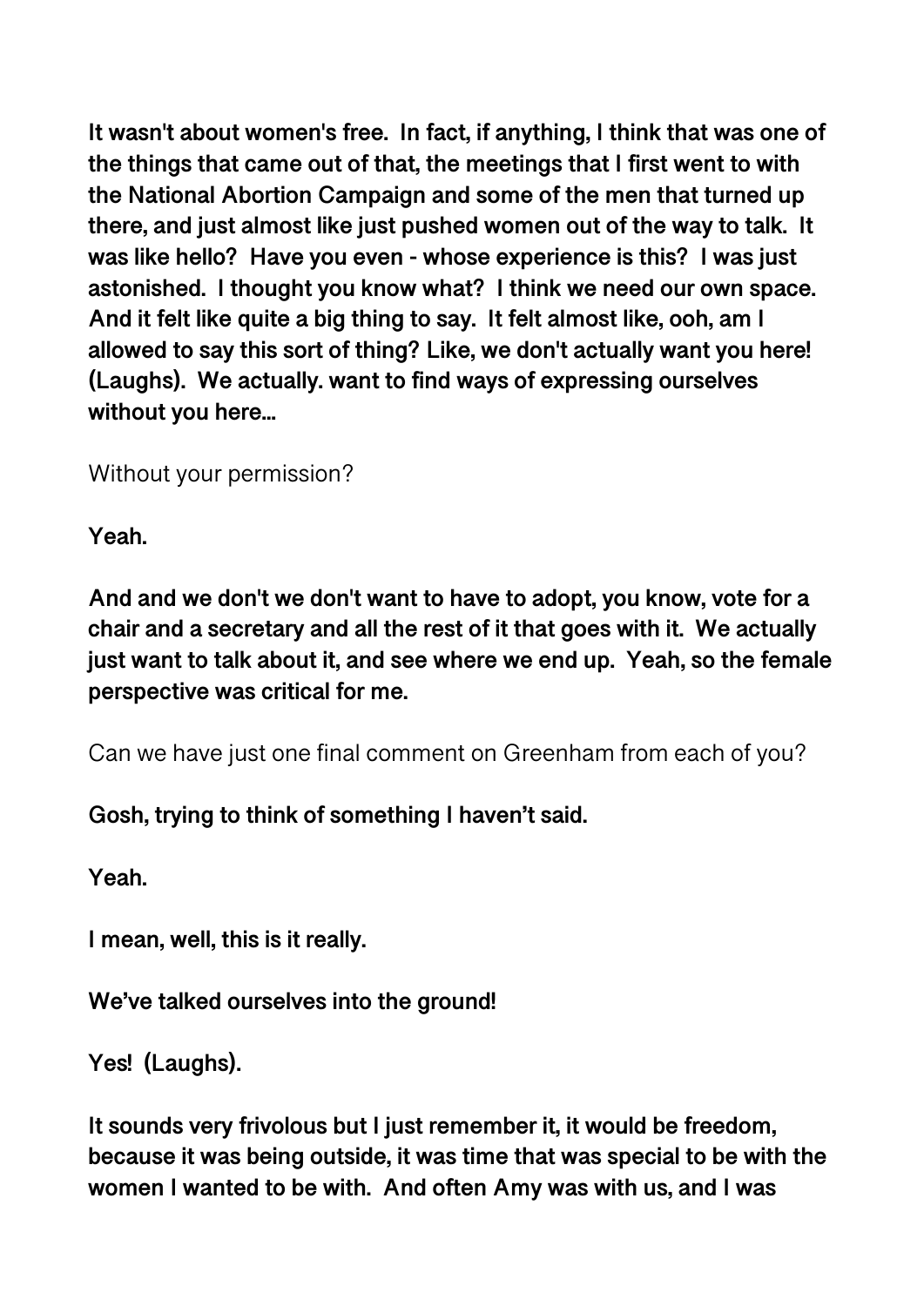**It wasn't about women's free. In fact, if anything, I think that was one of the things that came out of that, the meetings that I first went to with the National Abortion Campaign and some of the men that turned up there, and just almost like just pushed women out of the way to talk. It was like hello? Have you even - whose experience is this? I was just astonished. I thought you know what? I think we need our own space. And it felt like quite a big thing to say. It felt almost like, ooh, am I allowed to say this sort of thing? Like, we don't actually want you here! (Laughs). We actually. want to find ways of expressing ourselves without you here…**

Without your permission?

**Yeah.**

**And and we don't we don't want to have to adopt, you know, vote for a chair and a secretary and all the rest of it that goes with it. We actually just want to talk about it, and see where we end up. Yeah, so the female perspective was critical for me.**

Can we have just one final comment on Greenham from each of you?

**Gosh, trying to think of something I haven't said.**

**Yeah.**

**I mean, well, this is it really.**

**We've talked ourselves into the ground!**

**Yes! (Laughs).**

**It sounds very frivolous but I just remember it, it would be freedom, because it was being outside, it was time that was special to be with the women I wanted to be with. And often Amy was with us, and I was**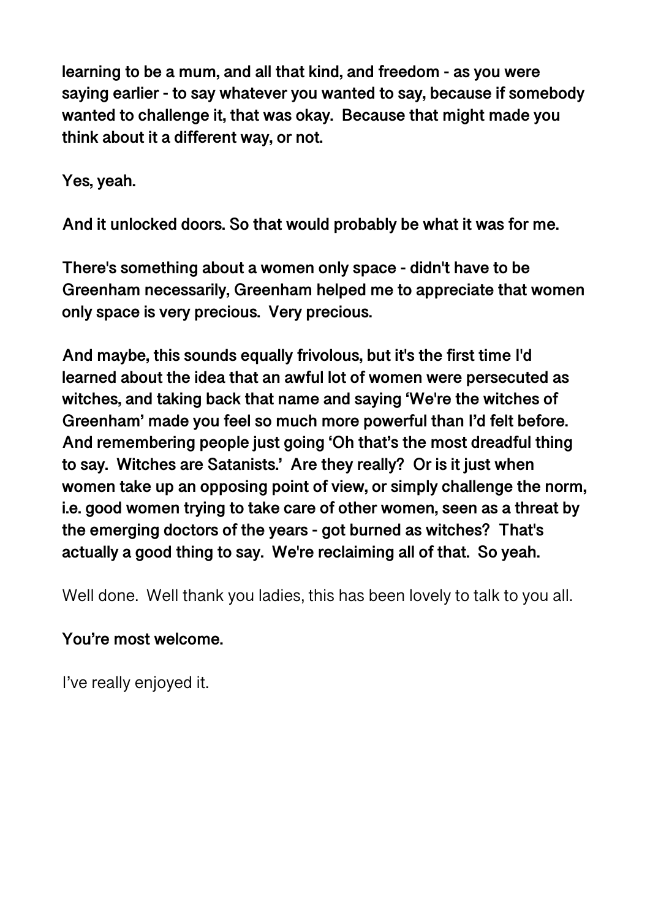**learning to be a mum, and all that kind, and freedom - as you were saying earlier - to say whatever you wanted to say, because if somebody wanted to challenge it, that was okay. Because that might made you think about it a different way, or not.**

**Yes, yeah.**

**And it unlocked doors. So that would probably be what it was for me.**

**There's something about a women only space - didn't have to be Greenham necessarily, Greenham helped me to appreciate that women only space is very precious. Very precious.**

**And maybe, this sounds equally frivolous, but it's the first time I'd learned about the idea that an awful lot of women were persecuted as witches, and taking back that name and saying 'We're the witches of Greenham' made you feel so much more powerful than I'd felt before. And remembering people just going 'Oh that's the most dreadful thing to say. Witches are Satanists.' Are they really? Or is it just when women take up an opposing point of view, or simply challenge the norm, i.e. good women trying to take care of other women, seen as a threat by the emerging doctors of the years - got burned as witches? That's actually a good thing to say. We're reclaiming all of that. So yeah.**

Well done. Well thank you ladies, this has been lovely to talk to you all.

**You're most welcome.**

I've really enjoyed it.